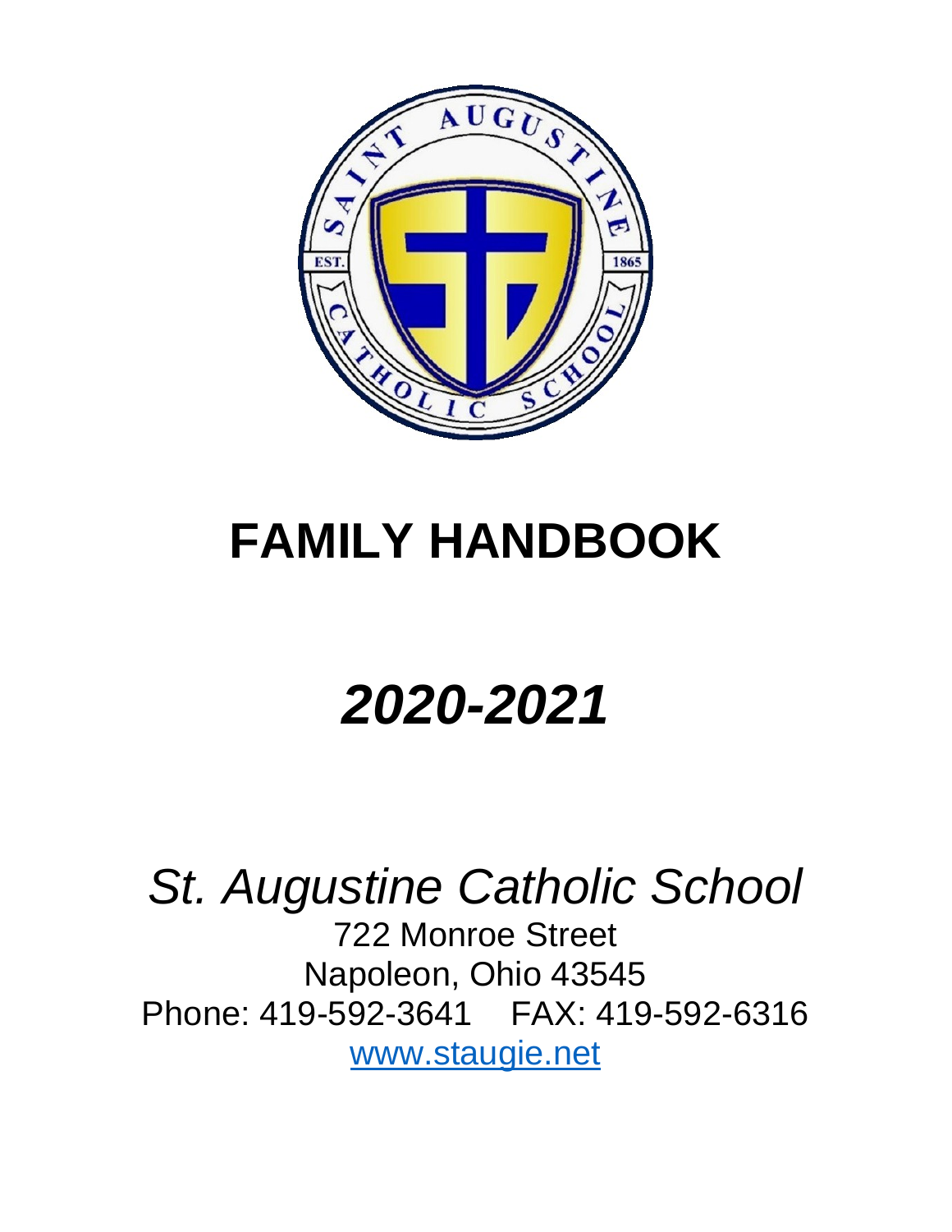# FAMILY HANDBOOK

## *2020-2021*

*St. Augustine Catholic School*

722 Monroe Street
Napoleon, Ohio 43545
Phone: 419-592-3641 FAX: 419-592-6316
www.staugie.net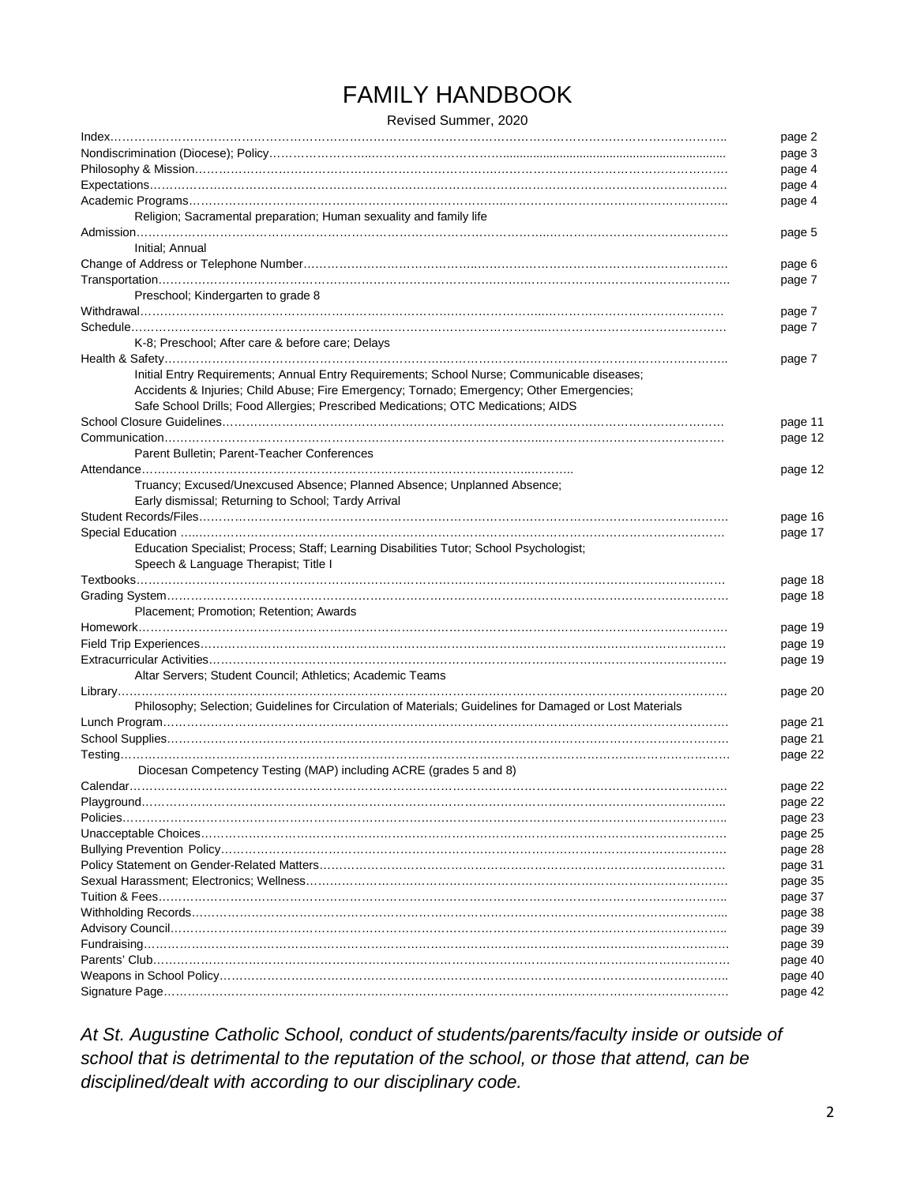# FAMILY HANDBOOK

Revised Summer, 2020

| Section | Page |
|---|---|
| Index | page 2 |
| Nondiscrimination (Diocese); Policy | page 3 |
| Philosophy & Mission | page 4 |
| Expectations | page 4 |
| Academic Programs | page 4 |
| Religion; Sacramental preparation; Human sexuality and family life | |
| Admission | page 5 |
| Initial; Annual | |
| Change of Address or Telephone Number | page 6 |
| Transportation | page 7 |
| Preschool; Kindergarten to grade 8 | |
| Withdrawal | page 7 |
| Schedule | page 7 |
| K-8; Preschool; After care & before care; Delays | |
| Health & Safety | page 7 |
| Initial Entry Requirements; Annual Entry Requirements; School Nurse; Communicable diseases; Accidents & Injuries; Child Abuse; Fire Emergency; Tornado; Emergency; Other Emergencies; Safe School Drills; Food Allergies; Prescribed Medications; OTC Medications; AIDS | |
| School Closure Guidelines | page 11 |
| Communication | page 12 |
| Parent Bulletin; Parent-Teacher Conferences | |
| Attendance | page 12 |
| Truancy; Excused/Unexcused Absence; Planned Absence; Unplanned Absence; Early dismissal; Returning to School; Tardy Arrival | |
| Student Records/Files | page 16 |
| Special Education | page 17 |
| Education Specialist; Process; Staff; Learning Disabilities Tutor; School Psychologist; Speech & Language Therapist; Title I | |
| Textbooks | page 18 |
| Grading System | page 18 |
| Placement; Promotion; Retention; Awards | |
| Homework | page 19 |
| Field Trip Experiences | page 19 |
| Extracurricular Activities | page 19 |
| Altar Servers; Student Council; Athletics; Academic Teams | |
| Library | page 20 |
| Philosophy; Selection; Guidelines for Circulation of Materials; Guidelines for Damaged or Lost Materials | |
| Lunch Program | page 21 |
| School Supplies | page 21 |
| Testing | page 22 |
| Diocesan Competency Testing (MAP) including ACRE (grades 5 and 8) | |
| Calendar | page 22 |
| Playground | page 22 |
| Policies | page 23 |
| Unacceptable Choices | page 25 |
| Bullying Prevention Policy | page 28 |
| Policy Statement on Gender-Related Matters | page 31 |
| Sexual Harassment; Electronics; Wellness | page 35 |
| Tuition & Fees | page 37 |
| Withholding Records | page 38 |
| Advisory Council | page 39 |
| Fundraising | page 39 |
| Parents' Club | page 40 |
| Weapons in School Policy | page 40 |
| Signature Page | page 42 |

*At St. Augustine Catholic School, conduct of students/parents/faculty inside or outside of school that is detrimental to the reputation of the school, or those that attend, can be disciplined/dealt with according to our disciplinary code.*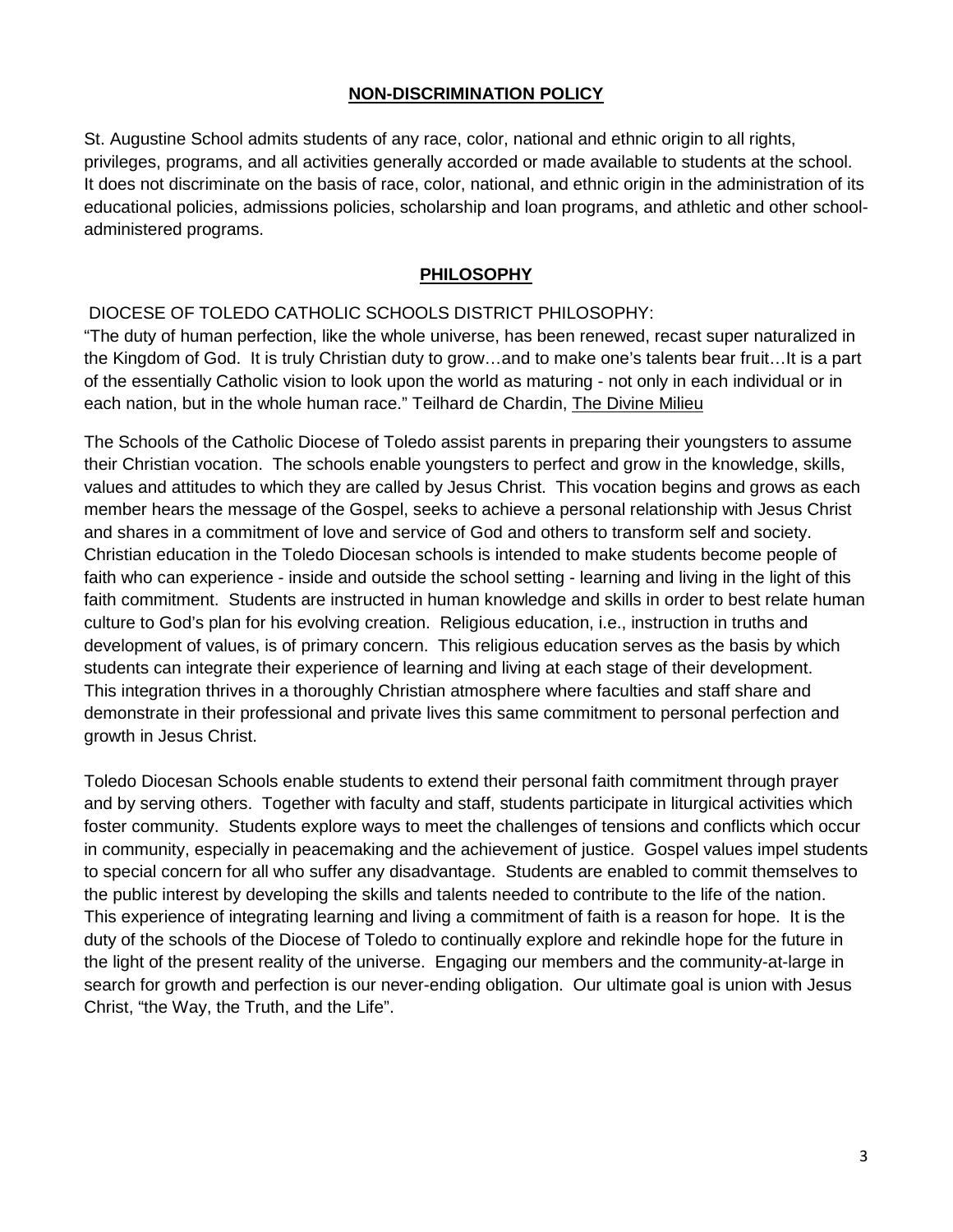## NON-DISCRIMINATION POLICY

St. Augustine School admits students of any race, color, national and ethnic origin to all rights, privileges, programs, and all activities generally accorded or made available to students at the school. It does not discriminate on the basis of race, color, national, and ethnic origin in the administration of its educational policies, admissions policies, scholarship and loan programs, and athletic and other school-administered programs.

## PHILOSOPHY

DIOCESE OF TOLEDO CATHOLIC SCHOOLS DISTRICT PHILOSOPHY:

"The duty of human perfection, like the whole universe, has been renewed, recast super naturalized in the Kingdom of God. It is truly Christian duty to grow…and to make one's talents bear fruit…It is a part of the essentially Catholic vision to look upon the world as maturing - not only in each individual or in each nation, but in the whole human race." Teilhard de Chardin, The Divine Milieu

The Schools of the Catholic Diocese of Toledo assist parents in preparing their youngsters to assume their Christian vocation. The schools enable youngsters to perfect and grow in the knowledge, skills, values and attitudes to which they are called by Jesus Christ. This vocation begins and grows as each member hears the message of the Gospel, seeks to achieve a personal relationship with Jesus Christ and shares in a commitment of love and service of God and others to transform self and society. Christian education in the Toledo Diocesan schools is intended to make students become people of faith who can experience - inside and outside the school setting - learning and living in the light of this faith commitment. Students are instructed in human knowledge and skills in order to best relate human culture to God's plan for his evolving creation. Religious education, i.e., instruction in truths and development of values, is of primary concern. This religious education serves as the basis by which students can integrate their experience of learning and living at each stage of their development. This integration thrives in a thoroughly Christian atmosphere where faculties and staff share and demonstrate in their professional and private lives this same commitment to personal perfection and growth in Jesus Christ.

Toledo Diocesan Schools enable students to extend their personal faith commitment through prayer and by serving others. Together with faculty and staff, students participate in liturgical activities which foster community. Students explore ways to meet the challenges of tensions and conflicts which occur in community, especially in peacemaking and the achievement of justice. Gospel values impel students to special concern for all who suffer any disadvantage. Students are enabled to commit themselves to the public interest by developing the skills and talents needed to contribute to the life of the nation. This experience of integrating learning and living a commitment of faith is a reason for hope. It is the duty of the schools of the Diocese of Toledo to continually explore and rekindle hope for the future in the light of the present reality of the universe. Engaging our members and the community-at-large in search for growth and perfection is our never-ending obligation. Our ultimate goal is union with Jesus Christ, "the Way, the Truth, and the Life".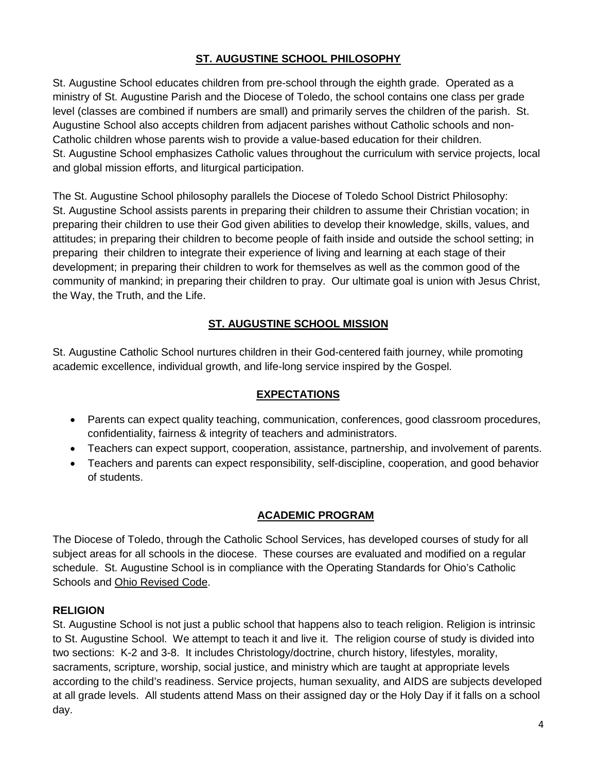## ST. AUGUSTINE SCHOOL PHILOSOPHY

St. Augustine School educates children from pre-school through the eighth grade. Operated as a ministry of St. Augustine Parish and the Diocese of Toledo, the school contains one class per grade level (classes are combined if numbers are small) and primarily serves the children of the parish. St. Augustine School also accepts children from adjacent parishes without Catholic schools and non-Catholic children whose parents wish to provide a value-based education for their children. St. Augustine School emphasizes Catholic values throughout the curriculum with service projects, local and global mission efforts, and liturgical participation.

The St. Augustine School philosophy parallels the Diocese of Toledo School District Philosophy: St. Augustine School assists parents in preparing their children to assume their Christian vocation; in preparing their children to use their God given abilities to develop their knowledge, skills, values, and attitudes; in preparing their children to become people of faith inside and outside the school setting; in preparing their children to integrate their experience of living and learning at each stage of their development; in preparing their children to work for themselves as well as the common good of the community of mankind; in preparing their children to pray. Our ultimate goal is union with Jesus Christ, the Way, the Truth, and the Life.

## ST. AUGUSTINE SCHOOL MISSION

St. Augustine Catholic School nurtures children in their God-centered faith journey, while promoting academic excellence, individual growth, and life-long service inspired by the Gospel.

## EXPECTATIONS

- Parents can expect quality teaching, communication, conferences, good classroom procedures, confidentiality, fairness & integrity of teachers and administrators.
- Teachers can expect support, cooperation, assistance, partnership, and involvement of parents.
- Teachers and parents can expect responsibility, self-discipline, cooperation, and good behavior of students.

## ACADEMIC PROGRAM

The Diocese of Toledo, through the Catholic School Services, has developed courses of study for all subject areas for all schools in the diocese. These courses are evaluated and modified on a regular schedule. St. Augustine School is in compliance with the Operating Standards for Ohio's Catholic Schools and Ohio Revised Code.

### RELIGION

St. Augustine School is not just a public school that happens also to teach religion. Religion is intrinsic to St. Augustine School. We attempt to teach it and live it. The religion course of study is divided into two sections: K-2 and 3-8. It includes Christology/doctrine, church history, lifestyles, morality, sacraments, scripture, worship, social justice, and ministry which are taught at appropriate levels according to the child's readiness. Service projects, human sexuality, and AIDS are subjects developed at all grade levels. All students attend Mass on their assigned day or the Holy Day if it falls on a school day.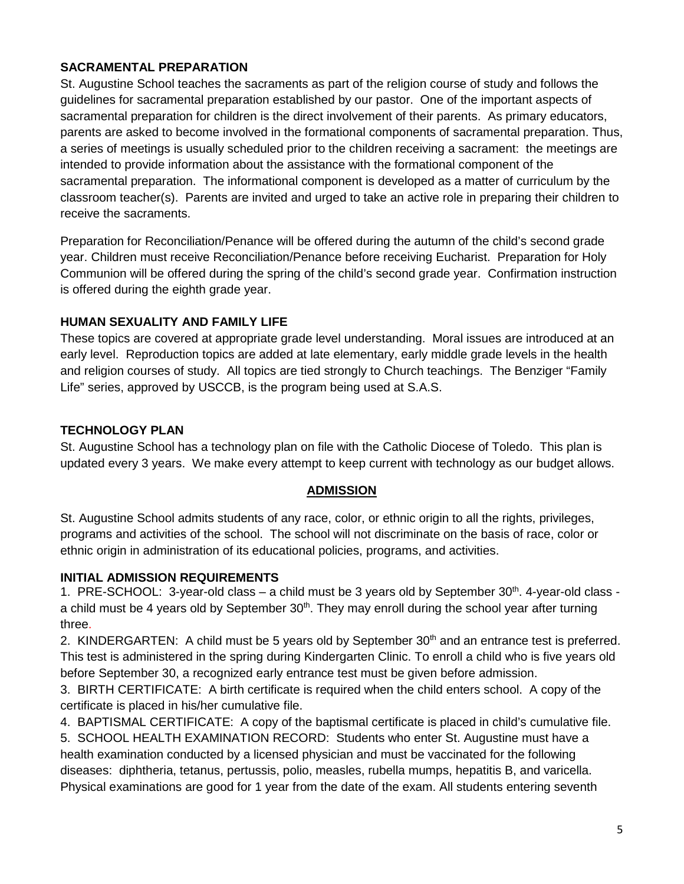### SACRAMENTAL PREPARATION

St. Augustine School teaches the sacraments as part of the religion course of study and follows the guidelines for sacramental preparation established by our pastor. One of the important aspects of sacramental preparation for children is the direct involvement of their parents. As primary educators, parents are asked to become involved in the formational components of sacramental preparation. Thus, a series of meetings is usually scheduled prior to the children receiving a sacrament: the meetings are intended to provide information about the assistance with the formational component of the sacramental preparation. The informational component is developed as a matter of curriculum by the classroom teacher(s). Parents are invited and urged to take an active role in preparing their children to receive the sacraments.

Preparation for Reconciliation/Penance will be offered during the autumn of the child's second grade year. Children must receive Reconciliation/Penance before receiving Eucharist. Preparation for Holy Communion will be offered during the spring of the child's second grade year. Confirmation instruction is offered during the eighth grade year.

### HUMAN SEXUALITY AND FAMILY LIFE

These topics are covered at appropriate grade level understanding. Moral issues are introduced at an early level. Reproduction topics are added at late elementary, early middle grade levels in the health and religion courses of study. All topics are tied strongly to Church teachings. The Benziger "Family Life" series, approved by USCCB, is the program being used at S.A.S.

### TECHNOLOGY PLAN

St. Augustine School has a technology plan on file with the Catholic Diocese of Toledo. This plan is updated every 3 years. We make every attempt to keep current with technology as our budget allows.

## ADMISSION

St. Augustine School admits students of any race, color, or ethnic origin to all the rights, privileges, programs and activities of the school. The school will not discriminate on the basis of race, color or ethnic origin in administration of its educational policies, programs, and activities.

### INITIAL ADMISSION REQUIREMENTS

1. PRE-SCHOOL: 3-year-old class – a child must be 3 years old by September 30th. 4-year-old class - a child must be 4 years old by September 30th. They may enroll during the school year after turning three.
2. KINDERGARTEN: A child must be 5 years old by September 30th and an entrance test is preferred. This test is administered in the spring during Kindergarten Clinic. To enroll a child who is five years old before September 30, a recognized early entrance test must be given before admission.
3. BIRTH CERTIFICATE: A birth certificate is required when the child enters school. A copy of the certificate is placed in his/her cumulative file.
4. BAPTISMAL CERTIFICATE: A copy of the baptismal certificate is placed in child's cumulative file.
5. SCHOOL HEALTH EXAMINATION RECORD: Students who enter St. Augustine must have a health examination conducted by a licensed physician and must be vaccinated for the following diseases: diphtheria, tetanus, pertussis, polio, measles, rubella mumps, hepatitis B, and varicella. Physical examinations are good for 1 year from the date of the exam. All students entering seventh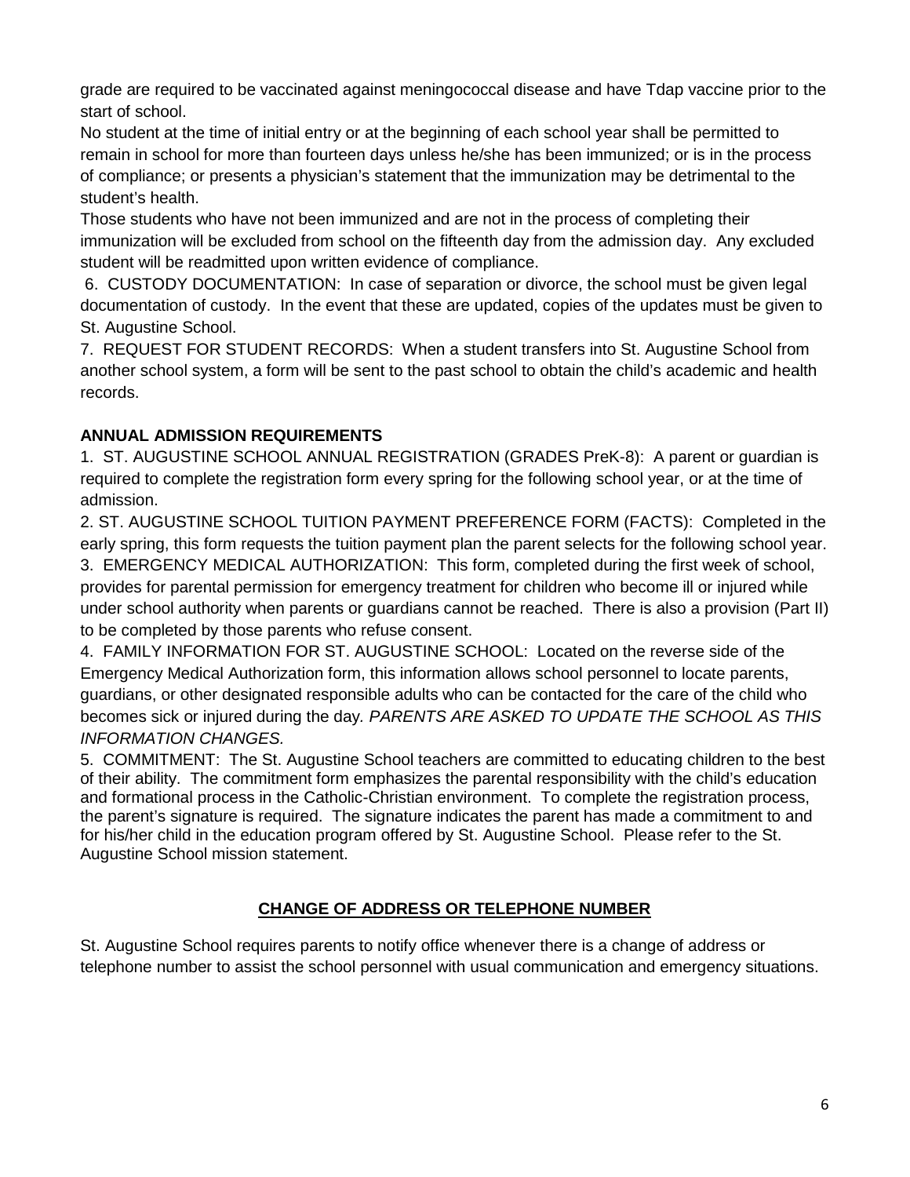grade are required to be vaccinated against meningococcal disease and have Tdap vaccine prior to the start of school.

No student at the time of initial entry or at the beginning of each school year shall be permitted to remain in school for more than fourteen days unless he/she has been immunized; or is in the process of compliance; or presents a physician's statement that the immunization may be detrimental to the student's health.

Those students who have not been immunized and are not in the process of completing their immunization will be excluded from school on the fifteenth day from the admission day. Any excluded student will be readmitted upon written evidence of compliance.

6. CUSTODY DOCUMENTATION: In case of separation or divorce, the school must be given legal documentation of custody. In the event that these are updated, copies of the updates must be given to St. Augustine School.

7. REQUEST FOR STUDENT RECORDS: When a student transfers into St. Augustine School from another school system, a form will be sent to the past school to obtain the child's academic and health records.

**ANNUAL ADMISSION REQUIREMENTS**

1. ST. AUGUSTINE SCHOOL ANNUAL REGISTRATION (GRADES PreK-8): A parent or guardian is required to complete the registration form every spring for the following school year, or at the time of admission.

2. ST. AUGUSTINE SCHOOL TUITION PAYMENT PREFERENCE FORM (FACTS): Completed in the early spring, this form requests the tuition payment plan the parent selects for the following school year.

3. EMERGENCY MEDICAL AUTHORIZATION: This form, completed during the first week of school, provides for parental permission for emergency treatment for children who become ill or injured while under school authority when parents or guardians cannot be reached. There is also a provision (Part II) to be completed by those parents who refuse consent.

4. FAMILY INFORMATION FOR ST. AUGUSTINE SCHOOL: Located on the reverse side of the Emergency Medical Authorization form, this information allows school personnel to locate parents, guardians, or other designated responsible adults who can be contacted for the care of the child who becomes sick or injured during the day. *PARENTS ARE ASKED TO UPDATE THE SCHOOL AS THIS INFORMATION CHANGES.*

5. COMMITMENT: The St. Augustine School teachers are committed to educating children to the best of their ability. The commitment form emphasizes the parental responsibility with the child's education and formational process in the Catholic-Christian environment. To complete the registration process, the parent's signature is required. The signature indicates the parent has made a commitment to and for his/her child in the education program offered by St. Augustine School. Please refer to the St. Augustine School mission statement.

## CHANGE OF ADDRESS OR TELEPHONE NUMBER

St. Augustine School requires parents to notify office whenever there is a change of address or telephone number to assist the school personnel with usual communication and emergency situations.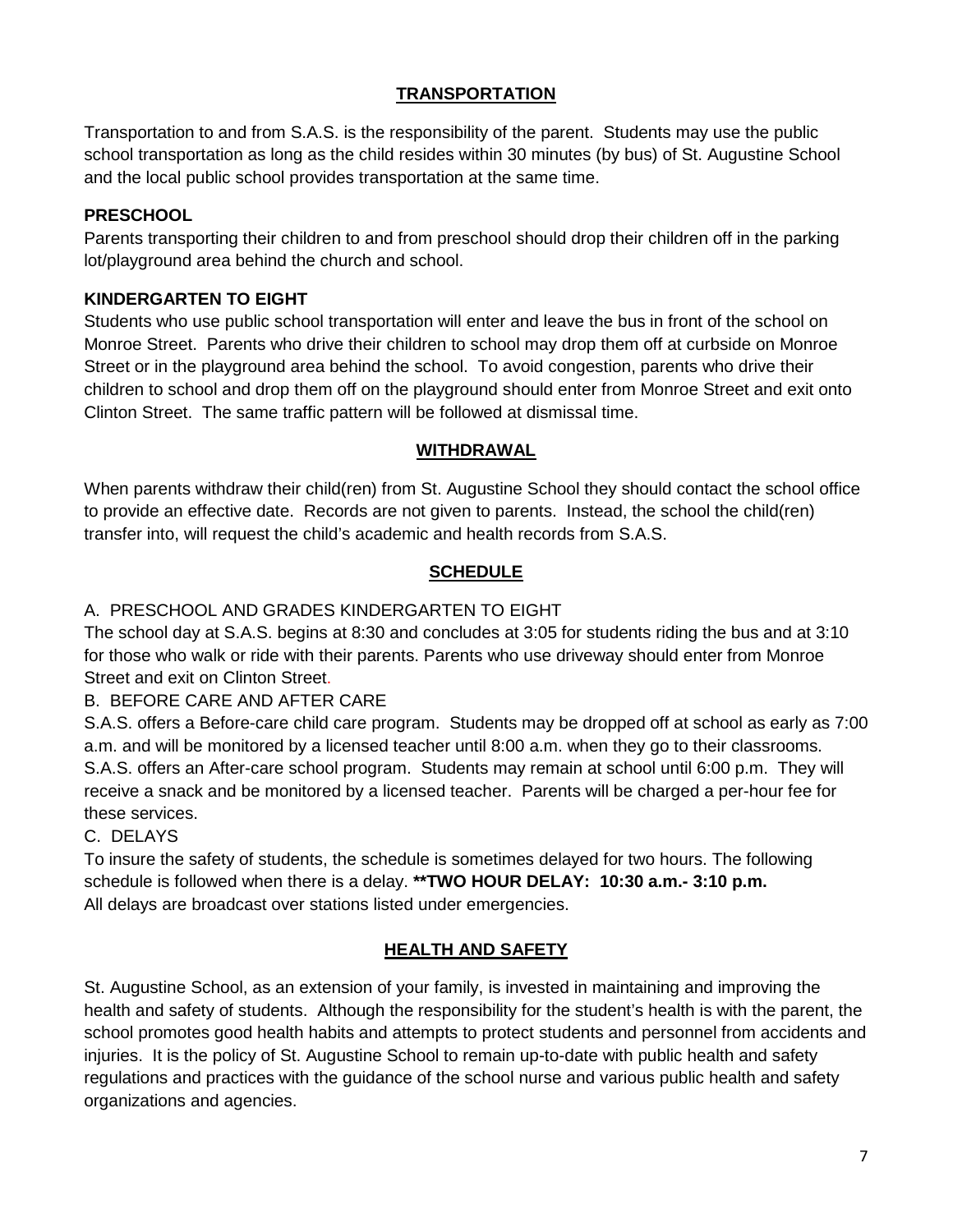## TRANSPORTATION

Transportation to and from S.A.S. is the responsibility of the parent. Students may use the public school transportation as long as the child resides within 30 minutes (by bus) of St. Augustine School and the local public school provides transportation at the same time.

### PRESCHOOL

Parents transporting their children to and from preschool should drop their children off in the parking lot/playground area behind the church and school.

### KINDERGARTEN TO EIGHT

Students who use public school transportation will enter and leave the bus in front of the school on Monroe Street. Parents who drive their children to school may drop them off at curbside on Monroe Street or in the playground area behind the school. To avoid congestion, parents who drive their children to school and drop them off on the playground should enter from Monroe Street and exit onto Clinton Street. The same traffic pattern will be followed at dismissal time.

## WITHDRAWAL

When parents withdraw their child(ren) from St. Augustine School they should contact the school office to provide an effective date. Records are not given to parents. Instead, the school the child(ren) transfer into, will request the child's academic and health records from S.A.S.

## SCHEDULE

A. PRESCHOOL AND GRADES KINDERGARTEN TO EIGHT

The school day at S.A.S. begins at 8:30 and concludes at 3:05 for students riding the bus and at 3:10 for those who walk or ride with their parents. Parents who use driveway should enter from Monroe Street and exit on Clinton Street.

B. BEFORE CARE AND AFTER CARE

S.A.S. offers a Before-care child care program. Students may be dropped off at school as early as 7:00 a.m. and will be monitored by a licensed teacher until 8:00 a.m. when they go to their classrooms. S.A.S. offers an After-care school program. Students may remain at school until 6:00 p.m. They will receive a snack and be monitored by a licensed teacher. Parents will be charged a per-hour fee for these services.

C. DELAYS

To insure the safety of students, the schedule is sometimes delayed for two hours. The following schedule is followed when there is a delay. **\*\*TWO HOUR DELAY: 10:30 a.m.- 3:10 p.m.**
All delays are broadcast over stations listed under emergencies.

## HEALTH AND SAFETY

St. Augustine School, as an extension of your family, is invested in maintaining and improving the health and safety of students. Although the responsibility for the student's health is with the parent, the school promotes good health habits and attempts to protect students and personnel from accidents and injuries. It is the policy of St. Augustine School to remain up-to-date with public health and safety regulations and practices with the guidance of the school nurse and various public health and safety organizations and agencies.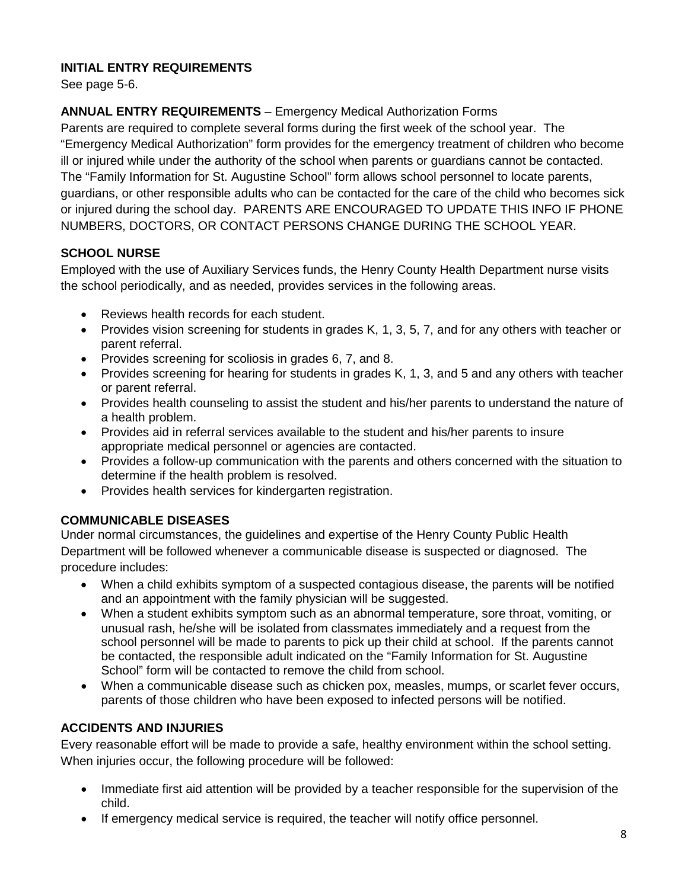**INITIAL ENTRY REQUIREMENTS**

See page 5-6.

**ANNUAL ENTRY REQUIREMENTS** – Emergency Medical Authorization Forms

Parents are required to complete several forms during the first week of the school year. The "Emergency Medical Authorization" form provides for the emergency treatment of children who become ill or injured while under the authority of the school when parents or guardians cannot be contacted. The "Family Information for St. Augustine School" form allows school personnel to locate parents, guardians, or other responsible adults who can be contacted for the care of the child who becomes sick or injured during the school day. PARENTS ARE ENCOURAGED TO UPDATE THIS INFO IF PHONE NUMBERS, DOCTORS, OR CONTACT PERSONS CHANGE DURING THE SCHOOL YEAR.

**SCHOOL NURSE**

Employed with the use of Auxiliary Services funds, the Henry County Health Department nurse visits the school periodically, and as needed, provides services in the following areas.

- Reviews health records for each student.
- Provides vision screening for students in grades K, 1, 3, 5, 7, and for any others with teacher or parent referral.
- Provides screening for scoliosis in grades 6, 7, and 8.
- Provides screening for hearing for students in grades K, 1, 3, and 5 and any others with teacher or parent referral.
- Provides health counseling to assist the student and his/her parents to understand the nature of a health problem.
- Provides aid in referral services available to the student and his/her parents to insure appropriate medical personnel or agencies are contacted.
- Provides a follow-up communication with the parents and others concerned with the situation to determine if the health problem is resolved.
- Provides health services for kindergarten registration.

**COMMUNICABLE DISEASES**

Under normal circumstances, the guidelines and expertise of the Henry County Public Health Department will be followed whenever a communicable disease is suspected or diagnosed. The procedure includes:

- When a child exhibits symptom of a suspected contagious disease, the parents will be notified and an appointment with the family physician will be suggested.
- When a student exhibits symptom such as an abnormal temperature, sore throat, vomiting, or unusual rash, he/she will be isolated from classmates immediately and a request from the school personnel will be made to parents to pick up their child at school. If the parents cannot be contacted, the responsible adult indicated on the "Family Information for St. Augustine School" form will be contacted to remove the child from school.
- When a communicable disease such as chicken pox, measles, mumps, or scarlet fever occurs, parents of those children who have been exposed to infected persons will be notified.

**ACCIDENTS AND INJURIES**

Every reasonable effort will be made to provide a safe, healthy environment within the school setting. When injuries occur, the following procedure will be followed:

- Immediate first aid attention will be provided by a teacher responsible for the supervision of the child.
- If emergency medical service is required, the teacher will notify office personnel.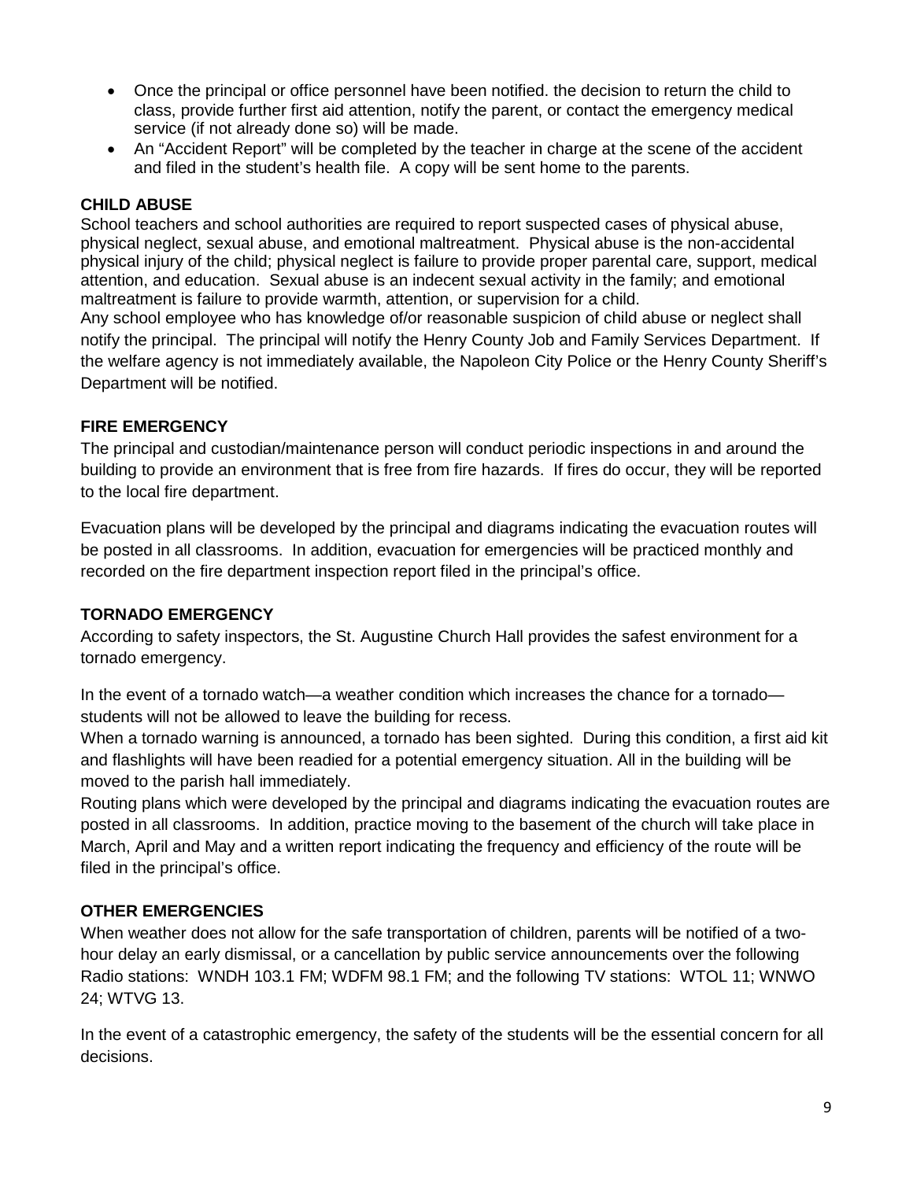- Once the principal or office personnel have been notified. the decision to return the child to class, provide further first aid attention, notify the parent, or contact the emergency medical service (if not already done so) will be made.
- An "Accident Report" will be completed by the teacher in charge at the scene of the accident and filed in the student's health file. A copy will be sent home to the parents.

**CHILD ABUSE**

School teachers and school authorities are required to report suspected cases of physical abuse, physical neglect, sexual abuse, and emotional maltreatment. Physical abuse is the non-accidental physical injury of the child; physical neglect is failure to provide proper parental care, support, medical attention, and education. Sexual abuse is an indecent sexual activity in the family; and emotional maltreatment is failure to provide warmth, attention, or supervision for a child.

Any school employee who has knowledge of/or reasonable suspicion of child abuse or neglect shall notify the principal. The principal will notify the Henry County Job and Family Services Department. If the welfare agency is not immediately available, the Napoleon City Police or the Henry County Sheriff's Department will be notified.

**FIRE EMERGENCY**

The principal and custodian/maintenance person will conduct periodic inspections in and around the building to provide an environment that is free from fire hazards. If fires do occur, they will be reported to the local fire department.

Evacuation plans will be developed by the principal and diagrams indicating the evacuation routes will be posted in all classrooms. In addition, evacuation for emergencies will be practiced monthly and recorded on the fire department inspection report filed in the principal's office.

**TORNADO EMERGENCY**

According to safety inspectors, the St. Augustine Church Hall provides the safest environment for a tornado emergency.

In the event of a tornado watch—a weather condition which increases the chance for a tornado—students will not be allowed to leave the building for recess.

When a tornado warning is announced, a tornado has been sighted. During this condition, a first aid kit and flashlights will have been readied for a potential emergency situation. All in the building will be moved to the parish hall immediately.

Routing plans which were developed by the principal and diagrams indicating the evacuation routes are posted in all classrooms. In addition, practice moving to the basement of the church will take place in March, April and May and a written report indicating the frequency and efficiency of the route will be filed in the principal's office.

**OTHER EMERGENCIES**

When weather does not allow for the safe transportation of children, parents will be notified of a two-hour delay an early dismissal, or a cancellation by public service announcements over the following Radio stations: WNDH 103.1 FM; WDFM 98.1 FM; and the following TV stations: WTOL 11; WNWO 24; WTVG 13.

In the event of a catastrophic emergency, the safety of the students will be the essential concern for all decisions.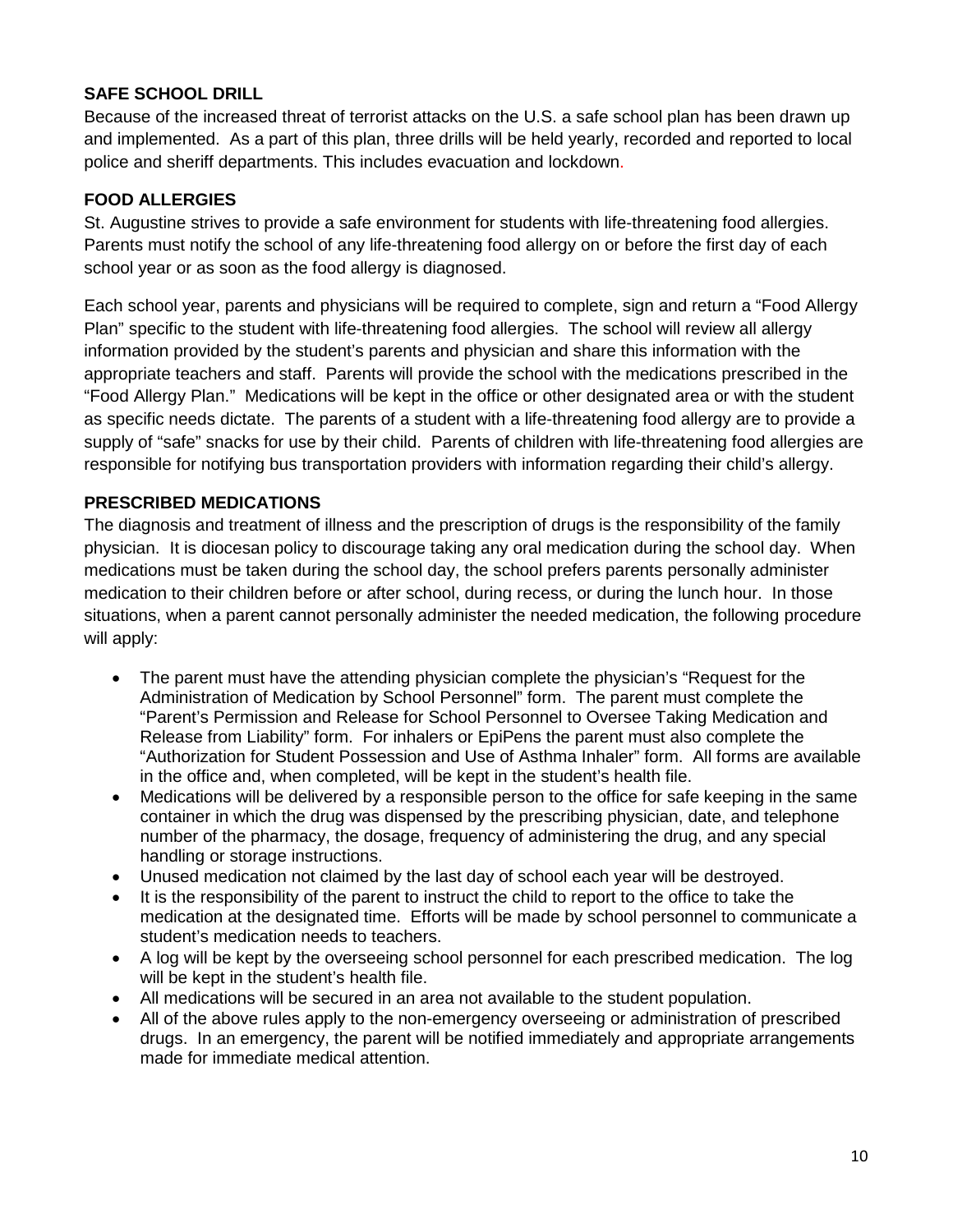**SAFE SCHOOL DRILL**

Because of the increased threat of terrorist attacks on the U.S. a safe school plan has been drawn up and implemented. As a part of this plan, three drills will be held yearly, recorded and reported to local police and sheriff departments. This includes evacuation and lockdown.

**FOOD ALLERGIES**

St. Augustine strives to provide a safe environment for students with life-threatening food allergies. Parents must notify the school of any life-threatening food allergy on or before the first day of each school year or as soon as the food allergy is diagnosed.

Each school year, parents and physicians will be required to complete, sign and return a "Food Allergy Plan" specific to the student with life-threatening food allergies. The school will review all allergy information provided by the student's parents and physician and share this information with the appropriate teachers and staff. Parents will provide the school with the medications prescribed in the "Food Allergy Plan." Medications will be kept in the office or other designated area or with the student as specific needs dictate. The parents of a student with a life-threatening food allergy are to provide a supply of "safe" snacks for use by their child. Parents of children with life-threatening food allergies are responsible for notifying bus transportation providers with information regarding their child's allergy.

**PRESCRIBED MEDICATIONS**

The diagnosis and treatment of illness and the prescription of drugs is the responsibility of the family physician. It is diocesan policy to discourage taking any oral medication during the school day. When medications must be taken during the school day, the school prefers parents personally administer medication to their children before or after school, during recess, or during the lunch hour. In those situations, when a parent cannot personally administer the needed medication, the following procedure will apply:

- The parent must have the attending physician complete the physician's "Request for the Administration of Medication by School Personnel" form. The parent must complete the "Parent's Permission and Release for School Personnel to Oversee Taking Medication and Release from Liability" form. For inhalers or EpiPens the parent must also complete the "Authorization for Student Possession and Use of Asthma Inhaler" form. All forms are available in the office and, when completed, will be kept in the student's health file.
- Medications will be delivered by a responsible person to the office for safe keeping in the same container in which the drug was dispensed by the prescribing physician, date, and telephone number of the pharmacy, the dosage, frequency of administering the drug, and any special handling or storage instructions.
- Unused medication not claimed by the last day of school each year will be destroyed.
- It is the responsibility of the parent to instruct the child to report to the office to take the medication at the designated time. Efforts will be made by school personnel to communicate a student's medication needs to teachers.
- A log will be kept by the overseeing school personnel for each prescribed medication. The log will be kept in the student's health file.
- All medications will be secured in an area not available to the student population.
- All of the above rules apply to the non-emergency overseeing or administration of prescribed drugs. In an emergency, the parent will be notified immediately and appropriate arrangements made for immediate medical attention.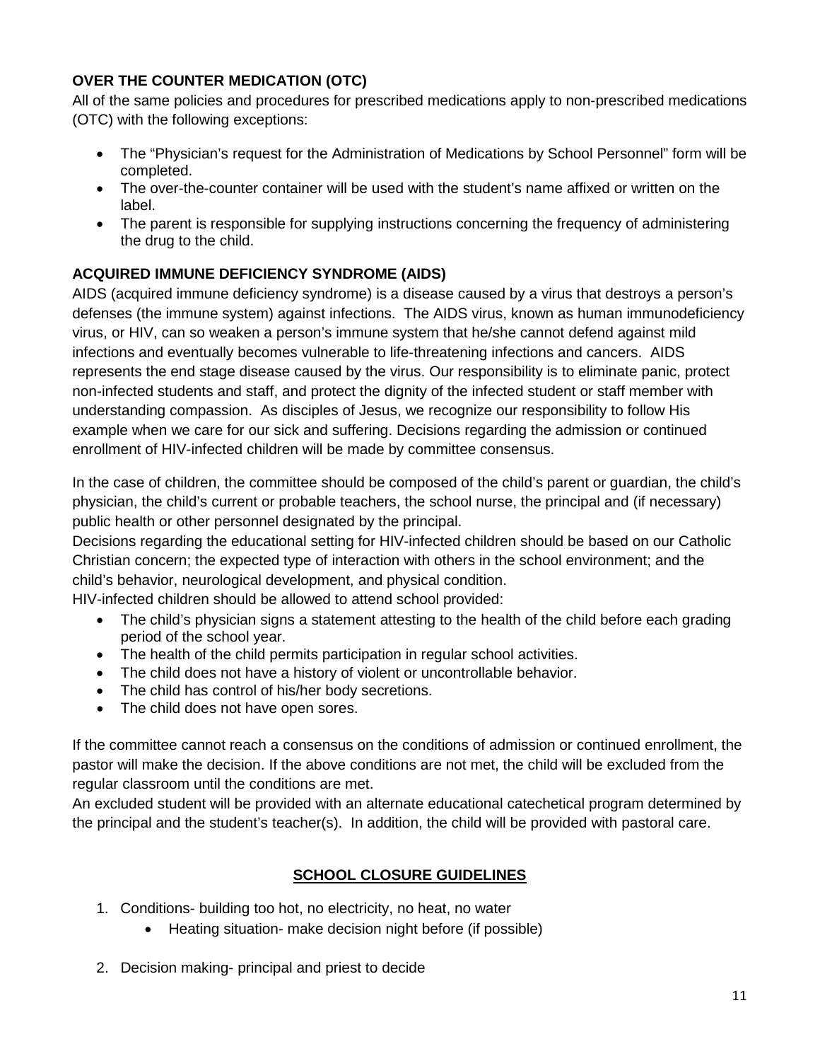## OVER THE COUNTER MEDICATION (OTC)

All of the same policies and procedures for prescribed medications apply to non-prescribed medications (OTC) with the following exceptions:

- The "Physician's request for the Administration of Medications by School Personnel" form will be completed.
- The over-the-counter container will be used with the student's name affixed or written on the label.
- The parent is responsible for supplying instructions concerning the frequency of administering the drug to the child.

## ACQUIRED IMMUNE DEFICIENCY SYNDROME (AIDS)

AIDS (acquired immune deficiency syndrome) is a disease caused by a virus that destroys a person's defenses (the immune system) against infections. The AIDS virus, known as human immunodeficiency virus, or HIV, can so weaken a person's immune system that he/she cannot defend against mild infections and eventually becomes vulnerable to life-threatening infections and cancers. AIDS represents the end stage disease caused by the virus. Our responsibility is to eliminate panic, protect non-infected students and staff, and protect the dignity of the infected student or staff member with understanding compassion. As disciples of Jesus, we recognize our responsibility to follow His example when we care for our sick and suffering. Decisions regarding the admission or continued enrollment of HIV-infected children will be made by committee consensus.

In the case of children, the committee should be composed of the child's parent or guardian, the child's physician, the child's current or probable teachers, the school nurse, the principal and (if necessary) public health or other personnel designated by the principal.

Decisions regarding the educational setting for HIV-infected children should be based on our Catholic Christian concern; the expected type of interaction with others in the school environment; and the child's behavior, neurological development, and physical condition.

HIV-infected children should be allowed to attend school provided:

- The child's physician signs a statement attesting to the health of the child before each grading period of the school year.
- The health of the child permits participation in regular school activities.
- The child does not have a history of violent or uncontrollable behavior.
- The child has control of his/her body secretions.
- The child does not have open sores.

If the committee cannot reach a consensus on the conditions of admission or continued enrollment, the pastor will make the decision. If the above conditions are not met, the child will be excluded from the regular classroom until the conditions are met.

An excluded student will be provided with an alternate educational catechetical program determined by the principal and the student's teacher(s). In addition, the child will be provided with pastoral care.

## SCHOOL CLOSURE GUIDELINES

1. Conditions- building too hot, no electricity, no heat, no water
    - Heating situation- make decision night before (if possible)

2. Decision making- principal and priest to decide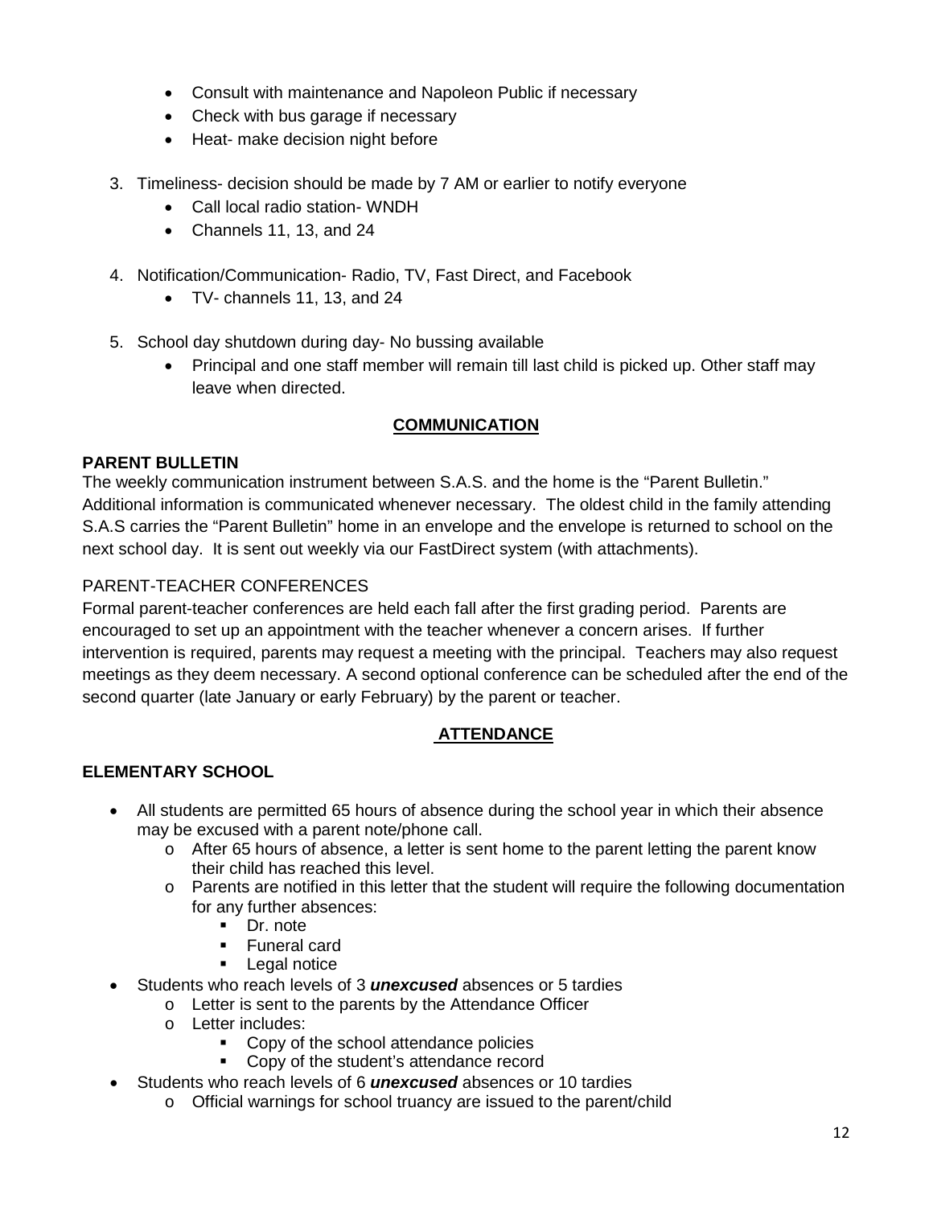- Consult with maintenance and Napoleon Public if necessary
- Check with bus garage if necessary
- Heat- make decision night before

3. Timeliness- decision should be made by 7 AM or earlier to notify everyone
    - Call local radio station- WNDH
    - Channels 11, 13, and 24

4. Notification/Communication- Radio, TV, Fast Direct, and Facebook
    - TV- channels 11, 13, and 24

5. School day shutdown during day- No bussing available
    - Principal and one staff member will remain till last child is picked up. Other staff may leave when directed.

## COMMUNICATION

### PARENT BULLETIN

The weekly communication instrument between S.A.S. and the home is the "Parent Bulletin." Additional information is communicated whenever necessary. The oldest child in the family attending S.A.S carries the "Parent Bulletin" home in an envelope and the envelope is returned to school on the next school day. It is sent out weekly via our FastDirect system (with attachments).

### PARENT-TEACHER CONFERENCES

Formal parent-teacher conferences are held each fall after the first grading period. Parents are encouraged to set up an appointment with the teacher whenever a concern arises. If further intervention is required, parents may request a meeting with the principal. Teachers may also request meetings as they deem necessary. A second optional conference can be scheduled after the end of the second quarter (late January or early February) by the parent or teacher.

## ATTENDANCE

### ELEMENTARY SCHOOL

- All students are permitted 65 hours of absence during the school year in which their absence may be excused with a parent note/phone call.
    - After 65 hours of absence, a letter is sent home to the parent letting the parent know their child has reached this level.
    - Parents are notified in this letter that the student will require the following documentation for any further absences:
        - Dr. note
        - Funeral card
        - Legal notice
- Students who reach levels of 3 ***unexcused*** absences or 5 tardies
    - Letter is sent to the parents by the Attendance Officer
    - Letter includes:
        - Copy of the school attendance policies
        - Copy of the student's attendance record
- Students who reach levels of 6 ***unexcused*** absences or 10 tardies
    - Official warnings for school truancy are issued to the parent/child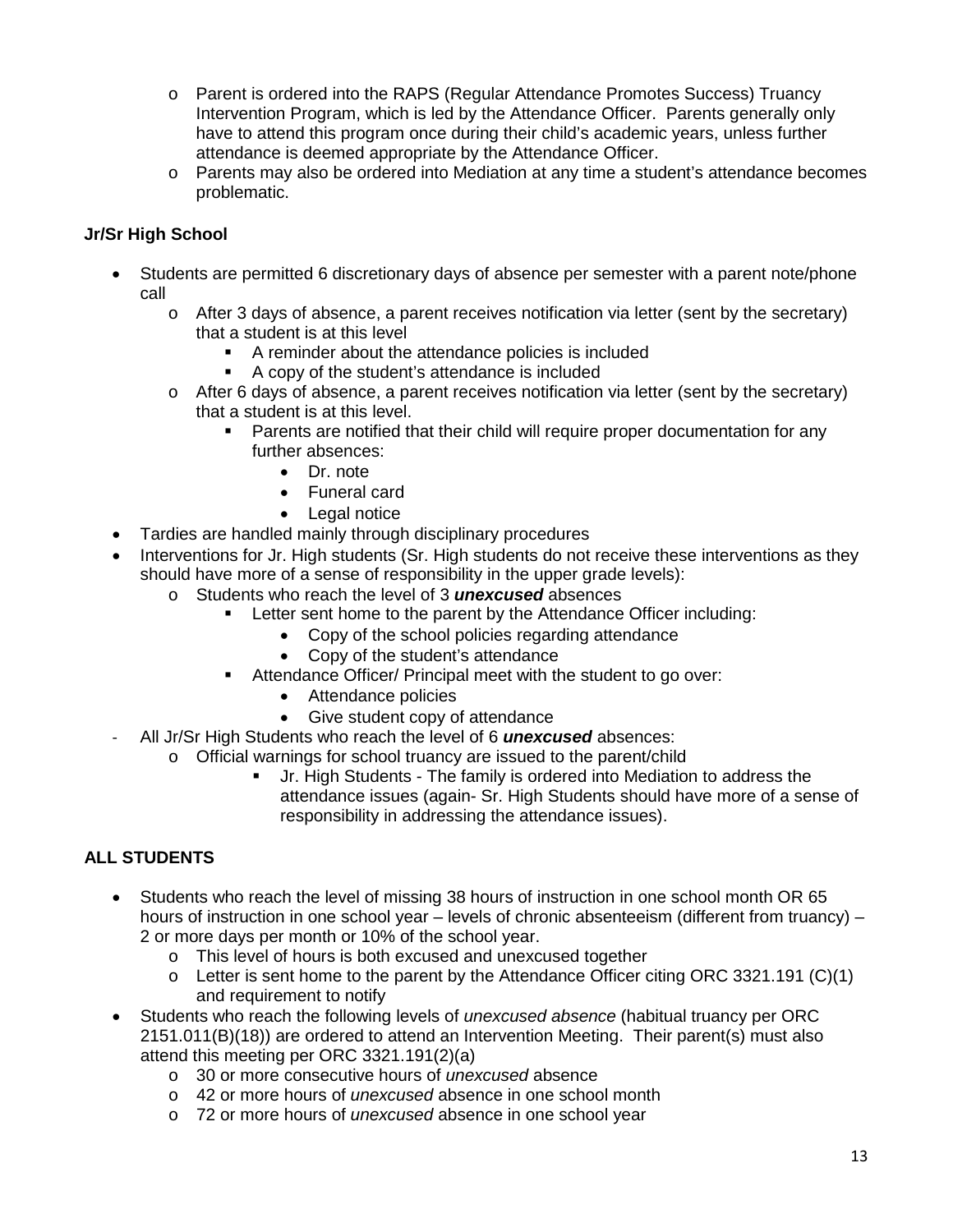- Parent is ordered into the RAPS (Regular Attendance Promotes Success) Truancy Intervention Program, which is led by the Attendance Officer. Parents generally only have to attend this program once during their child's academic years, unless further attendance is deemed appropriate by the Attendance Officer.
  - Parents may also be ordered into Mediation at any time a student's attendance becomes problematic.

**Jr/Sr High School**

- Students are permitted 6 discretionary days of absence per semester with a parent note/phone call
  - After 3 days of absence, a parent receives notification via letter (sent by the secretary) that a student is at this level
    - A reminder about the attendance policies is included
    - A copy of the student's attendance is included
  - After 6 days of absence, a parent receives notification via letter (sent by the secretary) that a student is at this level.
    - Parents are notified that their child will require proper documentation for any further absences:
      - Dr. note
      - Funeral card
      - Legal notice
- Tardies are handled mainly through disciplinary procedures
- Interventions for Jr. High students (Sr. High students do not receive these interventions as they should have more of a sense of responsibility in the upper grade levels):
  - Students who reach the level of 3 ***unexcused*** absences
    - Letter sent home to the parent by the Attendance Officer including:
      - Copy of the school policies regarding attendance
      - Copy of the student's attendance
    - Attendance Officer/ Principal meet with the student to go over:
      - Attendance policies
      - Give student copy of attendance
- All Jr/Sr High Students who reach the level of 6 ***unexcused*** absences:
  - Official warnings for school truancy are issued to the parent/child
    - Jr. High Students - The family is ordered into Mediation to address the attendance issues (again- Sr. High Students should have more of a sense of responsibility in addressing the attendance issues).

**ALL STUDENTS**

- Students who reach the level of missing 38 hours of instruction in one school month OR 65 hours of instruction in one school year – levels of chronic absenteeism (different from truancy) – 2 or more days per month or 10% of the school year.
  - This level of hours is both excused and unexcused together
  - Letter is sent home to the parent by the Attendance Officer citing ORC 3321.191 (C)(1) and requirement to notify
- Students who reach the following levels of *unexcused absence* (habitual truancy per ORC 2151.011(B)(18)) are ordered to attend an Intervention Meeting. Their parent(s) must also attend this meeting per ORC 3321.191(2)(a)
  - 30 or more consecutive hours of *unexcused* absence
  - 42 or more hours of *unexcused* absence in one school month
  - 72 or more hours of *unexcused* absence in one school year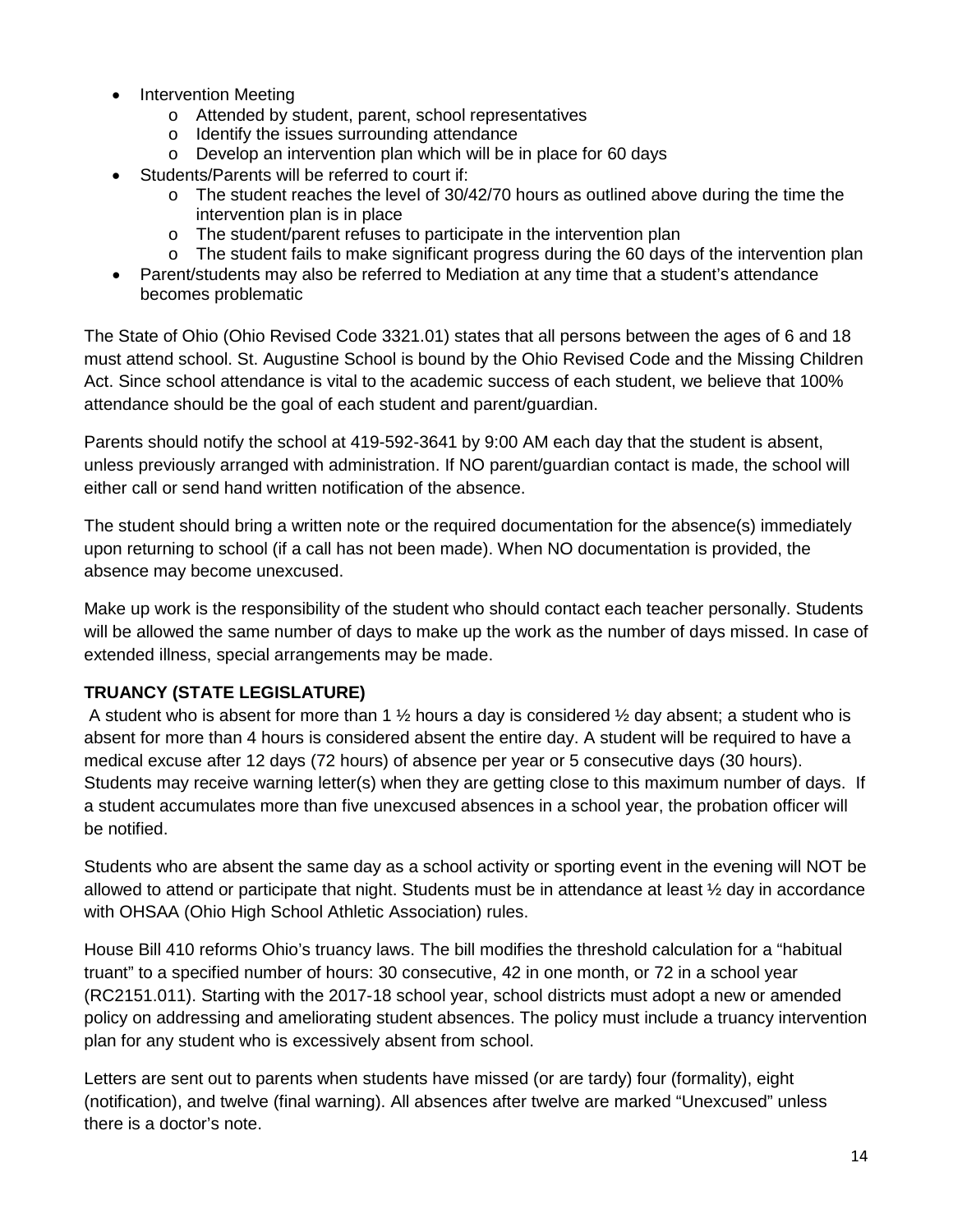- Intervention Meeting
  - Attended by student, parent, school representatives
  - Identify the issues surrounding attendance
  - Develop an intervention plan which will be in place for 60 days
- Students/Parents will be referred to court if:
  - The student reaches the level of 30/42/70 hours as outlined above during the time the intervention plan is in place
  - The student/parent refuses to participate in the intervention plan
  - The student fails to make significant progress during the 60 days of the intervention plan
- Parent/students may also be referred to Mediation at any time that a student's attendance becomes problematic

The State of Ohio (Ohio Revised Code 3321.01) states that all persons between the ages of 6 and 18 must attend school. St. Augustine School is bound by the Ohio Revised Code and the Missing Children Act. Since school attendance is vital to the academic success of each student, we believe that 100% attendance should be the goal of each student and parent/guardian.

Parents should notify the school at 419-592-3641 by 9:00 AM each day that the student is absent, unless previously arranged with administration. If NO parent/guardian contact is made, the school will either call or send hand written notification of the absence.

The student should bring a written note or the required documentation for the absence(s) immediately upon returning to school (if a call has not been made). When NO documentation is provided, the absence may become unexcused.

Make up work is the responsibility of the student who should contact each teacher personally. Students will be allowed the same number of days to make up the work as the number of days missed. In case of extended illness, special arrangements may be made.

**TRUANCY (STATE LEGISLATURE)**

A student who is absent for more than 1 ½ hours a day is considered ½ day absent; a student who is absent for more than 4 hours is considered absent the entire day. A student will be required to have a medical excuse after 12 days (72 hours) of absence per year or 5 consecutive days (30 hours). Students may receive warning letter(s) when they are getting close to this maximum number of days. If a student accumulates more than five unexcused absences in a school year, the probation officer will be notified.

Students who are absent the same day as a school activity or sporting event in the evening will NOT be allowed to attend or participate that night. Students must be in attendance at least ½ day in accordance with OHSAA (Ohio High School Athletic Association) rules.

House Bill 410 reforms Ohio's truancy laws. The bill modifies the threshold calculation for a "habitual truant" to a specified number of hours: 30 consecutive, 42 in one month, or 72 in a school year (RC2151.011). Starting with the 2017-18 school year, school districts must adopt a new or amended policy on addressing and ameliorating student absences. The policy must include a truancy intervention plan for any student who is excessively absent from school.

Letters are sent out to parents when students have missed (or are tardy) four (formality), eight (notification), and twelve (final warning). All absences after twelve are marked "Unexcused" unless there is a doctor's note.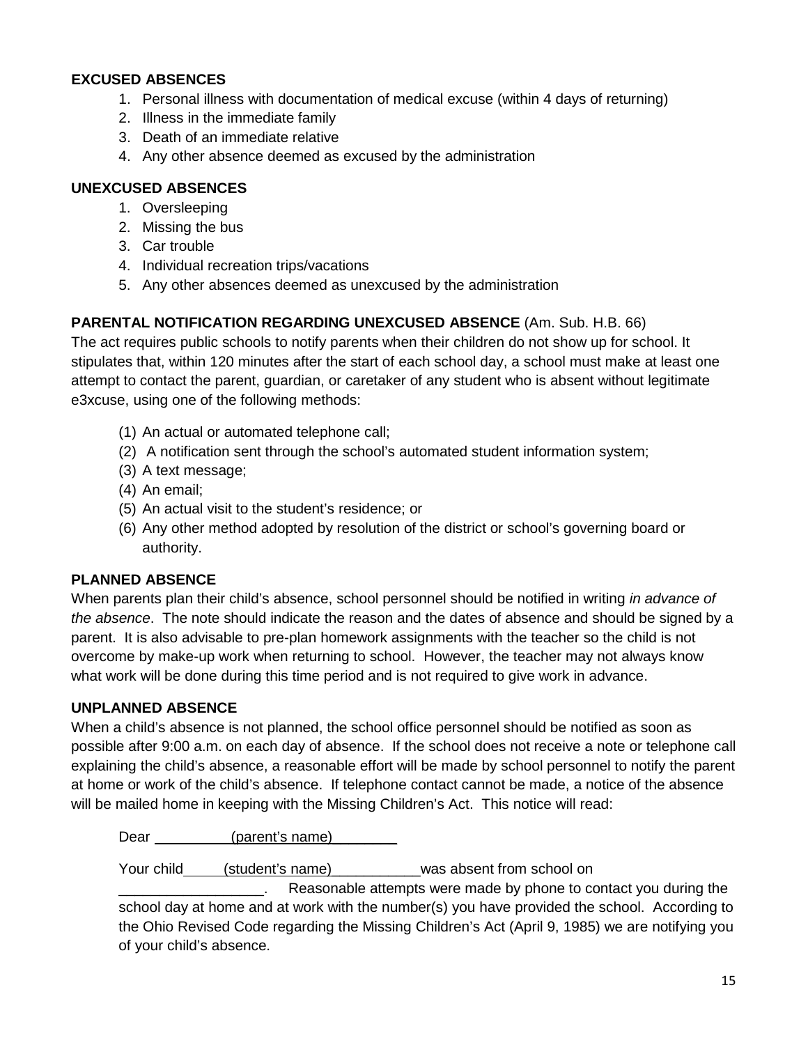**EXCUSED ABSENCES**

1. Personal illness with documentation of medical excuse (within 4 days of returning)
2. Illness in the immediate family
3. Death of an immediate relative
4. Any other absence deemed as excused by the administration

**UNEXCUSED ABSENCES**

1. Oversleeping
2. Missing the bus
3. Car trouble
4. Individual recreation trips/vacations
5. Any other absences deemed as unexcused by the administration

**PARENTAL NOTIFICATION REGARDING UNEXCUSED ABSENCE** (Am. Sub. H.B. 66)

The act requires public schools to notify parents when their children do not show up for school. It stipulates that, within 120 minutes after the start of each school day, a school must make at least one attempt to contact the parent, guardian, or caretaker of any student who is absent without legitimate e3xcuse, using one of the following methods:

(1) An actual or automated telephone call;
(2) A notification sent through the school's automated student information system;
(3) A text message;
(4) An email;
(5) An actual visit to the student's residence; or
(6) Any other method adopted by resolution of the district or school's governing board or authority.

**PLANNED ABSENCE**

When parents plan their child's absence, school personnel should be notified in writing *in advance of the absence*. The note should indicate the reason and the dates of absence and should be signed by a parent. It is also advisable to pre-plan homework assignments with the teacher so the child is not overcome by make-up work when returning to school. However, the teacher may not always know what work will be done during this time period and is not required to give work in advance.

**UNPLANNED ABSENCE**

When a child's absence is not planned, the school office personnel should be notified as soon as possible after 9:00 a.m. on each day of absence. If the school does not receive a note or telephone call explaining the child's absence, a reasonable effort will be made by school personnel to notify the parent at home or work of the child's absence. If telephone contact cannot be made, a notice of the absence will be mailed home in keeping with the Missing Children's Act. This notice will read:

> Dear __________(parent's name)________
>
> Your child_____(student's name)___________was absent from school on __________________. Reasonable attempts were made by phone to contact you during the school day at home and at work with the number(s) you have provided the school. According to the Ohio Revised Code regarding the Missing Children's Act (April 9, 1985) we are notifying you of your child's absence.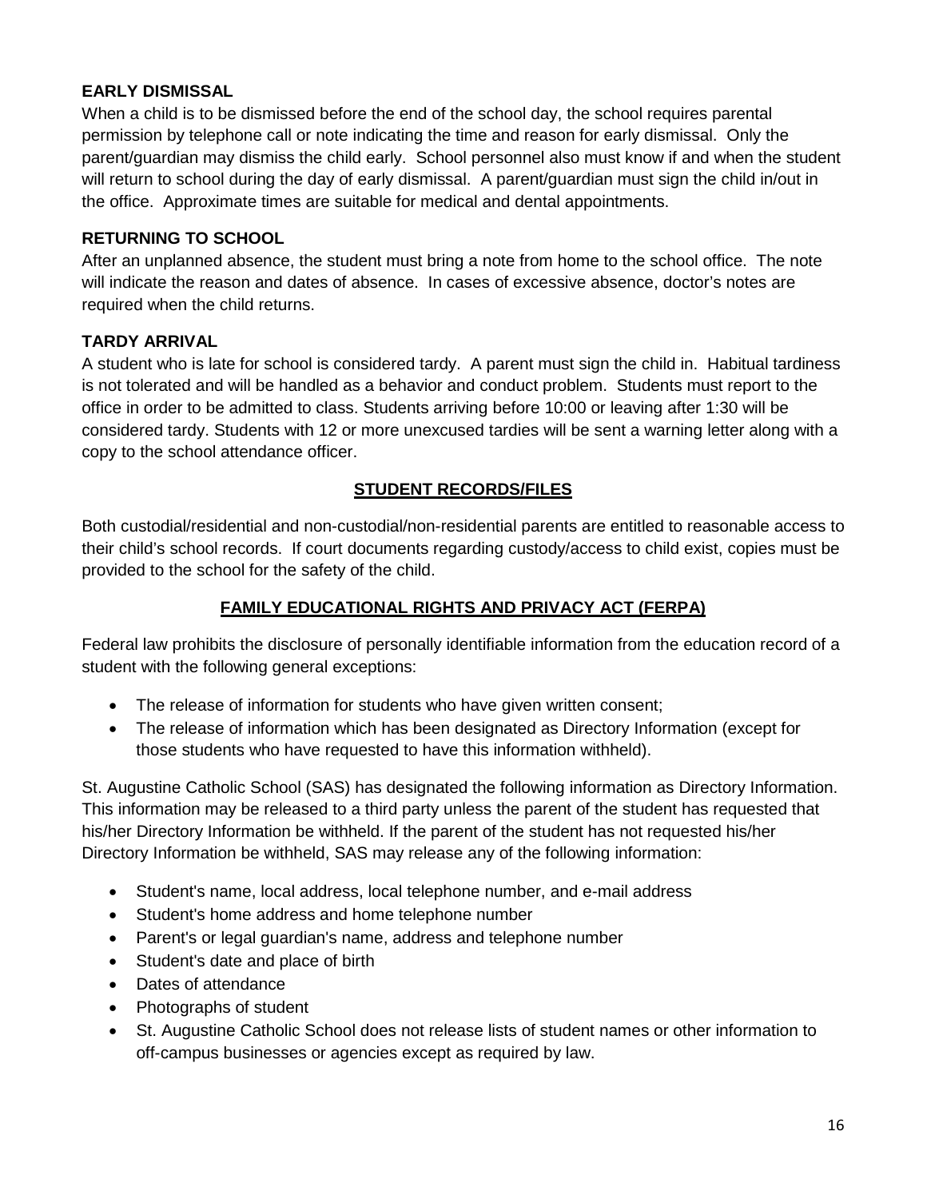### EARLY DISMISSAL

When a child is to be dismissed before the end of the school day, the school requires parental permission by telephone call or note indicating the time and reason for early dismissal. Only the parent/guardian may dismiss the child early. School personnel also must know if and when the student will return to school during the day of early dismissal. A parent/guardian must sign the child in/out in the office. Approximate times are suitable for medical and dental appointments.

### RETURNING TO SCHOOL

After an unplanned absence, the student must bring a note from home to the school office. The note will indicate the reason and dates of absence. In cases of excessive absence, doctor's notes are required when the child returns.

### TARDY ARRIVAL

A student who is late for school is considered tardy. A parent must sign the child in. Habitual tardiness is not tolerated and will be handled as a behavior and conduct problem. Students must report to the office in order to be admitted to class. Students arriving before 10:00 or leaving after 1:30 will be considered tardy. Students with 12 or more unexcused tardies will be sent a warning letter along with a copy to the school attendance officer.

## STUDENT RECORDS/FILES

Both custodial/residential and non-custodial/non-residential parents are entitled to reasonable access to their child's school records. If court documents regarding custody/access to child exist, copies must be provided to the school for the safety of the child.

## FAMILY EDUCATIONAL RIGHTS AND PRIVACY ACT (FERPA)

Federal law prohibits the disclosure of personally identifiable information from the education record of a student with the following general exceptions:

- The release of information for students who have given written consent;
- The release of information which has been designated as Directory Information (except for those students who have requested to have this information withheld).

St. Augustine Catholic School (SAS) has designated the following information as Directory Information. This information may be released to a third party unless the parent of the student has requested that his/her Directory Information be withheld. If the parent of the student has not requested his/her Directory Information be withheld, SAS may release any of the following information:

- Student's name, local address, local telephone number, and e-mail address
- Student's home address and home telephone number
- Parent's or legal guardian's name, address and telephone number
- Student's date and place of birth
- Dates of attendance
- Photographs of student
- St. Augustine Catholic School does not release lists of student names or other information to off-campus businesses or agencies except as required by law.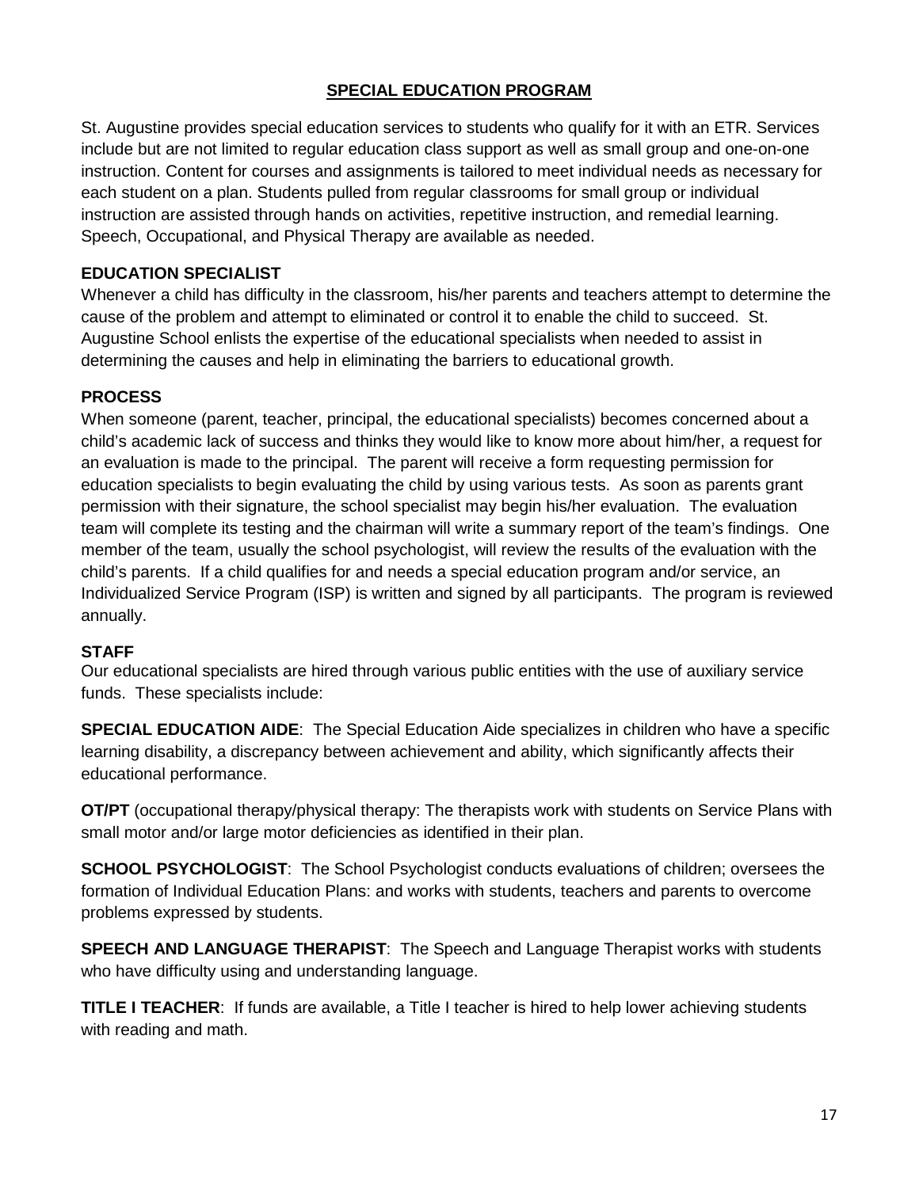## SPECIAL EDUCATION PROGRAM

St. Augustine provides special education services to students who qualify for it with an ETR. Services include but are not limited to regular education class support as well as small group and one-on-one instruction. Content for courses and assignments is tailored to meet individual needs as necessary for each student on a plan. Students pulled from regular classrooms for small group or individual instruction are assisted through hands on activities, repetitive instruction, and remedial learning. Speech, Occupational, and Physical Therapy are available as needed.

### EDUCATION SPECIALIST

Whenever a child has difficulty in the classroom, his/her parents and teachers attempt to determine the cause of the problem and attempt to eliminated or control it to enable the child to succeed. St. Augustine School enlists the expertise of the educational specialists when needed to assist in determining the causes and help in eliminating the barriers to educational growth.

### PROCESS

When someone (parent, teacher, principal, the educational specialists) becomes concerned about a child's academic lack of success and thinks they would like to know more about him/her, a request for an evaluation is made to the principal. The parent will receive a form requesting permission for education specialists to begin evaluating the child by using various tests. As soon as parents grant permission with their signature, the school specialist may begin his/her evaluation. The evaluation team will complete its testing and the chairman will write a summary report of the team's findings. One member of the team, usually the school psychologist, will review the results of the evaluation with the child's parents. If a child qualifies for and needs a special education program and/or service, an Individualized Service Program (ISP) is written and signed by all participants. The program is reviewed annually.

### STAFF

Our educational specialists are hired through various public entities with the use of auxiliary service funds. These specialists include:

**SPECIAL EDUCATION AIDE**: The Special Education Aide specializes in children who have a specific learning disability, a discrepancy between achievement and ability, which significantly affects their educational performance.

**OT/PT** (occupational therapy/physical therapy: The therapists work with students on Service Plans with small motor and/or large motor deficiencies as identified in their plan.

**SCHOOL PSYCHOLOGIST**: The School Psychologist conducts evaluations of children; oversees the formation of Individual Education Plans: and works with students, teachers and parents to overcome problems expressed by students.

**SPEECH AND LANGUAGE THERAPIST**: The Speech and Language Therapist works with students who have difficulty using and understanding language.

**TITLE I TEACHER**: If funds are available, a Title I teacher is hired to help lower achieving students with reading and math.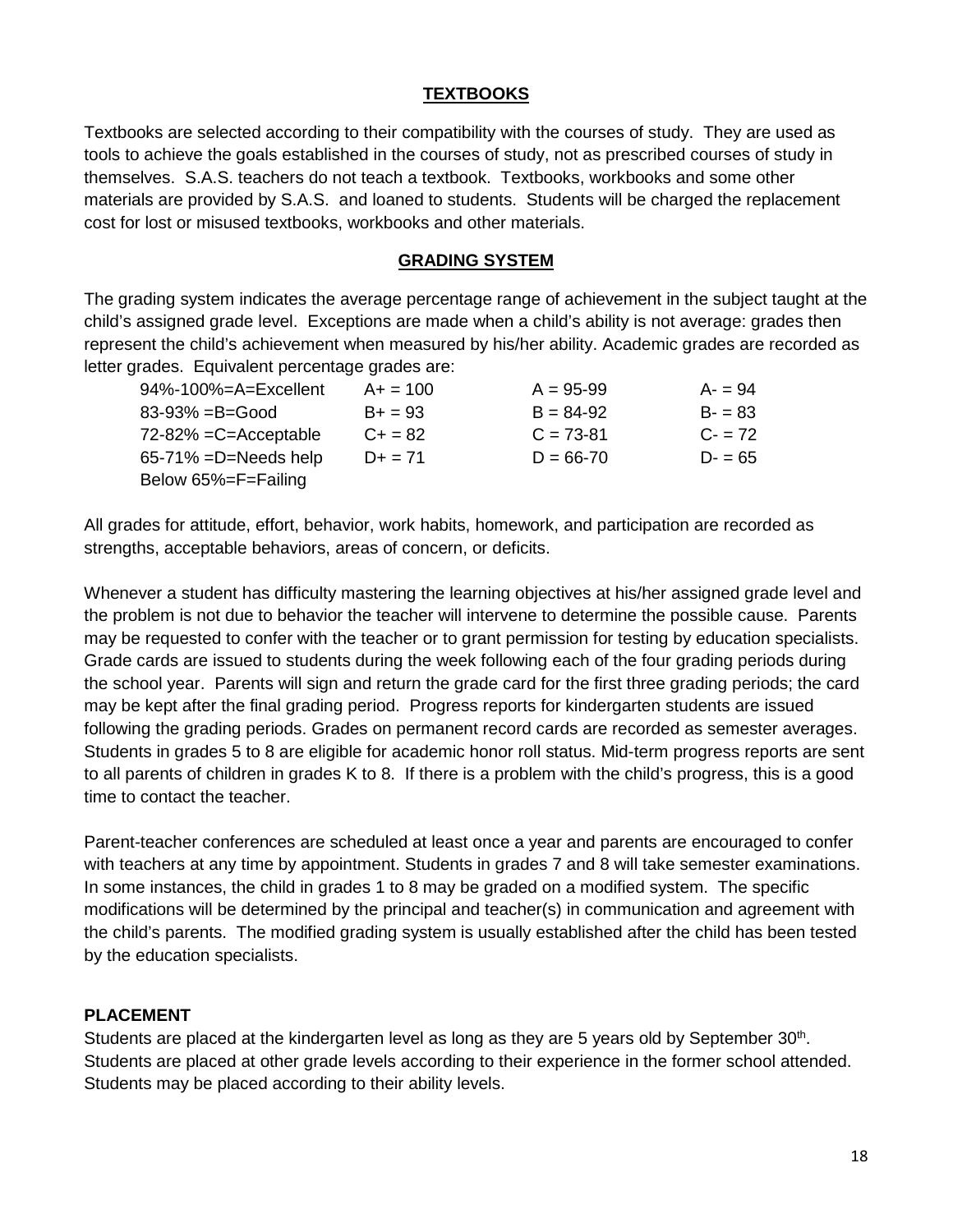## TEXTBOOKS

Textbooks are selected according to their compatibility with the courses of study. They are used as tools to achieve the goals established in the courses of study, not as prescribed courses of study in themselves. S.A.S. teachers do not teach a textbook. Textbooks, workbooks and some other materials are provided by S.A.S. and loaned to students. Students will be charged the replacement cost for lost or misused textbooks, workbooks and other materials.

## GRADING SYSTEM

The grading system indicates the average percentage range of achievement in the subject taught at the child's assigned grade level. Exceptions are made when a child's ability is not average: grades then represent the child's achievement when measured by his/her ability. Academic grades are recorded as letter grades. Equivalent percentage grades are:

| | | | |
|---|---|---|---|
| 94%-100%=A=Excellent | A+ = 100 | A = 95-99 | A- = 94 |
| 83-93% =B=Good | B+ = 93 | B = 84-92 | B- = 83 |
| 72-82% =C=Acceptable | C+ = 82 | C = 73-81 | C- = 72 |
| 65-71% =D=Needs help | D+ = 71 | D = 66-70 | D- = 65 |
| Below 65%=F=Failing | | | |

All grades for attitude, effort, behavior, work habits, homework, and participation are recorded as strengths, acceptable behaviors, areas of concern, or deficits.

Whenever a student has difficulty mastering the learning objectives at his/her assigned grade level and the problem is not due to behavior the teacher will intervene to determine the possible cause. Parents may be requested to confer with the teacher or to grant permission for testing by education specialists. Grade cards are issued to students during the week following each of the four grading periods during the school year. Parents will sign and return the grade card for the first three grading periods; the card may be kept after the final grading period. Progress reports for kindergarten students are issued following the grading periods. Grades on permanent record cards are recorded as semester averages. Students in grades 5 to 8 are eligible for academic honor roll status. Mid-term progress reports are sent to all parents of children in grades K to 8. If there is a problem with the child's progress, this is a good time to contact the teacher.

Parent-teacher conferences are scheduled at least once a year and parents are encouraged to confer with teachers at any time by appointment. Students in grades 7 and 8 will take semester examinations. In some instances, the child in grades 1 to 8 may be graded on a modified system. The specific modifications will be determined by the principal and teacher(s) in communication and agreement with the child's parents. The modified grading system is usually established after the child has been tested by the education specialists.

**PLACEMENT**

Students are placed at the kindergarten level as long as they are 5 years old by September 30th. Students are placed at other grade levels according to their experience in the former school attended. Students may be placed according to their ability levels.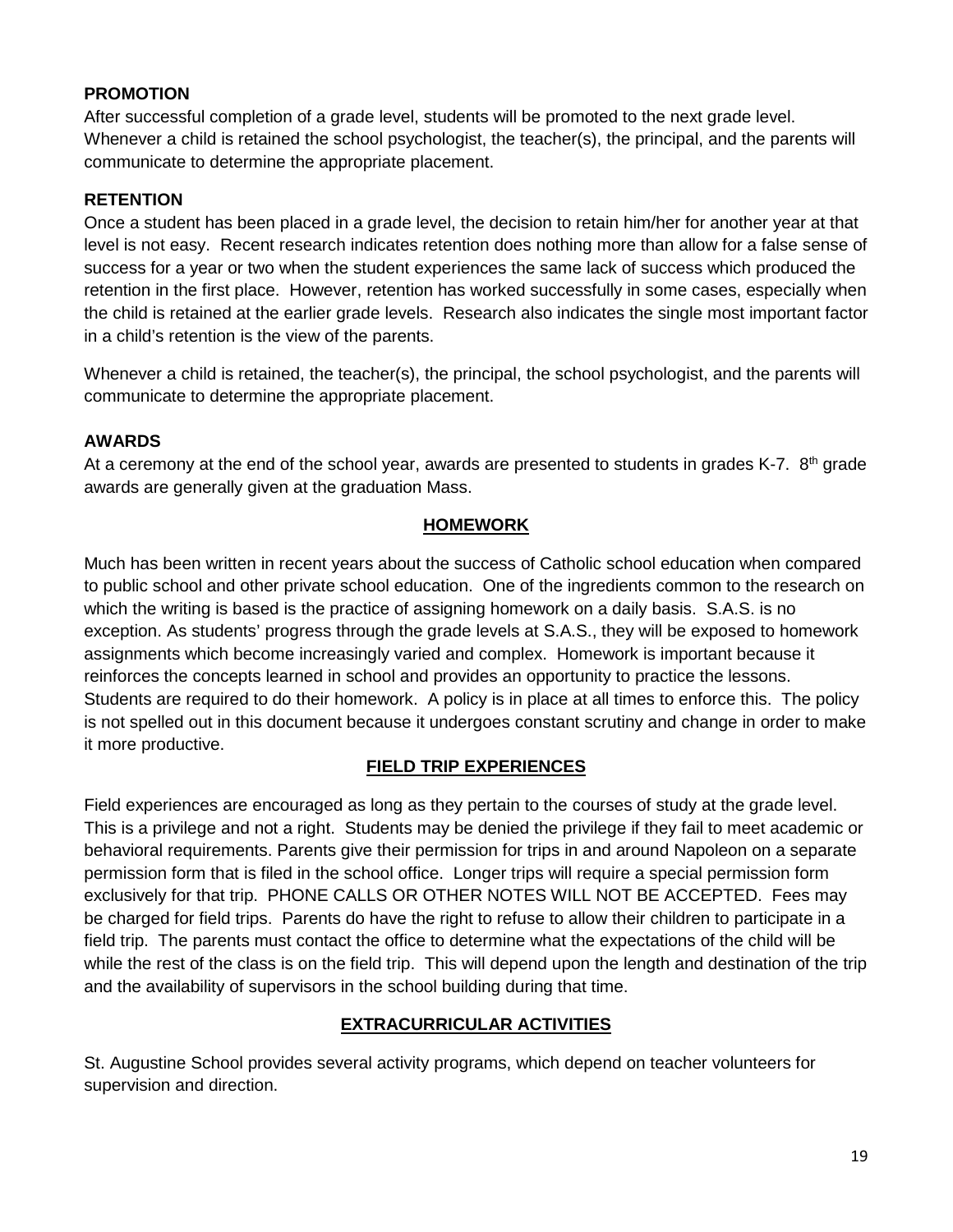**PROMOTION**

After successful completion of a grade level, students will be promoted to the next grade level. Whenever a child is retained the school psychologist, the teacher(s), the principal, and the parents will communicate to determine the appropriate placement.

**RETENTION**

Once a student has been placed in a grade level, the decision to retain him/her for another year at that level is not easy. Recent research indicates retention does nothing more than allow for a false sense of success for a year or two when the student experiences the same lack of success which produced the retention in the first place. However, retention has worked successfully in some cases, especially when the child is retained at the earlier grade levels. Research also indicates the single most important factor in a child's retention is the view of the parents.

Whenever a child is retained, the teacher(s), the principal, the school psychologist, and the parents will communicate to determine the appropriate placement.

**AWARDS**

At a ceremony at the end of the school year, awards are presented to students in grades K-7. 8th grade awards are generally given at the graduation Mass.

## HOMEWORK

Much has been written in recent years about the success of Catholic school education when compared to public school and other private school education. One of the ingredients common to the research on which the writing is based is the practice of assigning homework on a daily basis. S.A.S. is no exception. As students' progress through the grade levels at S.A.S., they will be exposed to homework assignments which become increasingly varied and complex. Homework is important because it reinforces the concepts learned in school and provides an opportunity to practice the lessons. Students are required to do their homework. A policy is in place at all times to enforce this. The policy is not spelled out in this document because it undergoes constant scrutiny and change in order to make it more productive.

## FIELD TRIP EXPERIENCES

Field experiences are encouraged as long as they pertain to the courses of study at the grade level. This is a privilege and not a right. Students may be denied the privilege if they fail to meet academic or behavioral requirements. Parents give their permission for trips in and around Napoleon on a separate permission form that is filed in the school office. Longer trips will require a special permission form exclusively for that trip. PHONE CALLS OR OTHER NOTES WILL NOT BE ACCEPTED. Fees may be charged for field trips. Parents do have the right to refuse to allow their children to participate in a field trip. The parents must contact the office to determine what the expectations of the child will be while the rest of the class is on the field trip. This will depend upon the length and destination of the trip and the availability of supervisors in the school building during that time.

## EXTRACURRICULAR ACTIVITIES

St. Augustine School provides several activity programs, which depend on teacher volunteers for supervision and direction.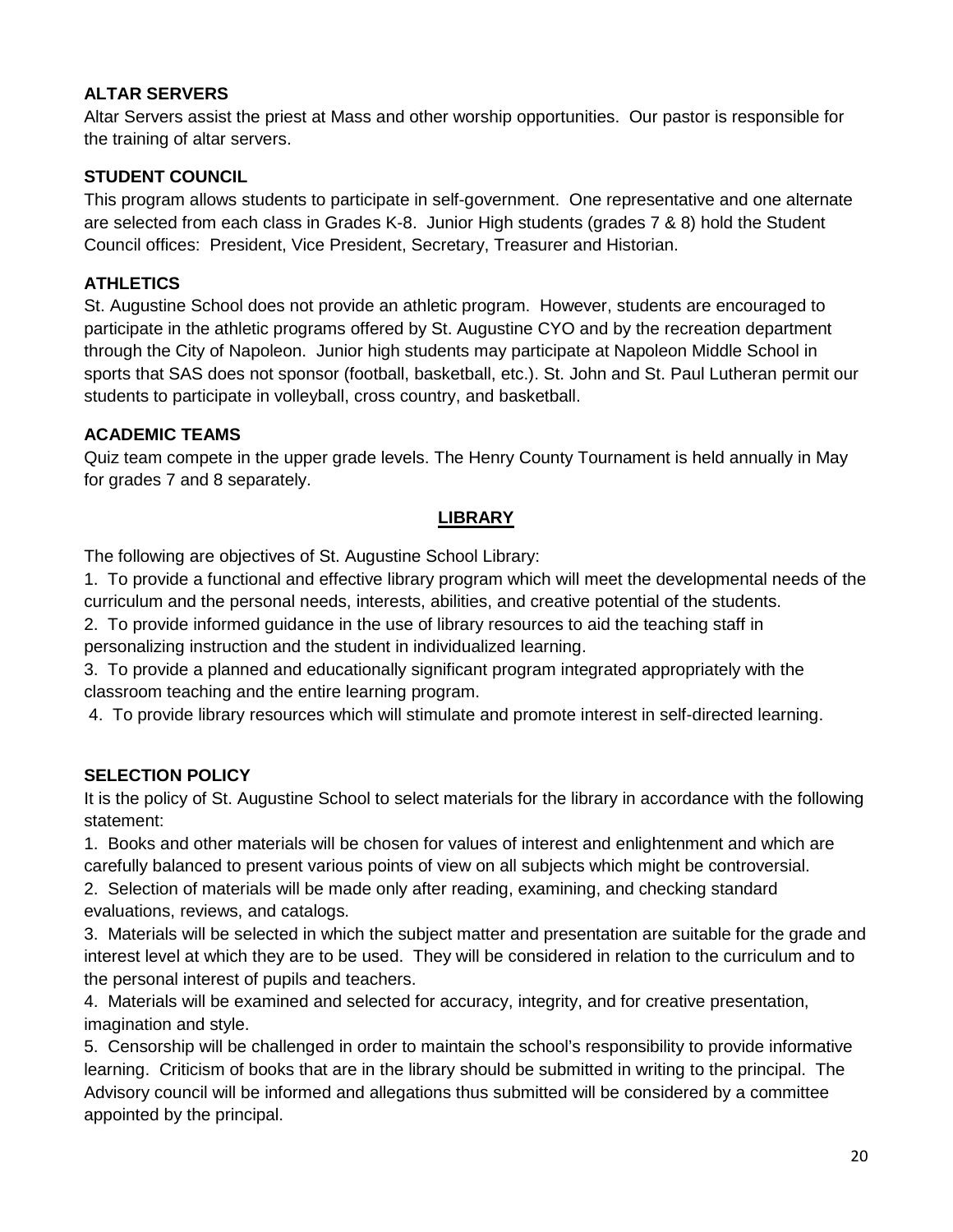**ALTAR SERVERS**

Altar Servers assist the priest at Mass and other worship opportunities. Our pastor is responsible for the training of altar servers.

**STUDENT COUNCIL**

This program allows students to participate in self-government. One representative and one alternate are selected from each class in Grades K-8. Junior High students (grades 7 & 8) hold the Student Council offices: President, Vice President, Secretary, Treasurer and Historian.

**ATHLETICS**

St. Augustine School does not provide an athletic program. However, students are encouraged to participate in the athletic programs offered by St. Augustine CYO and by the recreation department through the City of Napoleon. Junior high students may participate at Napoleon Middle School in sports that SAS does not sponsor (football, basketball, etc.). St. John and St. Paul Lutheran permit our students to participate in volleyball, cross country, and basketball.

**ACADEMIC TEAMS**

Quiz team compete in the upper grade levels. The Henry County Tournament is held annually in May for grades 7 and 8 separately.

## LIBRARY

The following are objectives of St. Augustine School Library:

1. To provide a functional and effective library program which will meet the developmental needs of the curriculum and the personal needs, interests, abilities, and creative potential of the students.
2. To provide informed guidance in the use of library resources to aid the teaching staff in personalizing instruction and the student in individualized learning.
3. To provide a planned and educationally significant program integrated appropriately with the classroom teaching and the entire learning program.
4. To provide library resources which will stimulate and promote interest in self-directed learning.

**SELECTION POLICY**

It is the policy of St. Augustine School to select materials for the library in accordance with the following statement:

1. Books and other materials will be chosen for values of interest and enlightenment and which are carefully balanced to present various points of view on all subjects which might be controversial.
2. Selection of materials will be made only after reading, examining, and checking standard evaluations, reviews, and catalogs.
3. Materials will be selected in which the subject matter and presentation are suitable for the grade and interest level at which they are to be used. They will be considered in relation to the curriculum and to the personal interest of pupils and teachers.
4. Materials will be examined and selected for accuracy, integrity, and for creative presentation, imagination and style.
5. Censorship will be challenged in order to maintain the school's responsibility to provide informative learning. Criticism of books that are in the library should be submitted in writing to the principal. The Advisory council will be informed and allegations thus submitted will be considered by a committee appointed by the principal.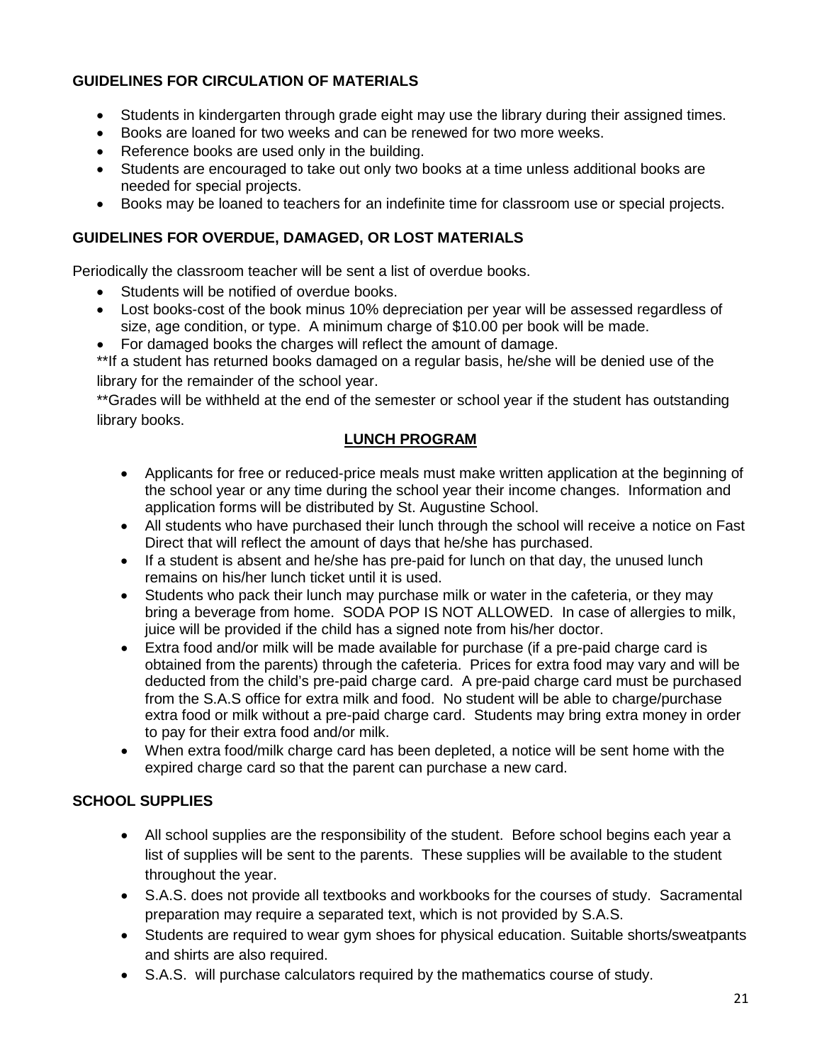## GUIDELINES FOR CIRCULATION OF MATERIALS

- Students in kindergarten through grade eight may use the library during their assigned times.
- Books are loaned for two weeks and can be renewed for two more weeks.
- Reference books are used only in the building.
- Students are encouraged to take out only two books at a time unless additional books are needed for special projects.
- Books may be loaned to teachers for an indefinite time for classroom use or special projects.

## GUIDELINES FOR OVERDUE, DAMAGED, OR LOST MATERIALS

Periodically the classroom teacher will be sent a list of overdue books.

- Students will be notified of overdue books.
- Lost books-cost of the book minus 10% depreciation per year will be assessed regardless of size, age condition, or type. A minimum charge of $10.00 per book will be made.
- For damaged books the charges will reflect the amount of damage.

**If a student has returned books damaged on a regular basis, he/she will be denied use of the library for the remainder of the school year.

**Grades will be withheld at the end of the semester or school year if the student has outstanding library books.

## LUNCH PROGRAM

- Applicants for free or reduced-price meals must make written application at the beginning of the school year or any time during the school year their income changes. Information and application forms will be distributed by St. Augustine School.
- All students who have purchased their lunch through the school will receive a notice on Fast Direct that will reflect the amount of days that he/she has purchased.
- If a student is absent and he/she has pre-paid for lunch on that day, the unused lunch remains on his/her lunch ticket until it is used.
- Students who pack their lunch may purchase milk or water in the cafeteria, or they may bring a beverage from home. SODA POP IS NOT ALLOWED. In case of allergies to milk, juice will be provided if the child has a signed note from his/her doctor.
- Extra food and/or milk will be made available for purchase (if a pre-paid charge card is obtained from the parents) through the cafeteria. Prices for extra food may vary and will be deducted from the child's pre-paid charge card. A pre-paid charge card must be purchased from the S.A.S office for extra milk and food. No student will be able to charge/purchase extra food or milk without a pre-paid charge card. Students may bring extra money in order to pay for their extra food and/or milk.
- When extra food/milk charge card has been depleted, a notice will be sent home with the expired charge card so that the parent can purchase a new card.

## SCHOOL SUPPLIES

- All school supplies are the responsibility of the student. Before school begins each year a list of supplies will be sent to the parents. These supplies will be available to the student throughout the year.
- S.A.S. does not provide all textbooks and workbooks for the courses of study. Sacramental preparation may require a separated text, which is not provided by S.A.S.
- Students are required to wear gym shoes for physical education. Suitable shorts/sweatpants and shirts are also required.
- S.A.S. will purchase calculators required by the mathematics course of study.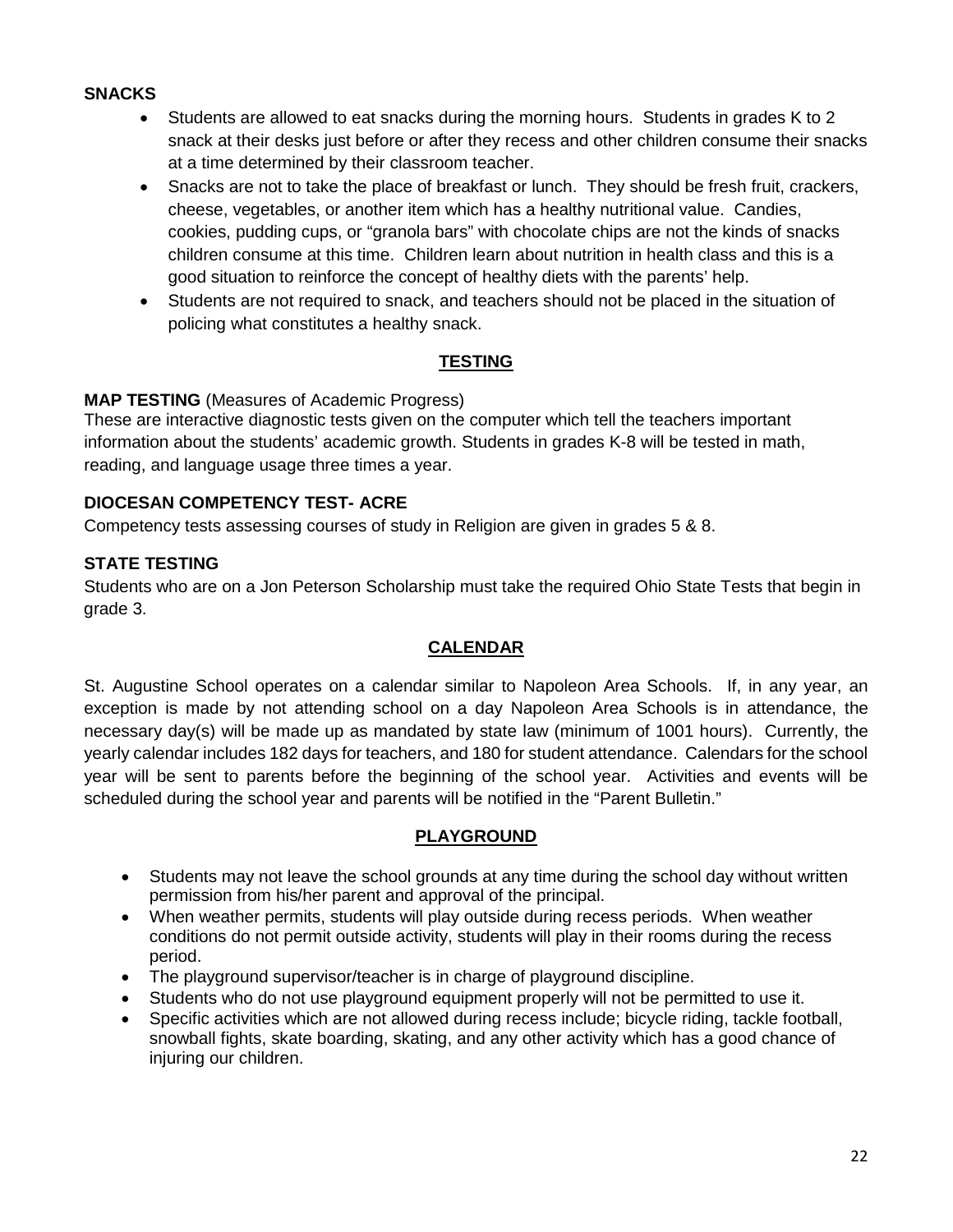**SNACKS**

- Students are allowed to eat snacks during the morning hours. Students in grades K to 2 snack at their desks just before or after they recess and other children consume their snacks at a time determined by their classroom teacher.
- Snacks are not to take the place of breakfast or lunch. They should be fresh fruit, crackers, cheese, vegetables, or another item which has a healthy nutritional value. Candies, cookies, pudding cups, or "granola bars" with chocolate chips are not the kinds of snacks children consume at this time. Children learn about nutrition in health class and this is a good situation to reinforce the concept of healthy diets with the parents' help.
- Students are not required to snack, and teachers should not be placed in the situation of policing what constitutes a healthy snack.

## TESTING

**MAP TESTING** (Measures of Academic Progress)
These are interactive diagnostic tests given on the computer which tell the teachers important information about the students' academic growth. Students in grades K-8 will be tested in math, reading, and language usage three times a year.

**DIOCESAN COMPETENCY TEST- ACRE**
Competency tests assessing courses of study in Religion are given in grades 5 & 8.

**STATE TESTING**
Students who are on a Jon Peterson Scholarship must take the required Ohio State Tests that begin in grade 3.

## CALENDAR

St. Augustine School operates on a calendar similar to Napoleon Area Schools. If, in any year, an exception is made by not attending school on a day Napoleon Area Schools is in attendance, the necessary day(s) will be made up as mandated by state law (minimum of 1001 hours). Currently, the yearly calendar includes 182 days for teachers, and 180 for student attendance. Calendars for the school year will be sent to parents before the beginning of the school year. Activities and events will be scheduled during the school year and parents will be notified in the "Parent Bulletin."

## PLAYGROUND

- Students may not leave the school grounds at any time during the school day without written permission from his/her parent and approval of the principal.
- When weather permits, students will play outside during recess periods. When weather conditions do not permit outside activity, students will play in their rooms during the recess period.
- The playground supervisor/teacher is in charge of playground discipline.
- Students who do not use playground equipment properly will not be permitted to use it.
- Specific activities which are not allowed during recess include; bicycle riding, tackle football, snowball fights, skate boarding, skating, and any other activity which has a good chance of injuring our children.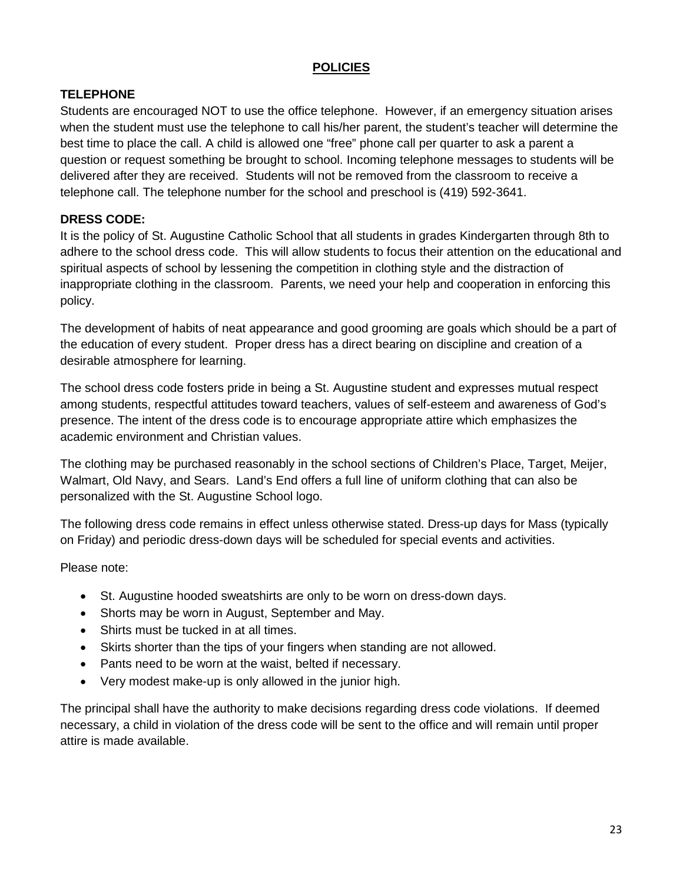# POLICIES

## TELEPHONE

Students are encouraged NOT to use the office telephone. However, if an emergency situation arises when the student must use the telephone to call his/her parent, the student's teacher will determine the best time to place the call. A child is allowed one "free" phone call per quarter to ask a parent a question or request something be brought to school. Incoming telephone messages to students will be delivered after they are received. Students will not be removed from the classroom to receive a telephone call. The telephone number for the school and preschool is (419) 592-3641.

## DRESS CODE:

It is the policy of St. Augustine Catholic School that all students in grades Kindergarten through 8th to adhere to the school dress code. This will allow students to focus their attention on the educational and spiritual aspects of school by lessening the competition in clothing style and the distraction of inappropriate clothing in the classroom. Parents, we need your help and cooperation in enforcing this policy.

The development of habits of neat appearance and good grooming are goals which should be a part of the education of every student. Proper dress has a direct bearing on discipline and creation of a desirable atmosphere for learning.

The school dress code fosters pride in being a St. Augustine student and expresses mutual respect among students, respectful attitudes toward teachers, values of self-esteem and awareness of God's presence. The intent of the dress code is to encourage appropriate attire which emphasizes the academic environment and Christian values.

The clothing may be purchased reasonably in the school sections of Children's Place, Target, Meijer, Walmart, Old Navy, and Sears. Land's End offers a full line of uniform clothing that can also be personalized with the St. Augustine School logo.

The following dress code remains in effect unless otherwise stated. Dress-up days for Mass (typically on Friday) and periodic dress-down days will be scheduled for special events and activities.

Please note:

- St. Augustine hooded sweatshirts are only to be worn on dress-down days.
- Shorts may be worn in August, September and May.
- Shirts must be tucked in at all times.
- Skirts shorter than the tips of your fingers when standing are not allowed.
- Pants need to be worn at the waist, belted if necessary.
- Very modest make-up is only allowed in the junior high.

The principal shall have the authority to make decisions regarding dress code violations. If deemed necessary, a child in violation of the dress code will be sent to the office and will remain until proper attire is made available.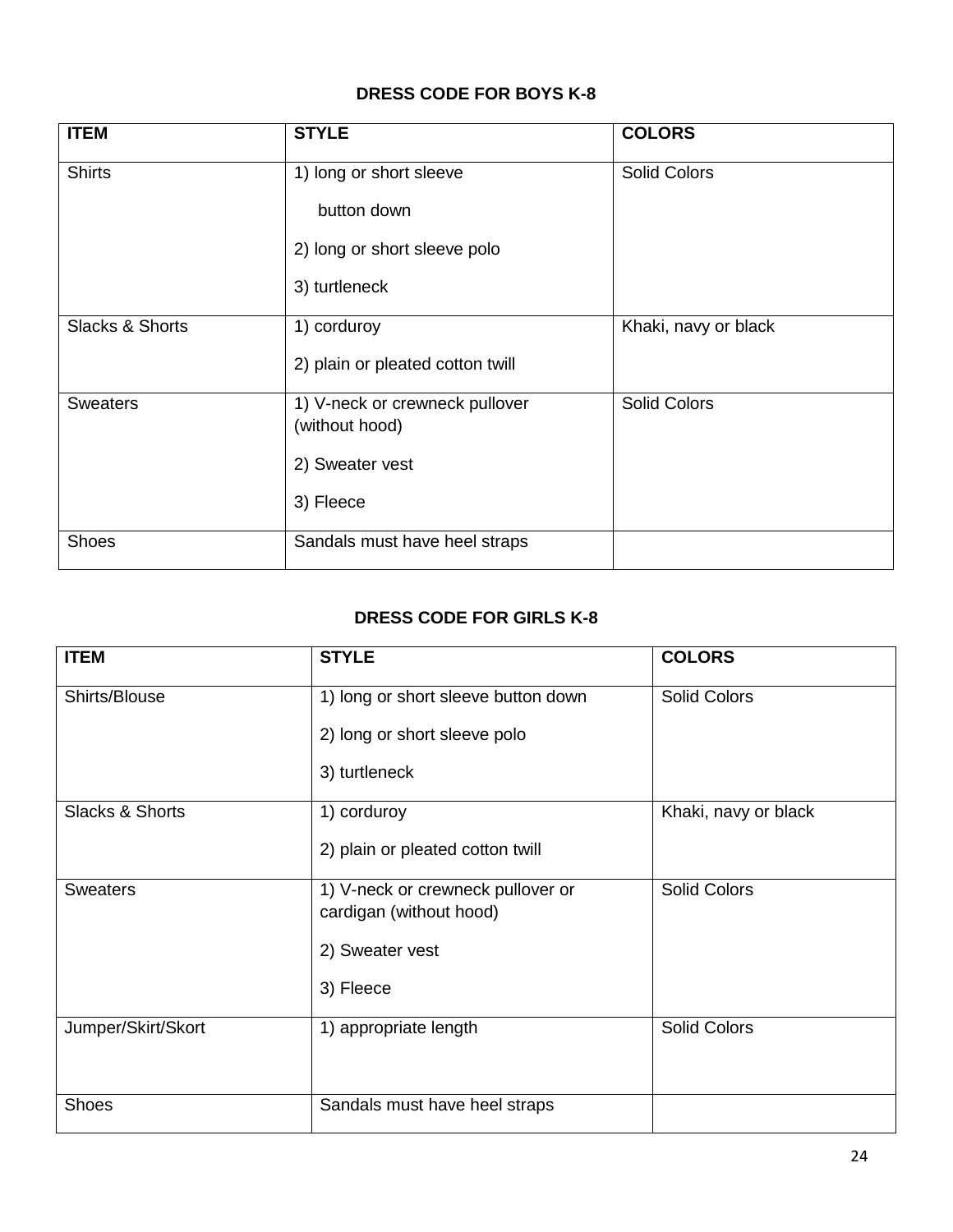### DRESS CODE FOR BOYS K-8

| ITEM | STYLE | COLORS |
|---|---|---|
| Shirts | 1) long or short sleeve button down<br>2) long or short sleeve polo<br>3) turtleneck | Solid Colors |
| Slacks & Shorts | 1) corduroy<br>2) plain or pleated cotton twill | Khaki, navy or black |
| Sweaters | 1) V-neck or crewneck pullover (without hood)<br>2) Sweater vest<br>3) Fleece | Solid Colors |
| Shoes | Sandals must have heel straps | |

### DRESS CODE FOR GIRLS K-8

| ITEM | STYLE | COLORS |
|---|---|---|
| Shirts/Blouse | 1) long or short sleeve button down<br>2) long or short sleeve polo<br>3) turtleneck | Solid Colors |
| Slacks & Shorts | 1) corduroy<br>2) plain or pleated cotton twill | Khaki, navy or black |
| Sweaters | 1) V-neck or crewneck pullover or cardigan (without hood)<br>2) Sweater vest<br>3) Fleece | Solid Colors |
| Jumper/Skirt/Skort | 1) appropriate length | Solid Colors |
| Shoes | Sandals must have heel straps | |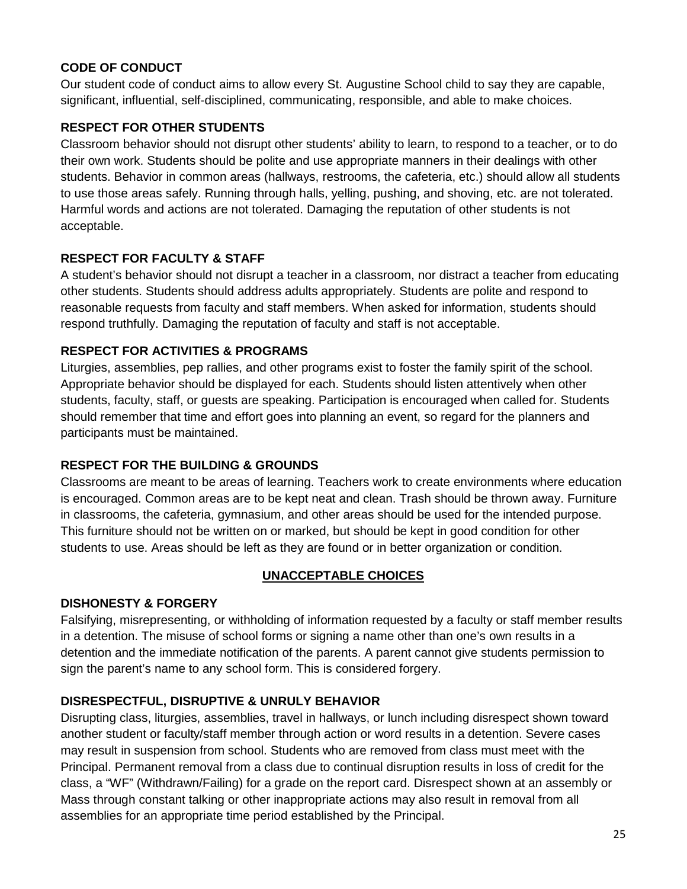### CODE OF CONDUCT

Our student code of conduct aims to allow every St. Augustine School child to say they are capable, significant, influential, self-disciplined, communicating, responsible, and able to make choices.

### RESPECT FOR OTHER STUDENTS

Classroom behavior should not disrupt other students' ability to learn, to respond to a teacher, or to do their own work. Students should be polite and use appropriate manners in their dealings with other students. Behavior in common areas (hallways, restrooms, the cafeteria, etc.) should allow all students to use those areas safely. Running through halls, yelling, pushing, and shoving, etc. are not tolerated. Harmful words and actions are not tolerated. Damaging the reputation of other students is not acceptable.

### RESPECT FOR FACULTY & STAFF

A student's behavior should not disrupt a teacher in a classroom, nor distract a teacher from educating other students. Students should address adults appropriately. Students are polite and respond to reasonable requests from faculty and staff members. When asked for information, students should respond truthfully. Damaging the reputation of faculty and staff is not acceptable.

### RESPECT FOR ACTIVITIES & PROGRAMS

Liturgies, assemblies, pep rallies, and other programs exist to foster the family spirit of the school. Appropriate behavior should be displayed for each. Students should listen attentively when other students, faculty, staff, or guests are speaking. Participation is encouraged when called for. Students should remember that time and effort goes into planning an event, so regard for the planners and participants must be maintained.

### RESPECT FOR THE BUILDING & GROUNDS

Classrooms are meant to be areas of learning. Teachers work to create environments where education is encouraged. Common areas are to be kept neat and clean. Trash should be thrown away. Furniture in classrooms, the cafeteria, gymnasium, and other areas should be used for the intended purpose. This furniture should not be written on or marked, but should be kept in good condition for other students to use. Areas should be left as they are found or in better organization or condition.

## UNACCEPTABLE CHOICES

### DISHONESTY & FORGERY

Falsifying, misrepresenting, or withholding of information requested by a faculty or staff member results in a detention. The misuse of school forms or signing a name other than one's own results in a detention and the immediate notification of the parents. A parent cannot give students permission to sign the parent's name to any school form. This is considered forgery.

### DISRESPECTFUL, DISRUPTIVE & UNRULY BEHAVIOR

Disrupting class, liturgies, assemblies, travel in hallways, or lunch including disrespect shown toward another student or faculty/staff member through action or word results in a detention. Severe cases may result in suspension from school. Students who are removed from class must meet with the Principal. Permanent removal from a class due to continual disruption results in loss of credit for the class, a "WF" (Withdrawn/Failing) for a grade on the report card. Disrespect shown at an assembly or Mass through constant talking or other inappropriate actions may also result in removal from all assemblies for an appropriate time period established by the Principal.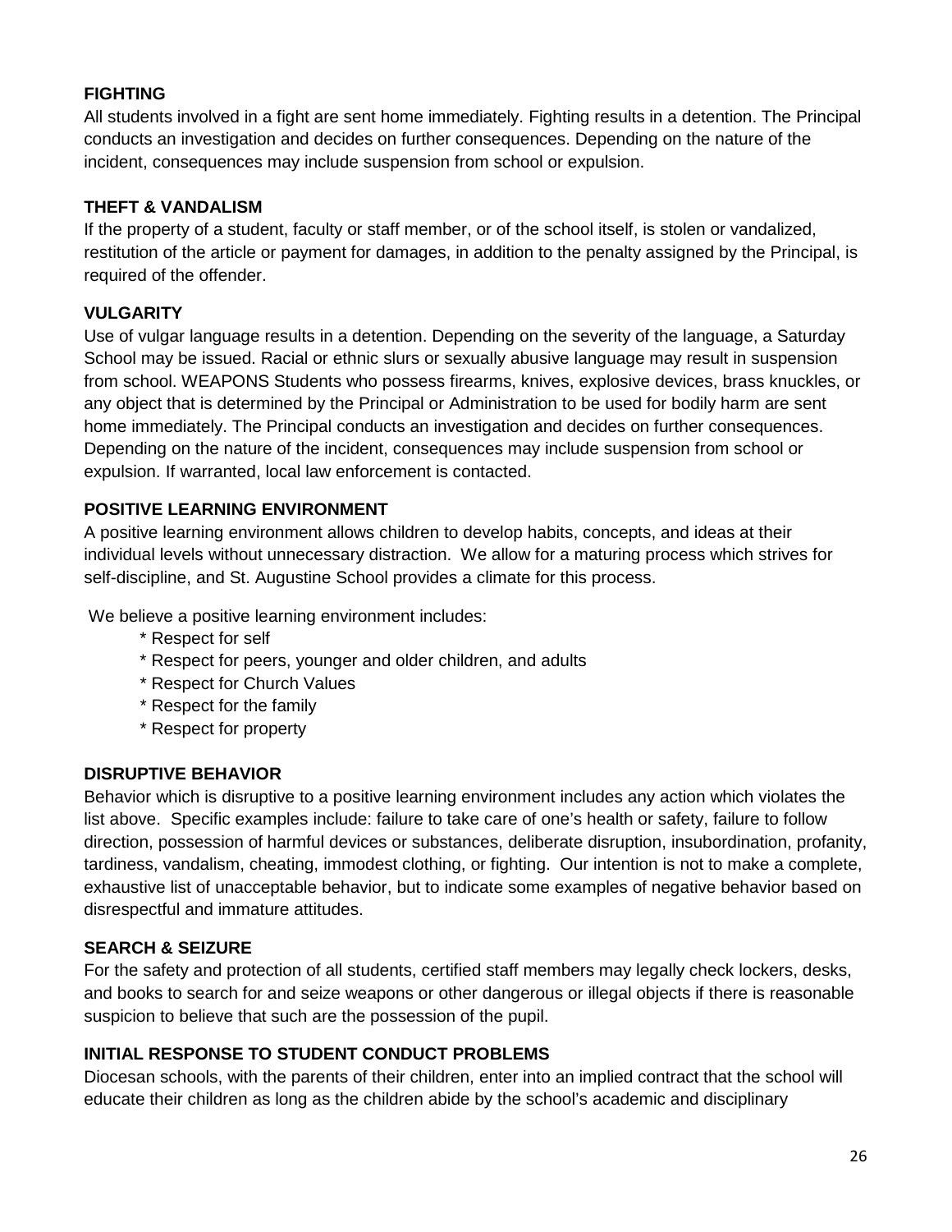**FIGHTING**

All students involved in a fight are sent home immediately. Fighting results in a detention. The Principal conducts an investigation and decides on further consequences. Depending on the nature of the incident, consequences may include suspension from school or expulsion.

**THEFT & VANDALISM**

If the property of a student, faculty or staff member, or of the school itself, is stolen or vandalized, restitution of the article or payment for damages, in addition to the penalty assigned by the Principal, is required of the offender.

**VULGARITY**

Use of vulgar language results in a detention. Depending on the severity of the language, a Saturday School may be issued. Racial or ethnic slurs or sexually abusive language may result in suspension from school. WEAPONS Students who possess firearms, knives, explosive devices, brass knuckles, or any object that is determined by the Principal or Administration to be used for bodily harm are sent home immediately. The Principal conducts an investigation and decides on further consequences. Depending on the nature of the incident, consequences may include suspension from school or expulsion. If warranted, local law enforcement is contacted.

**POSITIVE LEARNING ENVIRONMENT**

A positive learning environment allows children to develop habits, concepts, and ideas at their individual levels without unnecessary distraction. We allow for a maturing process which strives for self-discipline, and St. Augustine School provides a climate for this process.

We believe a positive learning environment includes:

* Respect for self
* Respect for peers, younger and older children, and adults
* Respect for Church Values
* Respect for the family
* Respect for property

**DISRUPTIVE BEHAVIOR**

Behavior which is disruptive to a positive learning environment includes any action which violates the list above. Specific examples include: failure to take care of one's health or safety, failure to follow direction, possession of harmful devices or substances, deliberate disruption, insubordination, profanity, tardiness, vandalism, cheating, immodest clothing, or fighting. Our intention is not to make a complete, exhaustive list of unacceptable behavior, but to indicate some examples of negative behavior based on disrespectful and immature attitudes.

**SEARCH & SEIZURE**

For the safety and protection of all students, certified staff members may legally check lockers, desks, and books to search for and seize weapons or other dangerous or illegal objects if there is reasonable suspicion to believe that such are the possession of the pupil.

**INITIAL RESPONSE TO STUDENT CONDUCT PROBLEMS**

Diocesan schools, with the parents of their children, enter into an implied contract that the school will educate their children as long as the children abide by the school's academic and disciplinary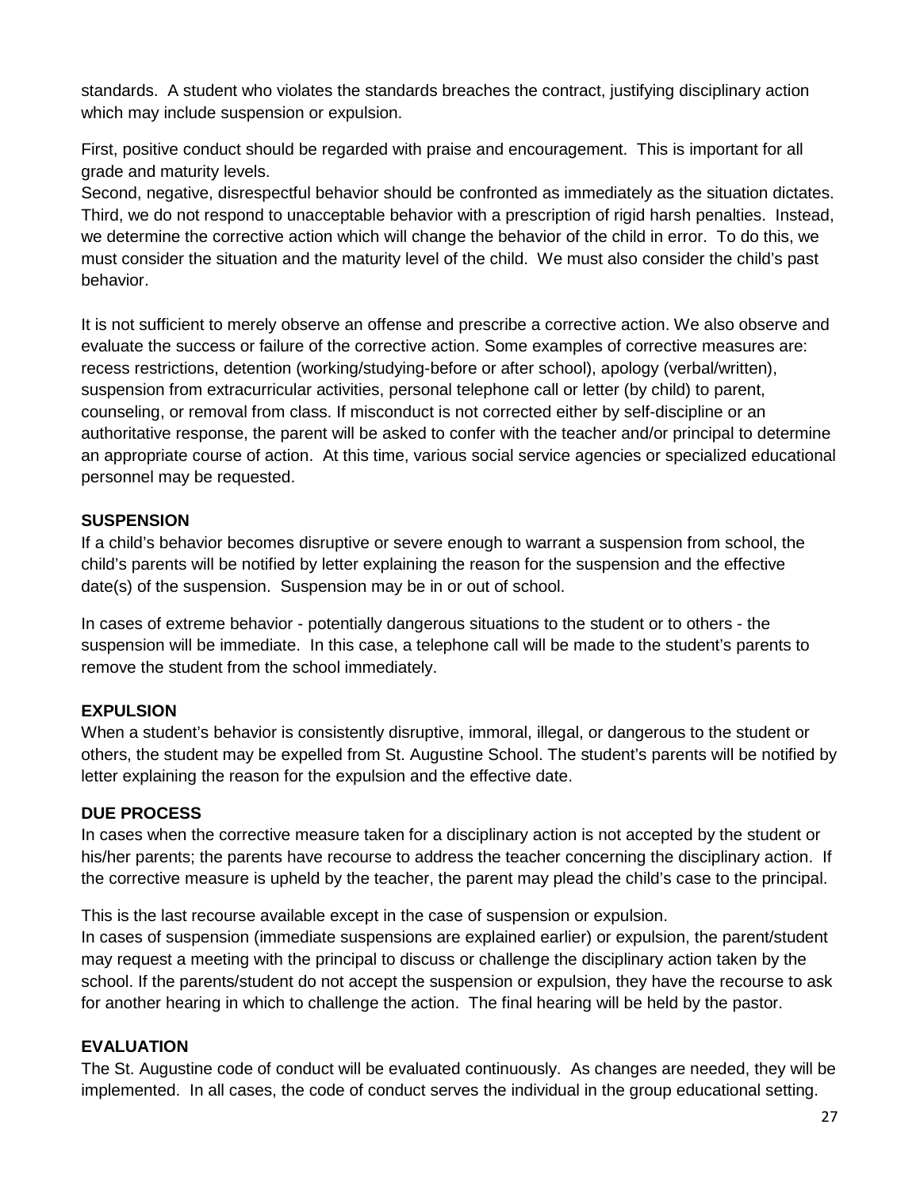standards. A student who violates the standards breaches the contract, justifying disciplinary action which may include suspension or expulsion.

First, positive conduct should be regarded with praise and encouragement. This is important for all grade and maturity levels.
Second, negative, disrespectful behavior should be confronted as immediately as the situation dictates.
Third, we do not respond to unacceptable behavior with a prescription of rigid harsh penalties. Instead, we determine the corrective action which will change the behavior of the child in error. To do this, we must consider the situation and the maturity level of the child. We must also consider the child's past behavior.

It is not sufficient to merely observe an offense and prescribe a corrective action. We also observe and evaluate the success or failure of the corrective action. Some examples of corrective measures are: recess restrictions, detention (working/studying-before or after school), apology (verbal/written), suspension from extracurricular activities, personal telephone call or letter (by child) to parent, counseling, or removal from class. If misconduct is not corrected either by self-discipline or an authoritative response, the parent will be asked to confer with the teacher and/or principal to determine an appropriate course of action. At this time, various social service agencies or specialized educational personnel may be requested.

**SUSPENSION**

If a child's behavior becomes disruptive or severe enough to warrant a suspension from school, the child's parents will be notified by letter explaining the reason for the suspension and the effective date(s) of the suspension. Suspension may be in or out of school.

In cases of extreme behavior - potentially dangerous situations to the student or to others - the suspension will be immediate. In this case, a telephone call will be made to the student's parents to remove the student from the school immediately.

**EXPULSION**

When a student's behavior is consistently disruptive, immoral, illegal, or dangerous to the student or others, the student may be expelled from St. Augustine School. The student's parents will be notified by letter explaining the reason for the expulsion and the effective date.

**DUE PROCESS**

In cases when the corrective measure taken for a disciplinary action is not accepted by the student or his/her parents; the parents have recourse to address the teacher concerning the disciplinary action. If the corrective measure is upheld by the teacher, the parent may plead the child's case to the principal.

This is the last recourse available except in the case of suspension or expulsion.
In cases of suspension (immediate suspensions are explained earlier) or expulsion, the parent/student may request a meeting with the principal to discuss or challenge the disciplinary action taken by the school. If the parents/student do not accept the suspension or expulsion, they have the recourse to ask for another hearing in which to challenge the action. The final hearing will be held by the pastor.

**EVALUATION**

The St. Augustine code of conduct will be evaluated continuously. As changes are needed, they will be implemented. In all cases, the code of conduct serves the individual in the group educational setting.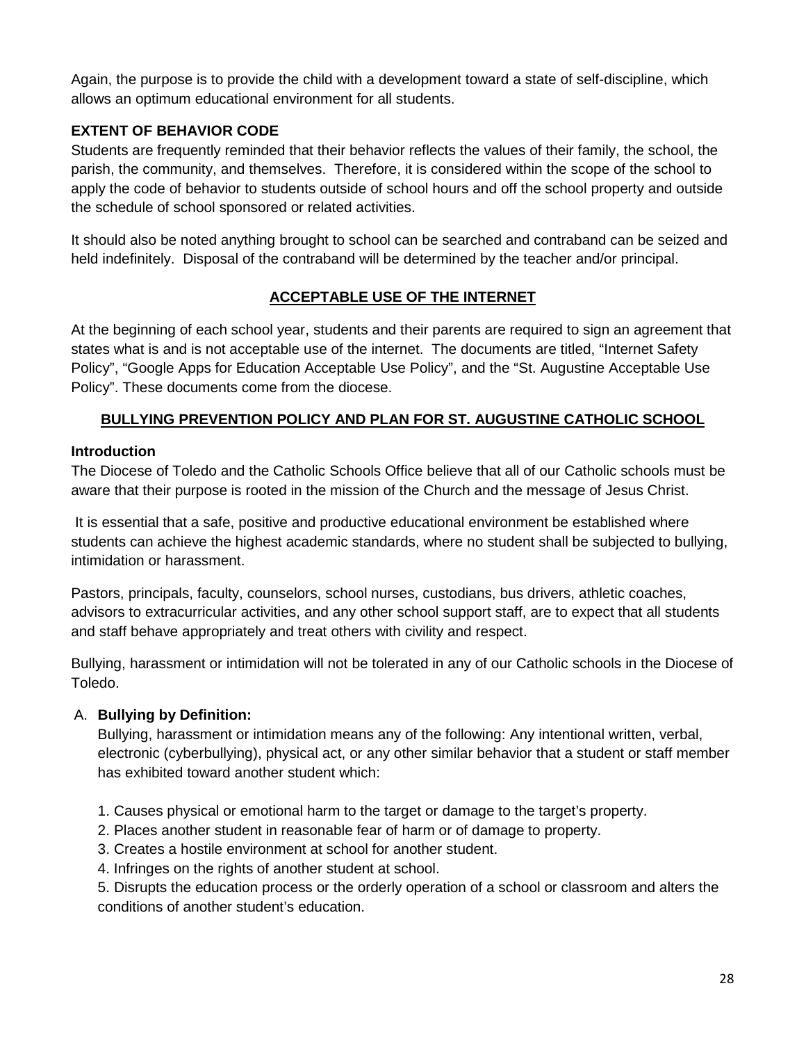Again, the purpose is to provide the child with a development toward a state of self-discipline, which allows an optimum educational environment for all students.

**EXTENT OF BEHAVIOR CODE**

Students are frequently reminded that their behavior reflects the values of their family, the school, the parish, the community, and themselves. Therefore, it is considered within the scope of the school to apply the code of behavior to students outside of school hours and off the school property and outside the schedule of school sponsored or related activities.

It should also be noted anything brought to school can be searched and contraband can be seized and held indefinitely. Disposal of the contraband will be determined by the teacher and/or principal.

## ACCEPTABLE USE OF THE INTERNET

At the beginning of each school year, students and their parents are required to sign an agreement that states what is and is not acceptable use of the internet. The documents are titled, "Internet Safety Policy", "Google Apps for Education Acceptable Use Policy", and the "St. Augustine Acceptable Use Policy". These documents come from the diocese.

## BULLYING PREVENTION POLICY AND PLAN FOR ST. AUGUSTINE CATHOLIC SCHOOL

**Introduction**

The Diocese of Toledo and the Catholic Schools Office believe that all of our Catholic schools must be aware that their purpose is rooted in the mission of the Church and the message of Jesus Christ.

It is essential that a safe, positive and productive educational environment be established where students can achieve the highest academic standards, where no student shall be subjected to bullying, intimidation or harassment.

Pastors, principals, faculty, counselors, school nurses, custodians, bus drivers, athletic coaches, advisors to extracurricular activities, and any other school support staff, are to expect that all students and staff behave appropriately and treat others with civility and respect.

Bullying, harassment or intimidation will not be tolerated in any of our Catholic schools in the Diocese of Toledo.

A. **Bullying by Definition:**

Bullying, harassment or intimidation means any of the following: Any intentional written, verbal, electronic (cyberbullying), physical act, or any other similar behavior that a student or staff member has exhibited toward another student which:

1. Causes physical or emotional harm to the target or damage to the target's property.
2. Places another student in reasonable fear of harm or of damage to property.
3. Creates a hostile environment at school for another student.
4. Infringes on the rights of another student at school.
5. Disrupts the education process or the orderly operation of a school or classroom and alters the conditions of another student's education.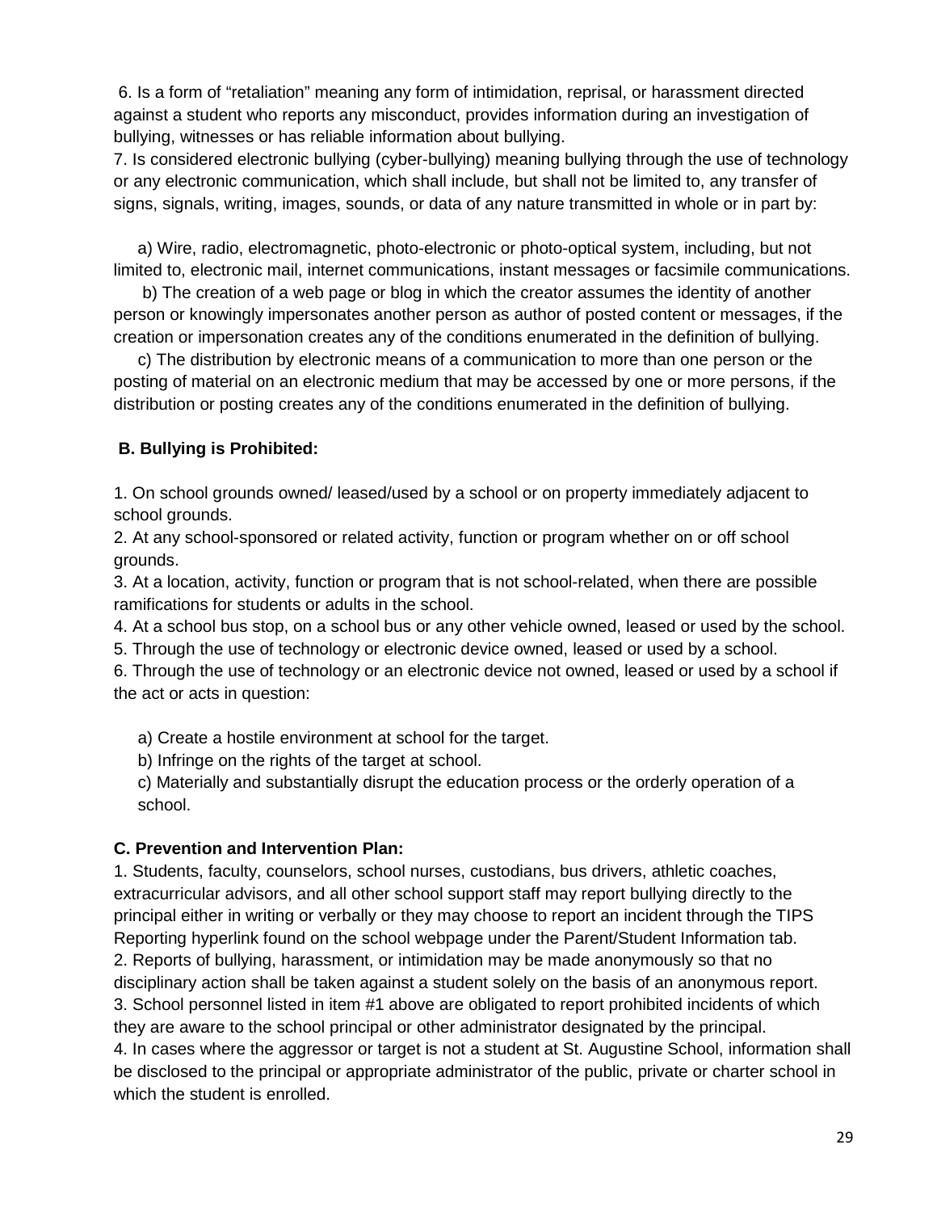6. Is a form of "retaliation" meaning any form of intimidation, reprisal, or harassment directed against a student who reports any misconduct, provides information during an investigation of bullying, witnesses or has reliable information about bullying.
7. Is considered electronic bullying (cyber-bullying) meaning bullying through the use of technology or any electronic communication, which shall include, but shall not be limited to, any transfer of signs, signals, writing, images, sounds, or data of any nature transmitted in whole or in part by:

a) Wire, radio, electromagnetic, photo-electronic or photo-optical system, including, but not limited to, electronic mail, internet communications, instant messages or facsimile communications.
b) The creation of a web page or blog in which the creator assumes the identity of another person or knowingly impersonates another person as author of posted content or messages, if the creation or impersonation creates any of the conditions enumerated in the definition of bullying.
c) The distribution by electronic means of a communication to more than one person or the posting of material on an electronic medium that may be accessed by one or more persons, if the distribution or posting creates any of the conditions enumerated in the definition of bullying.

**B. Bullying is Prohibited:**

1. On school grounds owned/ leased/used by a school or on property immediately adjacent to school grounds.
2. At any school-sponsored or related activity, function or program whether on or off school grounds.
3. At a location, activity, function or program that is not school-related, when there are possible ramifications for students or adults in the school.
4. At a school bus stop, on a school bus or any other vehicle owned, leased or used by the school.
5. Through the use of technology or electronic device owned, leased or used by a school.
6. Through the use of technology or an electronic device not owned, leased or used by a school if the act or acts in question:

a) Create a hostile environment at school for the target.
b) Infringe on the rights of the target at school.
c) Materially and substantially disrupt the education process or the orderly operation of a school.

**C. Prevention and Intervention Plan:**

1. Students, faculty, counselors, school nurses, custodians, bus drivers, athletic coaches, extracurricular advisors, and all other school support staff may report bullying directly to the principal either in writing or verbally or they may choose to report an incident through the TIPS Reporting hyperlink found on the school webpage under the Parent/Student Information tab.
2. Reports of bullying, harassment, or intimidation may be made anonymously so that no disciplinary action shall be taken against a student solely on the basis of an anonymous report.
3. School personnel listed in item #1 above are obligated to report prohibited incidents of which they are aware to the school principal or other administrator designated by the principal.
4. In cases where the aggressor or target is not a student at St. Augustine School, information shall be disclosed to the principal or appropriate administrator of the public, private or charter school in which the student is enrolled.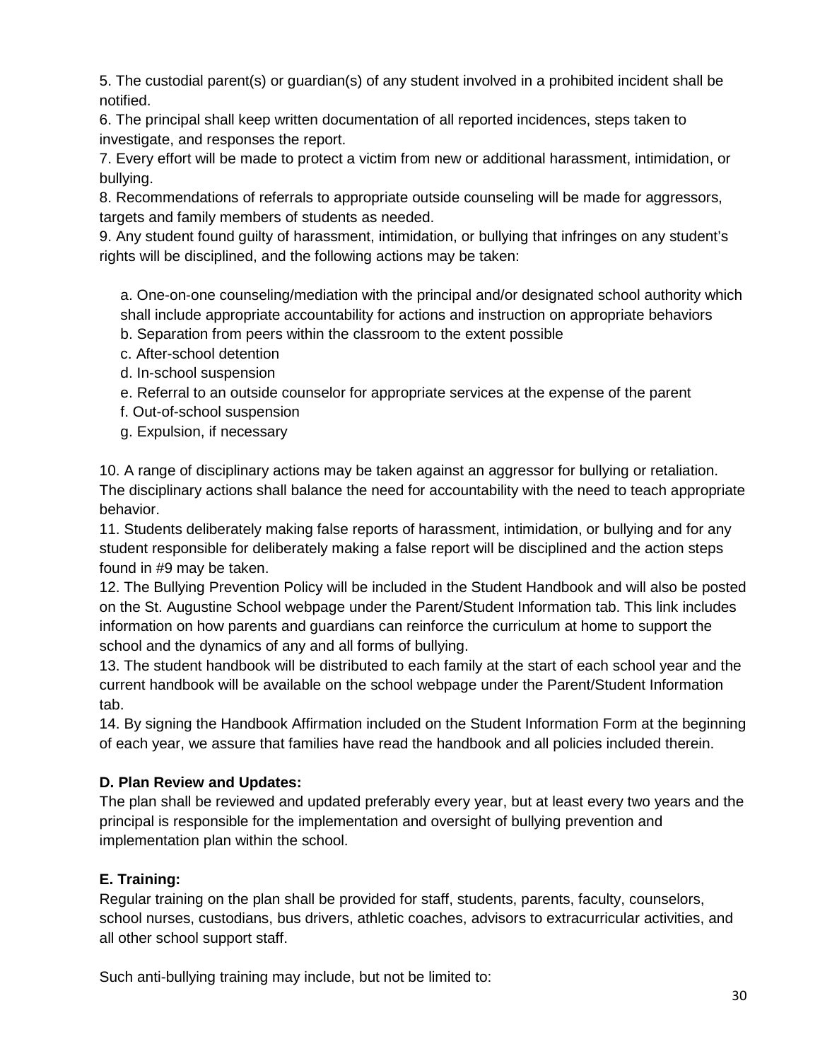5. The custodial parent(s) or guardian(s) of any student involved in a prohibited incident shall be notified.
6. The principal shall keep written documentation of all reported incidences, steps taken to investigate, and responses the report.
7. Every effort will be made to protect a victim from new or additional harassment, intimidation, or bullying.
8. Recommendations of referrals to appropriate outside counseling will be made for aggressors, targets and family members of students as needed.
9. Any student found guilty of harassment, intimidation, or bullying that infringes on any student's rights will be disciplined, and the following actions may be taken:

   a. One-on-one counseling/mediation with the principal and/or designated school authority which shall include appropriate accountability for actions and instruction on appropriate behaviors
   b. Separation from peers within the classroom to the extent possible
   c. After-school detention
   d. In-school suspension
   e. Referral to an outside counselor for appropriate services at the expense of the parent
   f. Out-of-school suspension
   g. Expulsion, if necessary

10. A range of disciplinary actions may be taken against an aggressor for bullying or retaliation. The disciplinary actions shall balance the need for accountability with the need to teach appropriate behavior.
11. Students deliberately making false reports of harassment, intimidation, or bullying and for any student responsible for deliberately making a false report will be disciplined and the action steps found in #9 may be taken.
12. The Bullying Prevention Policy will be included in the Student Handbook and will also be posted on the St. Augustine School webpage under the Parent/Student Information tab. This link includes information on how parents and guardians can reinforce the curriculum at home to support the school and the dynamics of any and all forms of bullying.
13. The student handbook will be distributed to each family at the start of each school year and the current handbook will be available on the school webpage under the Parent/Student Information tab.
14. By signing the Handbook Affirmation included on the Student Information Form at the beginning of each year, we assure that families have read the handbook and all policies included therein.

**D. Plan Review and Updates:**
The plan shall be reviewed and updated preferably every year, but at least every two years and the principal is responsible for the implementation and oversight of bullying prevention and implementation plan within the school.

**E. Training:**
Regular training on the plan shall be provided for staff, students, parents, faculty, counselors, school nurses, custodians, bus drivers, athletic coaches, advisors to extracurricular activities, and all other school support staff.

Such anti-bullying training may include, but not be limited to: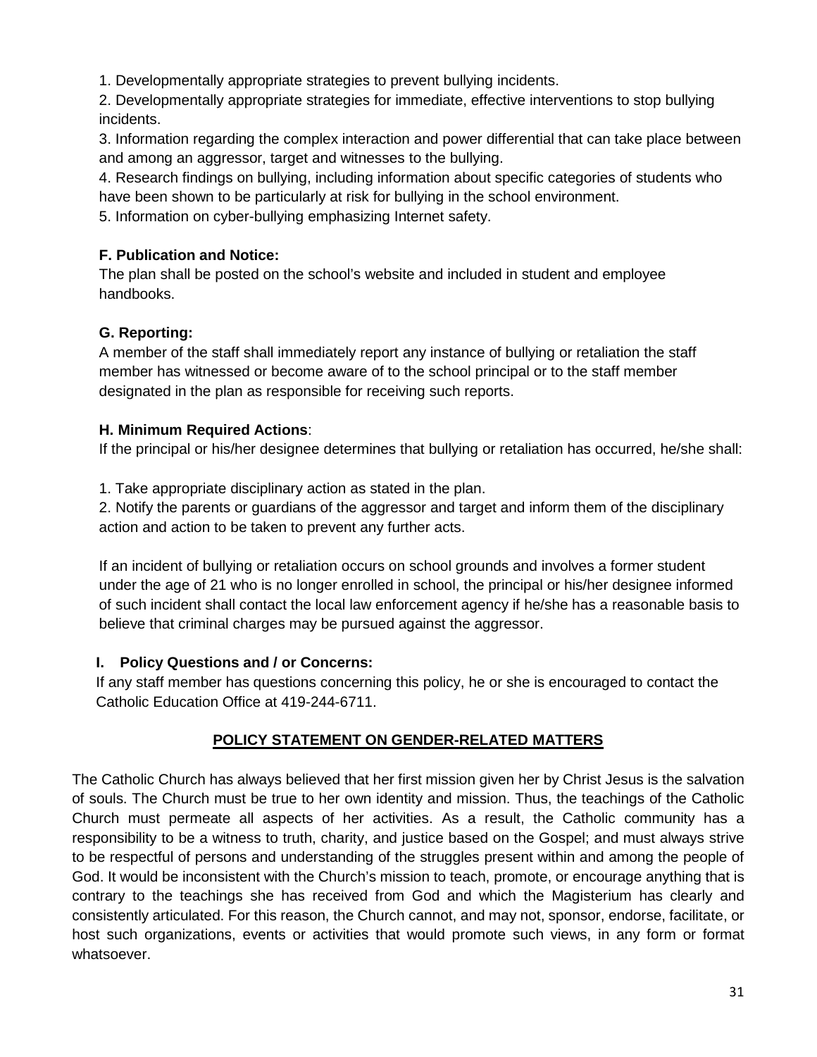1. Developmentally appropriate strategies to prevent bullying incidents.
2. Developmentally appropriate strategies for immediate, effective interventions to stop bullying incidents.
3. Information regarding the complex interaction and power differential that can take place between and among an aggressor, target and witnesses to the bullying.
4. Research findings on bullying, including information about specific categories of students who have been shown to be particularly at risk for bullying in the school environment.
5. Information on cyber-bullying emphasizing Internet safety.

**F. Publication and Notice:**

The plan shall be posted on the school's website and included in student and employee handbooks.

**G. Reporting:**

A member of the staff shall immediately report any instance of bullying or retaliation the staff member has witnessed or become aware of to the school principal or to the staff member designated in the plan as responsible for receiving such reports.

**H. Minimum Required Actions**:

If the principal or his/her designee determines that bullying or retaliation has occurred, he/she shall:

1. Take appropriate disciplinary action as stated in the plan.
2. Notify the parents or guardians of the aggressor and target and inform them of the disciplinary action and action to be taken to prevent any further acts.

If an incident of bullying or retaliation occurs on school grounds and involves a former student under the age of 21 who is no longer enrolled in school, the principal or his/her designee informed of such incident shall contact the local law enforcement agency if he/she has a reasonable basis to believe that criminal charges may be pursued against the aggressor.

**I. Policy Questions and / or Concerns:**

If any staff member has questions concerning this policy, he or she is encouraged to contact the Catholic Education Office at 419-244-6711.

## POLICY STATEMENT ON GENDER-RELATED MATTERS

The Catholic Church has always believed that her first mission given her by Christ Jesus is the salvation of souls. The Church must be true to her own identity and mission. Thus, the teachings of the Catholic Church must permeate all aspects of her activities. As a result, the Catholic community has a responsibility to be a witness to truth, charity, and justice based on the Gospel; and must always strive to be respectful of persons and understanding of the struggles present within and among the people of God. It would be inconsistent with the Church's mission to teach, promote, or encourage anything that is contrary to the teachings she has received from God and which the Magisterium has clearly and consistently articulated. For this reason, the Church cannot, and may not, sponsor, endorse, facilitate, or host such organizations, events or activities that would promote such views, in any form or format whatsoever.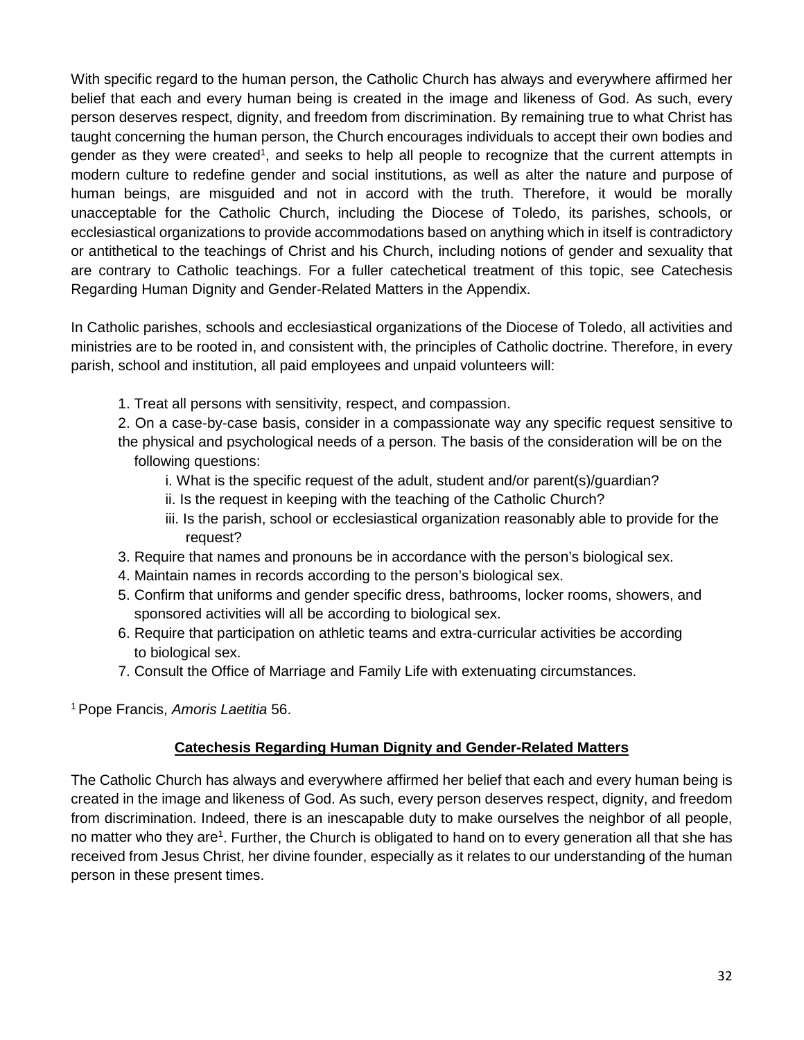With specific regard to the human person, the Catholic Church has always and everywhere affirmed her belief that each and every human being is created in the image and likeness of God. As such, every person deserves respect, dignity, and freedom from discrimination. By remaining true to what Christ has taught concerning the human person, the Church encourages individuals to accept their own bodies and gender as they were created[1], and seeks to help all people to recognize that the current attempts in modern culture to redefine gender and social institutions, as well as alter the nature and purpose of human beings, are misguided and not in accord with the truth. Therefore, it would be morally unacceptable for the Catholic Church, including the Diocese of Toledo, its parishes, schools, or ecclesiastical organizations to provide accommodations based on anything which in itself is contradictory or antithetical to the teachings of Christ and his Church, including notions of gender and sexuality that are contrary to Catholic teachings. For a fuller catechetical treatment of this topic, see Catechesis Regarding Human Dignity and Gender-Related Matters in the Appendix.

In Catholic parishes, schools and ecclesiastical organizations of the Diocese of Toledo, all activities and ministries are to be rooted in, and consistent with, the principles of Catholic doctrine. Therefore, in every parish, school and institution, all paid employees and unpaid volunteers will:

1. Treat all persons with sensitivity, respect, and compassion.
2. On a case-by-case basis, consider in a compassionate way any specific request sensitive to the physical and psychological needs of a person. The basis of the consideration will be on the following questions:
   i. What is the specific request of the adult, student and/or parent(s)/guardian?
   ii. Is the request in keeping with the teaching of the Catholic Church?
   iii. Is the parish, school or ecclesiastical organization reasonably able to provide for the request?
3. Require that names and pronouns be in accordance with the person's biological sex.
4. Maintain names in records according to the person's biological sex.
5. Confirm that uniforms and gender specific dress, bathrooms, locker rooms, showers, and sponsored activities will all be according to biological sex.
6. Require that participation on athletic teams and extra-curricular activities be according to biological sex.
7. Consult the Office of Marriage and Family Life with extenuating circumstances.

[1] Pope Francis, *Amoris Laetitia* 56.

## Catechesis Regarding Human Dignity and Gender-Related Matters

The Catholic Church has always and everywhere affirmed her belief that each and every human being is created in the image and likeness of God. As such, every person deserves respect, dignity, and freedom from discrimination. Indeed, there is an inescapable duty to make ourselves the neighbor of all people, no matter who they are[1]. Further, the Church is obligated to hand on to every generation all that she has received from Jesus Christ, her divine founder, especially as it relates to our understanding of the human person in these present times.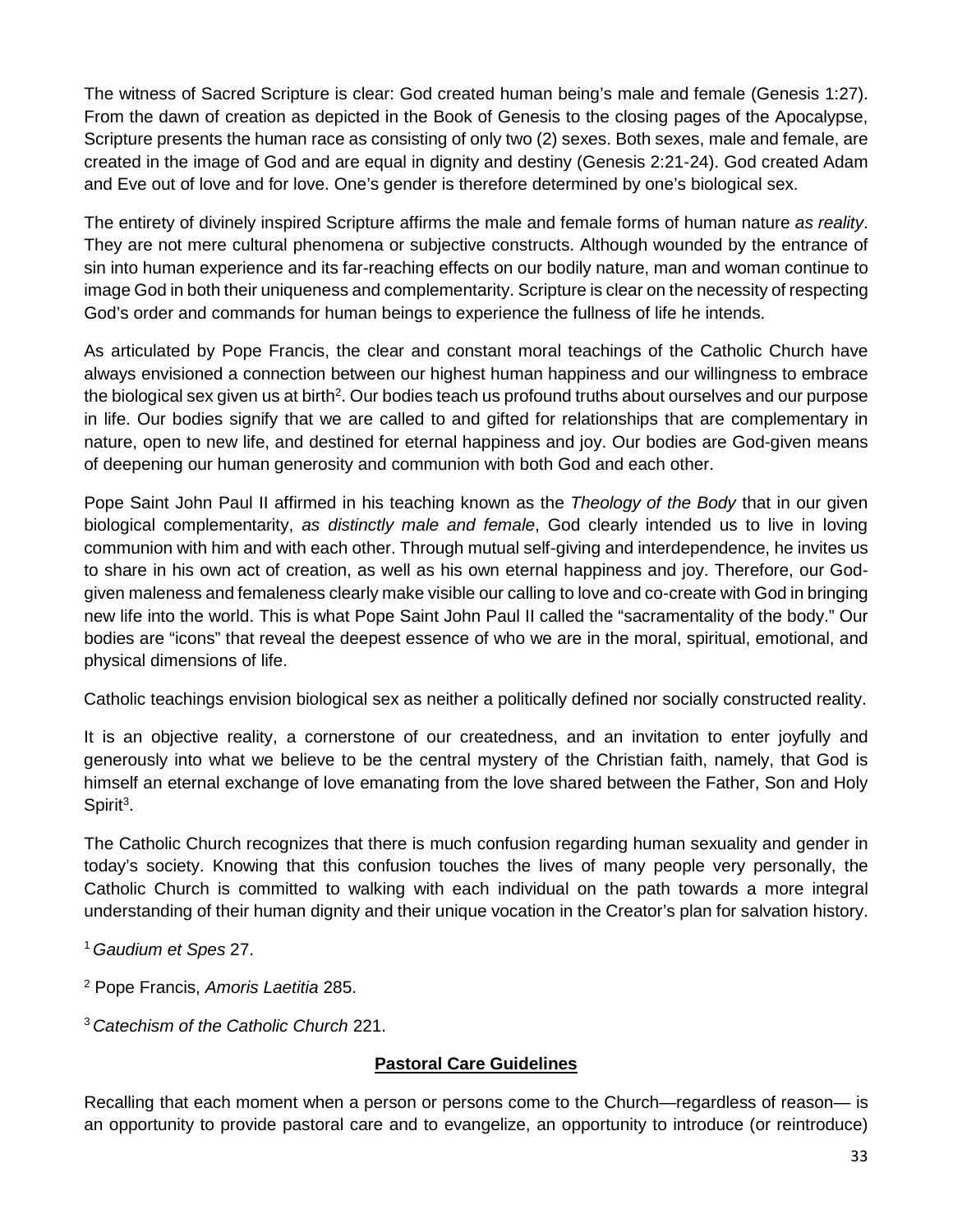The witness of Sacred Scripture is clear: God created human being's male and female (Genesis 1:27). From the dawn of creation as depicted in the Book of Genesis to the closing pages of the Apocalypse, Scripture presents the human race as consisting of only two (2) sexes. Both sexes, male and female, are created in the image of God and are equal in dignity and destiny (Genesis 2:21-24). God created Adam and Eve out of love and for love. One's gender is therefore determined by one's biological sex.

The entirety of divinely inspired Scripture affirms the male and female forms of human nature *as reality*. They are not mere cultural phenomena or subjective constructs. Although wounded by the entrance of sin into human experience and its far-reaching effects on our bodily nature, man and woman continue to image God in both their uniqueness and complementarity. Scripture is clear on the necessity of respecting God's order and commands for human beings to experience the fullness of life he intends.

As articulated by Pope Francis, the clear and constant moral teachings of the Catholic Church have always envisioned a connection between our highest human happiness and our willingness to embrace the biological sex given us at birth[2]. Our bodies teach us profound truths about ourselves and our purpose in life. Our bodies signify that we are called to and gifted for relationships that are complementary in nature, open to new life, and destined for eternal happiness and joy. Our bodies are God-given means of deepening our human generosity and communion with both God and each other.

Pope Saint John Paul II affirmed in his teaching known as the *Theology of the Body* that in our given biological complementarity, *as distinctly male and female*, God clearly intended us to live in loving communion with him and with each other. Through mutual self-giving and interdependence, he invites us to share in his own act of creation, as well as his own eternal happiness and joy. Therefore, our God-given maleness and femaleness clearly make visible our calling to love and co-create with God in bringing new life into the world. This is what Pope Saint John Paul II called the "sacramentality of the body." Our bodies are "icons" that reveal the deepest essence of who we are in the moral, spiritual, emotional, and physical dimensions of life.

Catholic teachings envision biological sex as neither a politically defined nor socially constructed reality.

It is an objective reality, a cornerstone of our createdness, and an invitation to enter joyfully and generously into what we believe to be the central mystery of the Christian faith, namely, that God is himself an eternal exchange of love emanating from the love shared between the Father, Son and Holy Spirit[3].

The Catholic Church recognizes that there is much confusion regarding human sexuality and gender in today's society. Knowing that this confusion touches the lives of many people very personally, the Catholic Church is committed to walking with each individual on the path towards a more integral understanding of their human dignity and their unique vocation in the Creator's plan for salvation history.

[1] *Gaudium et Spes* 27.

[2] Pope Francis, *Amoris Laetitia* 285.

[3] *Catechism of the Catholic Church* 221.

## **Pastoral Care Guidelines**

Recalling that each moment when a person or persons come to the Church—regardless of reason— is an opportunity to provide pastoral care and to evangelize, an opportunity to introduce (or reintroduce)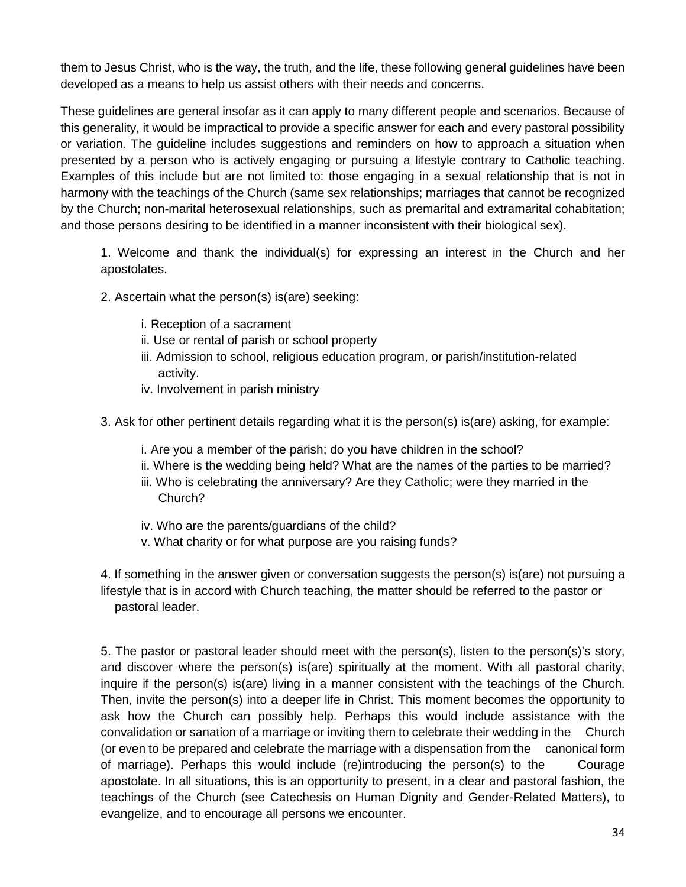them to Jesus Christ, who is the way, the truth, and the life, these following general guidelines have been developed as a means to help us assist others with their needs and concerns.

These guidelines are general insofar as it can apply to many different people and scenarios. Because of this generality, it would be impractical to provide a specific answer for each and every pastoral possibility or variation. The guideline includes suggestions and reminders on how to approach a situation when presented by a person who is actively engaging or pursuing a lifestyle contrary to Catholic teaching. Examples of this include but are not limited to: those engaging in a sexual relationship that is not in harmony with the teachings of the Church (same sex relationships; marriages that cannot be recognized by the Church; non-marital heterosexual relationships, such as premarital and extramarital cohabitation; and those persons desiring to be identified in a manner inconsistent with their biological sex).

1. Welcome and thank the individual(s) for expressing an interest in the Church and her apostolates.

2. Ascertain what the person(s) is(are) seeking:

   i. Reception of a sacrament
   ii. Use or rental of parish or school property
   iii. Admission to school, religious education program, or parish/institution-related activity.
   iv. Involvement in parish ministry

3. Ask for other pertinent details regarding what it is the person(s) is(are) asking, for example:

   i. Are you a member of the parish; do you have children in the school?
   ii. Where is the wedding being held? What are the names of the parties to be married?
   iii. Who is celebrating the anniversary? Are they Catholic; were they married in the Church?
   iv. Who are the parents/guardians of the child?
   v. What charity or for what purpose are you raising funds?

4. If something in the answer given or conversation suggests the person(s) is(are) not pursuing a lifestyle that is in accord with Church teaching, the matter should be referred to the pastor or pastoral leader.

5. The pastor or pastoral leader should meet with the person(s), listen to the person(s)'s story, and discover where the person(s) is(are) spiritually at the moment. With all pastoral charity, inquire if the person(s) is(are) living in a manner consistent with the teachings of the Church. Then, invite the person(s) into a deeper life in Christ. This moment becomes the opportunity to ask how the Church can possibly help. Perhaps this would include assistance with the convalidation or sanation of a marriage or inviting them to celebrate their wedding in the Church (or even to be prepared and celebrate the marriage with a dispensation from the canonical form of marriage). Perhaps this would include (re)introducing the person(s) to the Courage apostolate. In all situations, this is an opportunity to present, in a clear and pastoral fashion, the teachings of the Church (see Catechesis on Human Dignity and Gender-Related Matters), to evangelize, and to encourage all persons we encounter.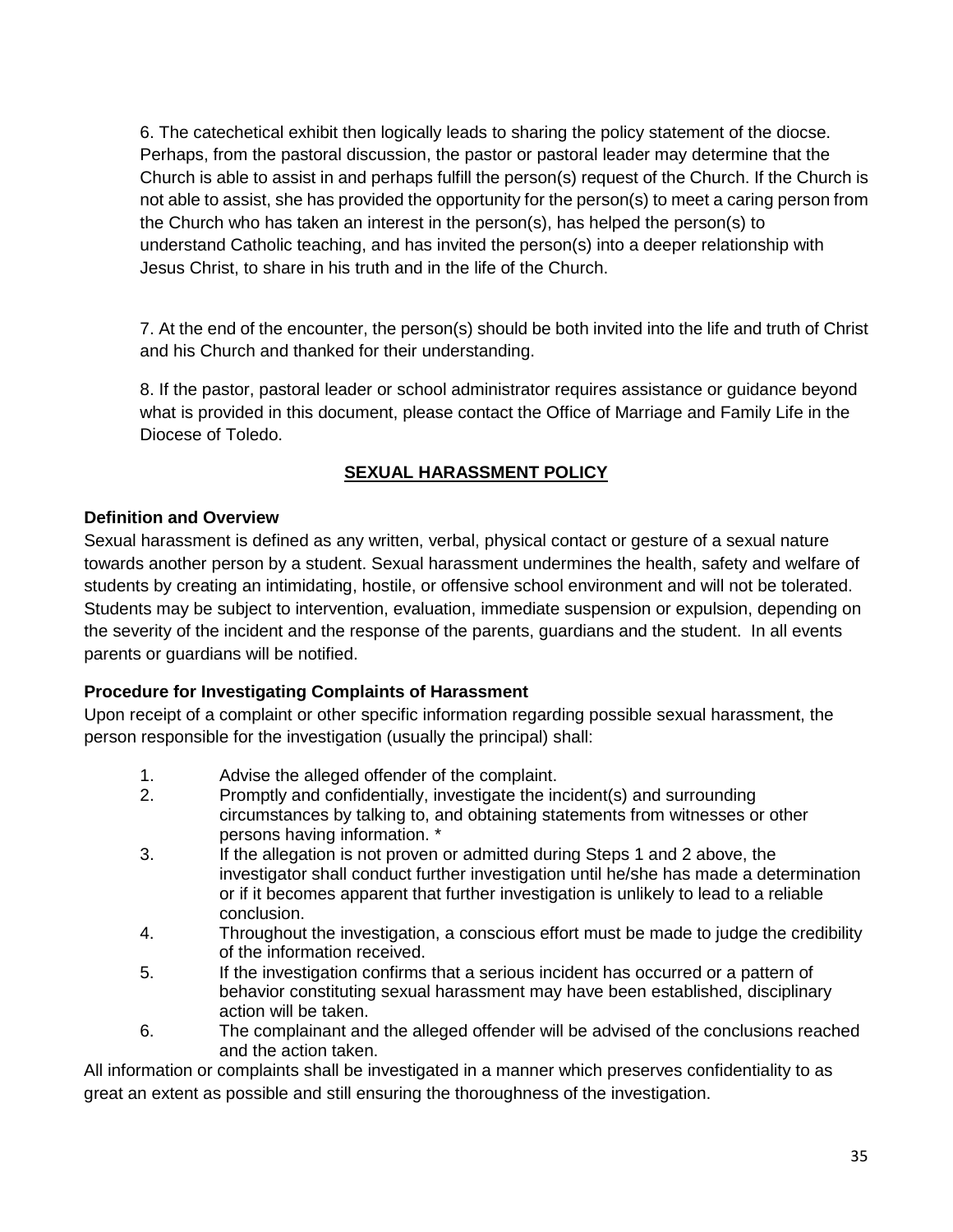6. The catechetical exhibit then logically leads to sharing the policy statement of the diocse. Perhaps, from the pastoral discussion, the pastor or pastoral leader may determine that the Church is able to assist in and perhaps fulfill the person(s) request of the Church. If the Church is not able to assist, she has provided the opportunity for the person(s) to meet a caring person from the Church who has taken an interest in the person(s), has helped the person(s) to understand Catholic teaching, and has invited the person(s) into a deeper relationship with Jesus Christ, to share in his truth and in the life of the Church.

7. At the end of the encounter, the person(s) should be both invited into the life and truth of Christ and his Church and thanked for their understanding.

8. If the pastor, pastoral leader or school administrator requires assistance or guidance beyond what is provided in this document, please contact the Office of Marriage and Family Life in the Diocese of Toledo.

## **SEXUAL HARASSMENT POLICY**

### Definition and Overview

Sexual harassment is defined as any written, verbal, physical contact or gesture of a sexual nature towards another person by a student. Sexual harassment undermines the health, safety and welfare of students by creating an intimidating, hostile, or offensive school environment and will not be tolerated. Students may be subject to intervention, evaluation, immediate suspension or expulsion, depending on the severity of the incident and the response of the parents, guardians and the student. In all events parents or guardians will be notified.

### Procedure for Investigating Complaints of Harassment

Upon receipt of a complaint or other specific information regarding possible sexual harassment, the person responsible for the investigation (usually the principal) shall:

1. Advise the alleged offender of the complaint.
2. Promptly and confidentially, investigate the incident(s) and surrounding circumstances by talking to, and obtaining statements from witnesses or other persons having information. *
3. If the allegation is not proven or admitted during Steps 1 and 2 above, the investigator shall conduct further investigation until he/she has made a determination or if it becomes apparent that further investigation is unlikely to lead to a reliable conclusion.
4. Throughout the investigation, a conscious effort must be made to judge the credibility of the information received.
5. If the investigation confirms that a serious incident has occurred or a pattern of behavior constituting sexual harassment may have been established, disciplinary action will be taken.
6. The complainant and the alleged offender will be advised of the conclusions reached and the action taken.

All information or complaints shall be investigated in a manner which preserves confidentiality to as great an extent as possible and still ensuring the thoroughness of the investigation.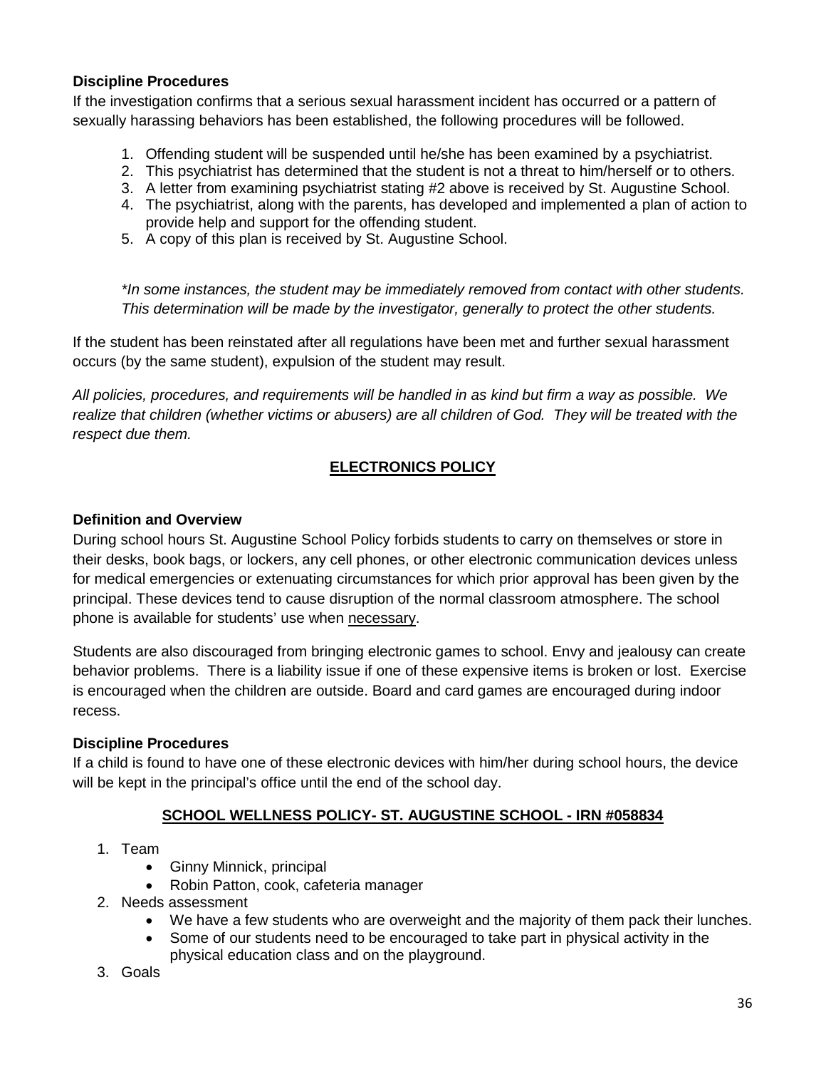**Discipline Procedures**

If the investigation confirms that a serious sexual harassment incident has occurred or a pattern of sexually harassing behaviors has been established, the following procedures will be followed.

1. Offending student will be suspended until he/she has been examined by a psychiatrist.
2. This psychiatrist has determined that the student is not a threat to him/herself or to others.
3. A letter from examining psychiatrist stating #2 above is received by St. Augustine School.
4. The psychiatrist, along with the parents, has developed and implemented a plan of action to provide help and support for the offending student.
5. A copy of this plan is received by St. Augustine School.

*\*In some instances, the student may be immediately removed from contact with other students. This determination will be made by the investigator, generally to protect the other students.*

If the student has been reinstated after all regulations have been met and further sexual harassment occurs (by the same student), expulsion of the student may result.

*All policies, procedures, and requirements will be handled in as kind but firm a way as possible. We realize that children (whether victims or abusers) are all children of God. They will be treated with the respect due them.*

## ELECTRONICS POLICY

**Definition and Overview**

During school hours St. Augustine School Policy forbids students to carry on themselves or store in their desks, book bags, or lockers, any cell phones, or other electronic communication devices unless for medical emergencies or extenuating circumstances for which prior approval has been given by the principal. These devices tend to cause disruption of the normal classroom atmosphere. The school phone is available for students' use when <u>necessary</u>.

Students are also discouraged from bringing electronic games to school. Envy and jealousy can create behavior problems. There is a liability issue if one of these expensive items is broken or lost. Exercise is encouraged when the children are outside. Board and card games are encouraged during indoor recess.

**Discipline Procedures**

If a child is found to have one of these electronic devices with him/her during school hours, the device will be kept in the principal's office until the end of the school day.

## SCHOOL WELLNESS POLICY- ST. AUGUSTINE SCHOOL - IRN #058834

1. Team
   - Ginny Minnick, principal
   - Robin Patton, cook, cafeteria manager
2. Needs assessment
   - We have a few students who are overweight and the majority of them pack their lunches.
   - Some of our students need to be encouraged to take part in physical activity in the physical education class and on the playground.
3. Goals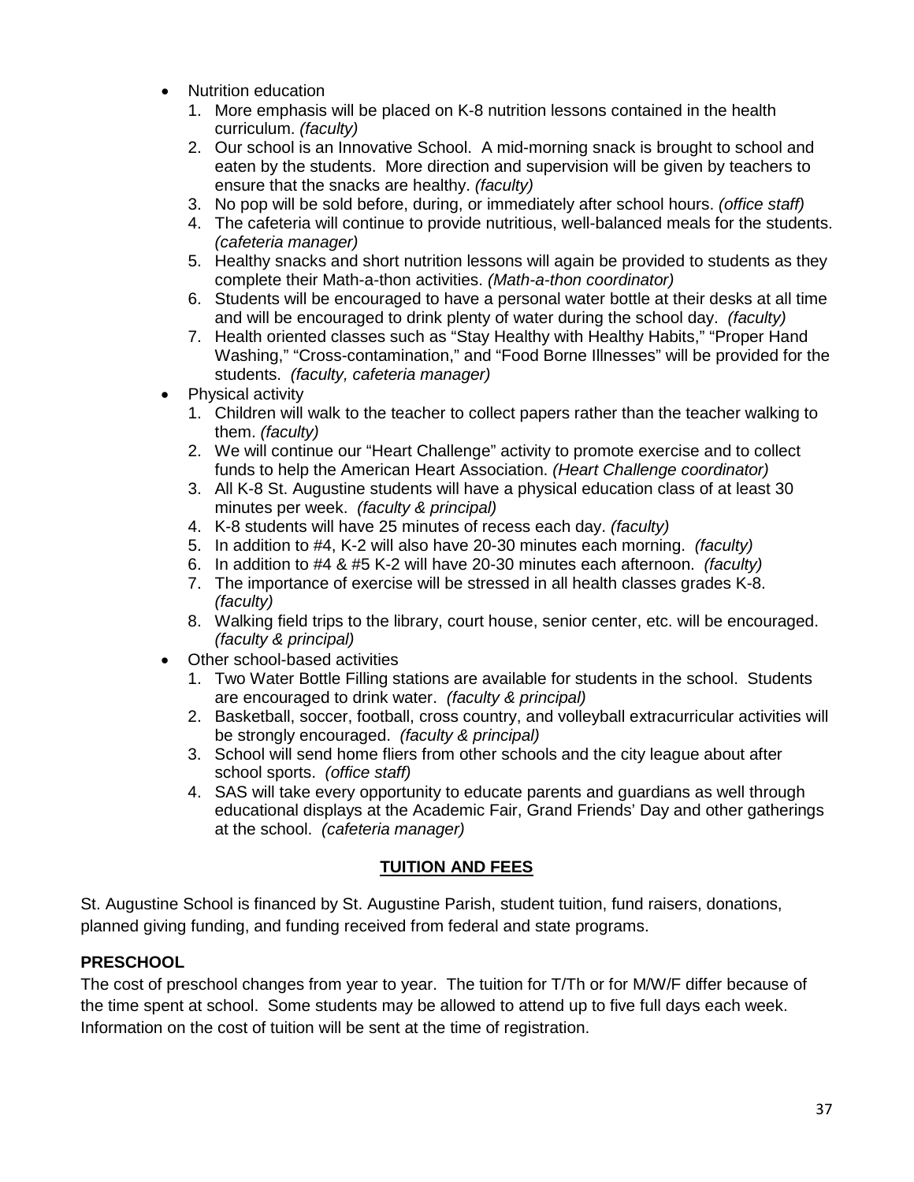- Nutrition education
  1. More emphasis will be placed on K-8 nutrition lessons contained in the health curriculum. *(faculty)*
  2. Our school is an Innovative School. A mid-morning snack is brought to school and eaten by the students. More direction and supervision will be given by teachers to ensure that the snacks are healthy. *(faculty)*
  3. No pop will be sold before, during, or immediately after school hours. *(office staff)*
  4. The cafeteria will continue to provide nutritious, well-balanced meals for the students. *(cafeteria manager)*
  5. Healthy snacks and short nutrition lessons will again be provided to students as they complete their Math-a-thon activities. *(Math-a-thon coordinator)*
  6. Students will be encouraged to have a personal water bottle at their desks at all time and will be encouraged to drink plenty of water during the school day. *(faculty)*
  7. Health oriented classes such as "Stay Healthy with Healthy Habits," "Proper Hand Washing," "Cross-contamination," and "Food Borne Illnesses" will be provided for the students. *(faculty, cafeteria manager)*
- Physical activity
  1. Children will walk to the teacher to collect papers rather than the teacher walking to them. *(faculty)*
  2. We will continue our "Heart Challenge" activity to promote exercise and to collect funds to help the American Heart Association. *(Heart Challenge coordinator)*
  3. All K-8 St. Augustine students will have a physical education class of at least 30 minutes per week. *(faculty & principal)*
  4. K-8 students will have 25 minutes of recess each day. *(faculty)*
  5. In addition to #4, K-2 will also have 20-30 minutes each morning. *(faculty)*
  6. In addition to #4 & #5 K-2 will have 20-30 minutes each afternoon. *(faculty)*
  7. The importance of exercise will be stressed in all health classes grades K-8. *(faculty)*
  8. Walking field trips to the library, court house, senior center, etc. will be encouraged. *(faculty & principal)*
- Other school-based activities
  1. Two Water Bottle Filling stations are available for students in the school. Students are encouraged to drink water. *(faculty & principal)*
  2. Basketball, soccer, football, cross country, and volleyball extracurricular activities will be strongly encouraged. *(faculty & principal)*
  3. School will send home fliers from other schools and the city league about after school sports. *(office staff)*
  4. SAS will take every opportunity to educate parents and guardians as well through educational displays at the Academic Fair, Grand Friends' Day and other gatherings at the school. *(cafeteria manager)*

## TUITION AND FEES

St. Augustine School is financed by St. Augustine Parish, student tuition, fund raisers, donations, planned giving funding, and funding received from federal and state programs.

### PRESCHOOL

The cost of preschool changes from year to year. The tuition for T/Th or for M/W/F differ because of the time spent at school. Some students may be allowed to attend up to five full days each week. Information on the cost of tuition will be sent at the time of registration.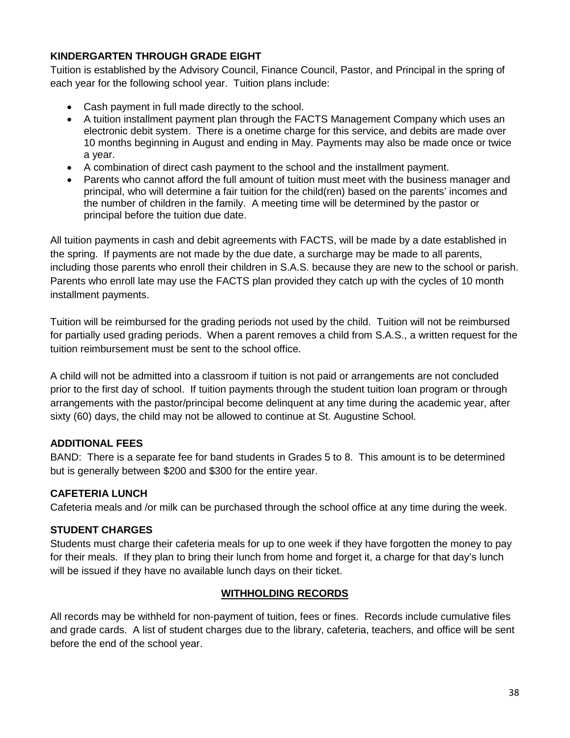### KINDERGARTEN THROUGH GRADE EIGHT

Tuition is established by the Advisory Council, Finance Council, Pastor, and Principal in the spring of each year for the following school year. Tuition plans include:

- Cash payment in full made directly to the school.
- A tuition installment payment plan through the FACTS Management Company which uses an electronic debit system. There is a onetime charge for this service, and debits are made over 10 months beginning in August and ending in May. Payments may also be made once or twice a year.
- A combination of direct cash payment to the school and the installment payment.
- Parents who cannot afford the full amount of tuition must meet with the business manager and principal, who will determine a fair tuition for the child(ren) based on the parents' incomes and the number of children in the family. A meeting time will be determined by the pastor or principal before the tuition due date.

All tuition payments in cash and debit agreements with FACTS, will be made by a date established in the spring. If payments are not made by the due date, a surcharge may be made to all parents, including those parents who enroll their children in S.A.S. because they are new to the school or parish. Parents who enroll late may use the FACTS plan provided they catch up with the cycles of 10 month installment payments.

Tuition will be reimbursed for the grading periods not used by the child. Tuition will not be reimbursed for partially used grading periods. When a parent removes a child from S.A.S., a written request for the tuition reimbursement must be sent to the school office.

A child will not be admitted into a classroom if tuition is not paid or arrangements are not concluded prior to the first day of school. If tuition payments through the student tuition loan program or through arrangements with the pastor/principal become delinquent at any time during the academic year, after sixty (60) days, the child may not be allowed to continue at St. Augustine School.

### ADDITIONAL FEES

BAND: There is a separate fee for band students in Grades 5 to 8. This amount is to be determined but is generally between $200 and $300 for the entire year.

### CAFETERIA LUNCH

Cafeteria meals and /or milk can be purchased through the school office at any time during the week.

### STUDENT CHARGES

Students must charge their cafeteria meals for up to one week if they have forgotten the money to pay for their meals. If they plan to bring their lunch from home and forget it, a charge for that day's lunch will be issued if they have no available lunch days on their ticket.

## WITHHOLDING RECORDS

All records may be withheld for non-payment of tuition, fees or fines. Records include cumulative files and grade cards. A list of student charges due to the library, cafeteria, teachers, and office will be sent before the end of the school year.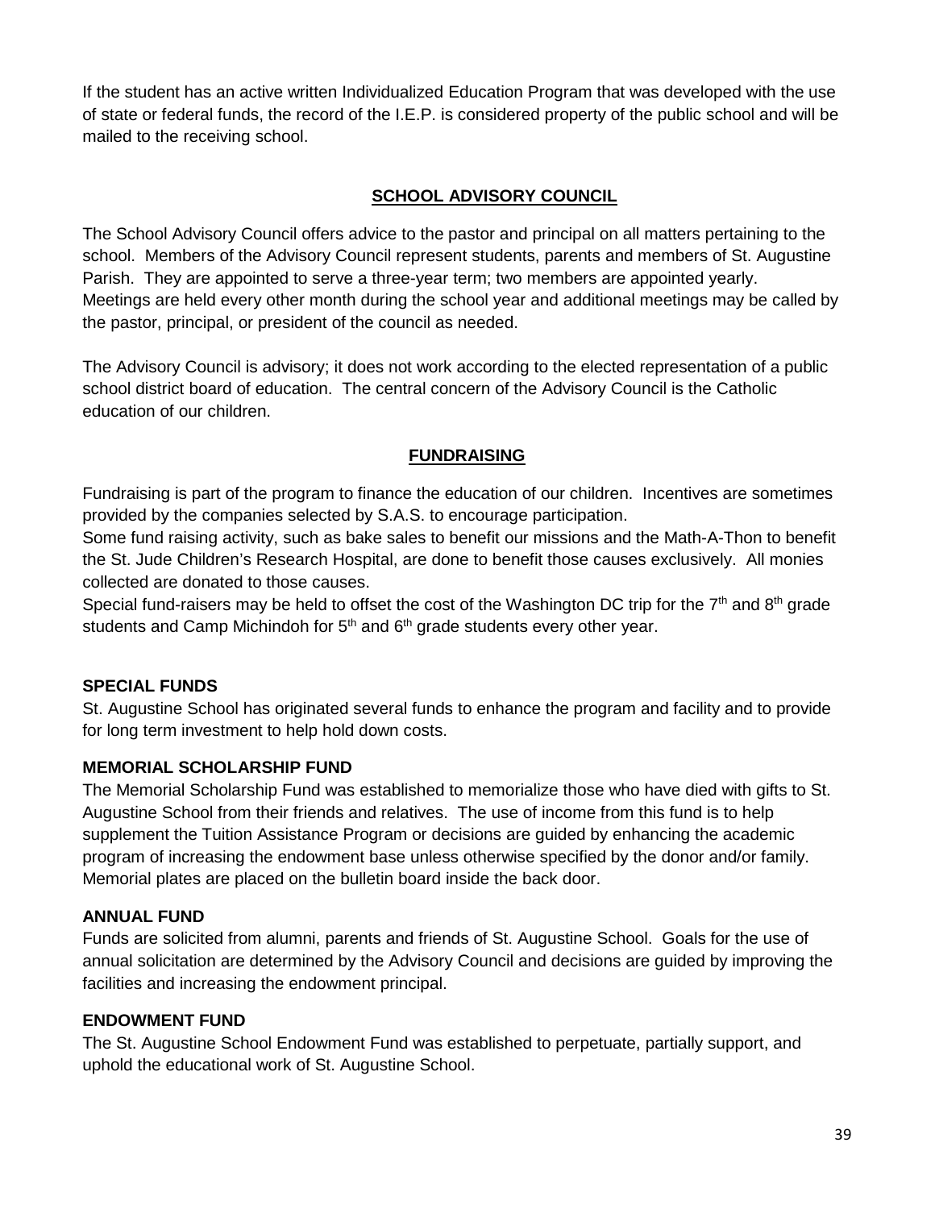If the student has an active written Individualized Education Program that was developed with the use of state or federal funds, the record of the I.E.P. is considered property of the public school and will be mailed to the receiving school.

## SCHOOL ADVISORY COUNCIL

The School Advisory Council offers advice to the pastor and principal on all matters pertaining to the school. Members of the Advisory Council represent students, parents and members of St. Augustine Parish. They are appointed to serve a three-year term; two members are appointed yearly. Meetings are held every other month during the school year and additional meetings may be called by the pastor, principal, or president of the council as needed.

The Advisory Council is advisory; it does not work according to the elected representation of a public school district board of education. The central concern of the Advisory Council is the Catholic education of our children.

## FUNDRAISING

Fundraising is part of the program to finance the education of our children. Incentives are sometimes provided by the companies selected by S.A.S. to encourage participation.
Some fund raising activity, such as bake sales to benefit our missions and the Math-A-Thon to benefit the St. Jude Children's Research Hospital, are done to benefit those causes exclusively. All monies collected are donated to those causes.
Special fund-raisers may be held to offset the cost of the Washington DC trip for the 7th and 8th grade students and Camp Michindoh for 5th and 6th grade students every other year.

### SPECIAL FUNDS

St. Augustine School has originated several funds to enhance the program and facility and to provide for long term investment to help hold down costs.

### MEMORIAL SCHOLARSHIP FUND

The Memorial Scholarship Fund was established to memorialize those who have died with gifts to St. Augustine School from their friends and relatives. The use of income from this fund is to help supplement the Tuition Assistance Program or decisions are guided by enhancing the academic program of increasing the endowment base unless otherwise specified by the donor and/or family. Memorial plates are placed on the bulletin board inside the back door.

### ANNUAL FUND

Funds are solicited from alumni, parents and friends of St. Augustine School. Goals for the use of annual solicitation are determined by the Advisory Council and decisions are guided by improving the facilities and increasing the endowment principal.

### ENDOWMENT FUND

The St. Augustine School Endowment Fund was established to perpetuate, partially support, and uphold the educational work of St. Augustine School.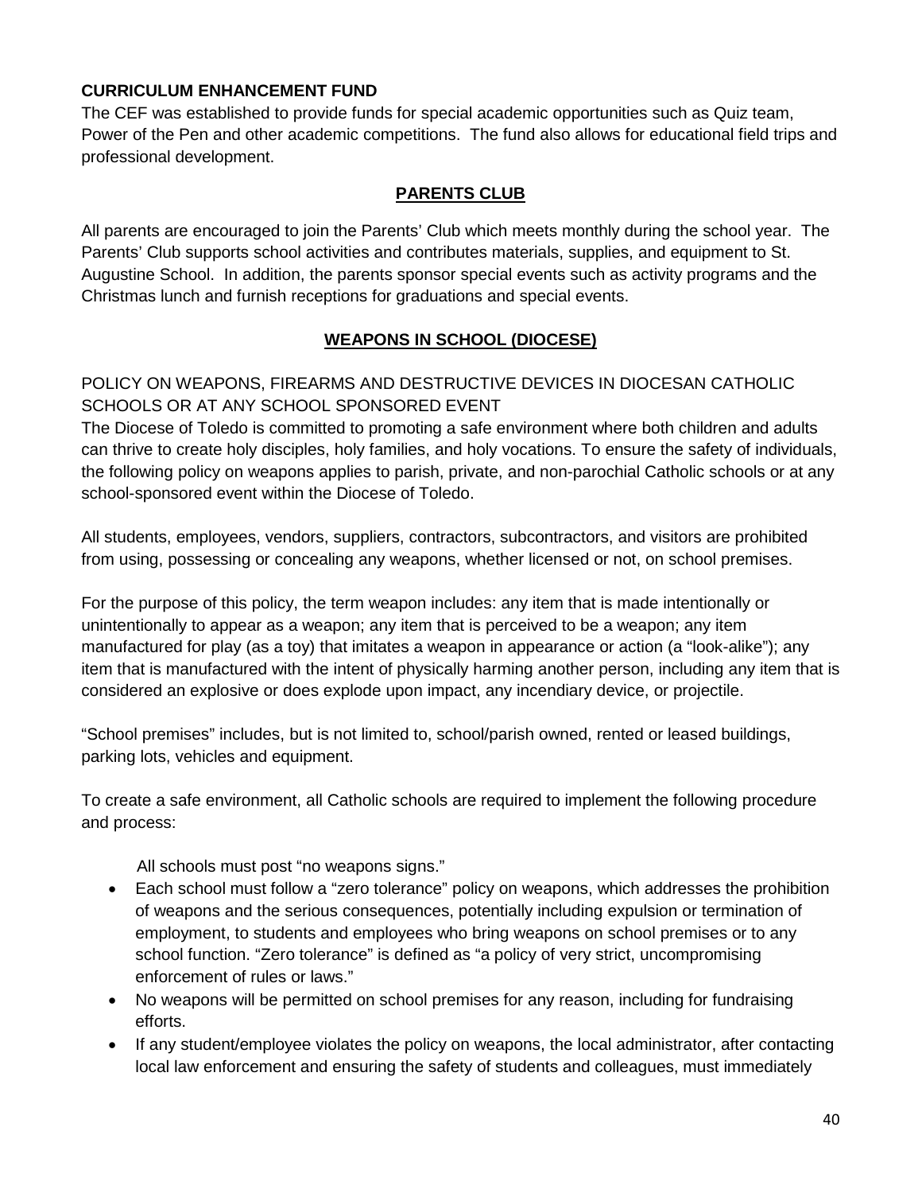**CURRICULUM ENHANCEMENT FUND**

The CEF was established to provide funds for special academic opportunities such as Quiz team, Power of the Pen and other academic competitions. The fund also allows for educational field trips and professional development.

## PARENTS CLUB

All parents are encouraged to join the Parents' Club which meets monthly during the school year. The Parents' Club supports school activities and contributes materials, supplies, and equipment to St. Augustine School. In addition, the parents sponsor special events such as activity programs and the Christmas lunch and furnish receptions for graduations and special events.

## WEAPONS IN SCHOOL (DIOCESE)

POLICY ON WEAPONS, FIREARMS AND DESTRUCTIVE DEVICES IN DIOCESAN CATHOLIC SCHOOLS OR AT ANY SCHOOL SPONSORED EVENT

The Diocese of Toledo is committed to promoting a safe environment where both children and adults can thrive to create holy disciples, holy families, and holy vocations. To ensure the safety of individuals, the following policy on weapons applies to parish, private, and non-parochial Catholic schools or at any school-sponsored event within the Diocese of Toledo.

All students, employees, vendors, suppliers, contractors, subcontractors, and visitors are prohibited from using, possessing or concealing any weapons, whether licensed or not, on school premises.

For the purpose of this policy, the term weapon includes: any item that is made intentionally or unintentionally to appear as a weapon; any item that is perceived to be a weapon; any item manufactured for play (as a toy) that imitates a weapon in appearance or action (a "look-alike"); any item that is manufactured with the intent of physically harming another person, including any item that is considered an explosive or does explode upon impact, any incendiary device, or projectile.

"School premises" includes, but is not limited to, school/parish owned, rented or leased buildings, parking lots, vehicles and equipment.

To create a safe environment, all Catholic schools are required to implement the following procedure and process:

All schools must post "no weapons signs."

- Each school must follow a "zero tolerance" policy on weapons, which addresses the prohibition of weapons and the serious consequences, potentially including expulsion or termination of employment, to students and employees who bring weapons on school premises or to any school function. "Zero tolerance" is defined as "a policy of very strict, uncompromising enforcement of rules or laws."
- No weapons will be permitted on school premises for any reason, including for fundraising efforts.
- If any student/employee violates the policy on weapons, the local administrator, after contacting local law enforcement and ensuring the safety of students and colleagues, must immediately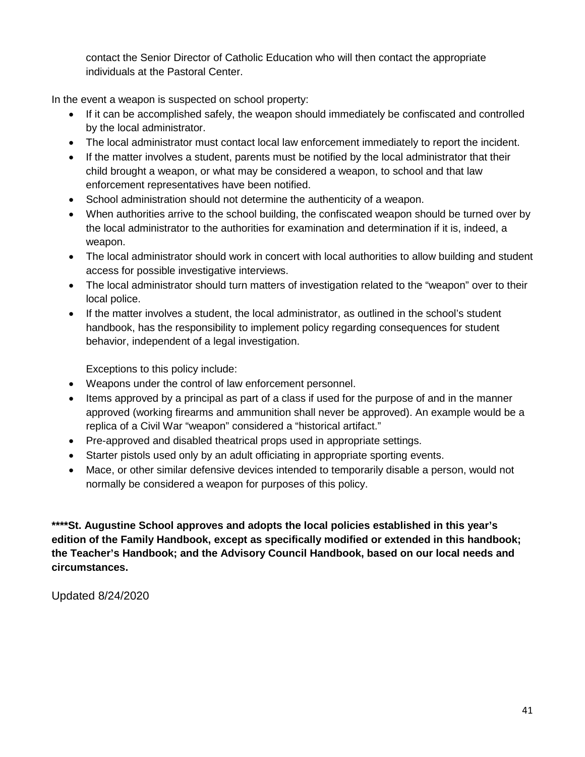contact the Senior Director of Catholic Education who will then contact the appropriate individuals at the Pastoral Center.

In the event a weapon is suspected on school property:

- If it can be accomplished safely, the weapon should immediately be confiscated and controlled by the local administrator.
- The local administrator must contact local law enforcement immediately to report the incident.
- If the matter involves a student, parents must be notified by the local administrator that their child brought a weapon, or what may be considered a weapon, to school and that law enforcement representatives have been notified.
- School administration should not determine the authenticity of a weapon.
- When authorities arrive to the school building, the confiscated weapon should be turned over by the local administrator to the authorities for examination and determination if it is, indeed, a weapon.
- The local administrator should work in concert with local authorities to allow building and student access for possible investigative interviews.
- The local administrator should turn matters of investigation related to the "weapon" over to their local police.
- If the matter involves a student, the local administrator, as outlined in the school's student handbook, has the responsibility to implement policy regarding consequences for student behavior, independent of a legal investigation.

Exceptions to this policy include:

- Weapons under the control of law enforcement personnel.
- Items approved by a principal as part of a class if used for the purpose of and in the manner approved (working firearms and ammunition shall never be approved). An example would be a replica of a Civil War "weapon" considered a "historical artifact."
- Pre-approved and disabled theatrical props used in appropriate settings.
- Starter pistols used only by an adult officiating in appropriate sporting events.
- Mace, or other similar defensive devices intended to temporarily disable a person, would not normally be considered a weapon for purposes of this policy.

**\*\*\*\*St. Augustine School approves and adopts the local policies established in this year's edition of the Family Handbook, except as specifically modified or extended in this handbook; the Teacher's Handbook; and the Advisory Council Handbook, based on our local needs and circumstances.**

Updated 8/24/2020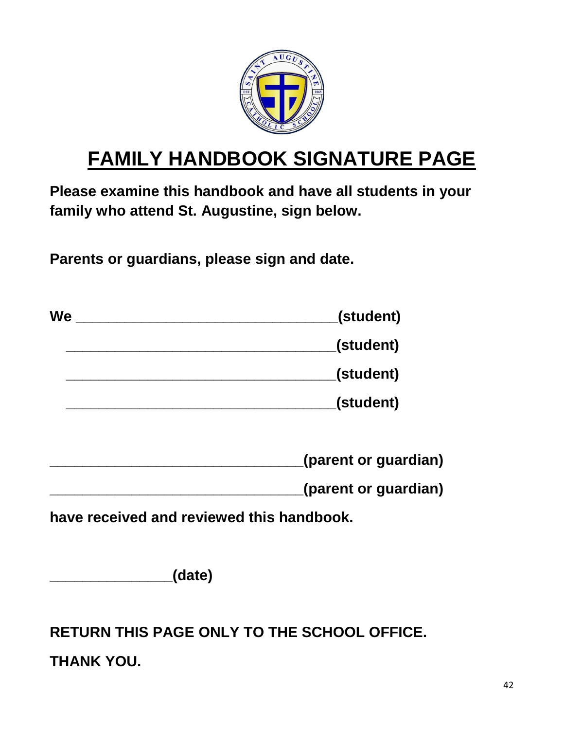# FAMILY HANDBOOK SIGNATURE PAGE

**Please examine this handbook and have all students in your family who attend St. Augustine, sign below.**

**Parents or guardians, please sign and date.**

**We ________________________________(student)**

**________________________________(student)**

**________________________________(student)**

**________________________________(student)**

**________________________________(parent or guardian)**

**________________________________(parent or guardian)**

**have received and reviewed this handbook.**

**_______________(date)**

**RETURN THIS PAGE ONLY TO THE SCHOOL OFFICE.**

**THANK YOU.**